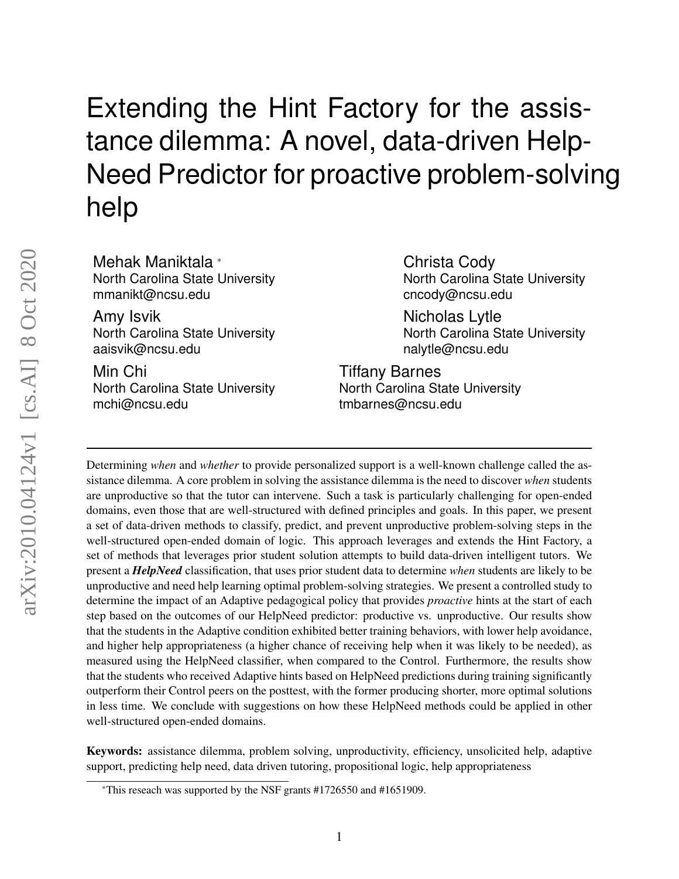# Extending the Hint Factory for the assistance dilemma: A novel, data-driven Help-Need Predictor for proactive problem-solving help

Mehak Maniktala [*]
North Carolina State University
mmanikt@ncsu.edu

Christa Cody
North Carolina State University
cncody@ncsu.edu

Amy Isvik
North Carolina State University
aaisvik@ncsu.edu

Nicholas Lytle
North Carolina State University
nalytle@ncsu.edu

Min Chi
North Carolina State University
mchi@ncsu.edu

Tiffany Barnes
North Carolina State University
tmbarnes@ncsu.edu

---

Determining *when* and *whether* to provide personalized support is a well-known challenge called the assistance dilemma. A core problem in solving the assistance dilemma is the need to discover *when* students are unproductive so that the tutor can intervene. Such a task is particularly challenging for open-ended domains, even those that are well-structured with defined principles and goals. In this paper, we present a set of data-driven methods to classify, predict, and prevent unproductive problem-solving steps in the well-structured open-ended domain of logic. This approach leverages and extends the Hint Factory, a set of methods that leverages prior student solution attempts to build data-driven intelligent tutors. We present a ***HelpNeed*** classification, that uses prior student data to determine *when* students are likely to be unproductive and need help learning optimal problem-solving strategies. We present a controlled study to determine the impact of an Adaptive pedagogical policy that provides *proactive* hints at the start of each step based on the outcomes of our HelpNeed predictor: productive vs. unproductive. Our results show that the students in the Adaptive condition exhibited better training behaviors, with lower help avoidance, and higher help appropriateness (a higher chance of receiving help when it was likely to be needed), as measured using the HelpNeed classifier, when compared to the Control. Furthermore, the results show that the students who received Adaptive hints based on HelpNeed predictions during training significantly outperform their Control peers on the posttest, with the former producing shorter, more optimal solutions in less time. We conclude with suggestions on how these HelpNeed methods could be applied in other well-structured open-ended domains.

**Keywords:** assistance dilemma, problem solving, unproductivity, efficiency, unsolicited help, adaptive support, predicting help need, data driven tutoring, propositional logic, help appropriateness

---

[*] This reseach was supported by the NSF grants #1726550 and #1651909.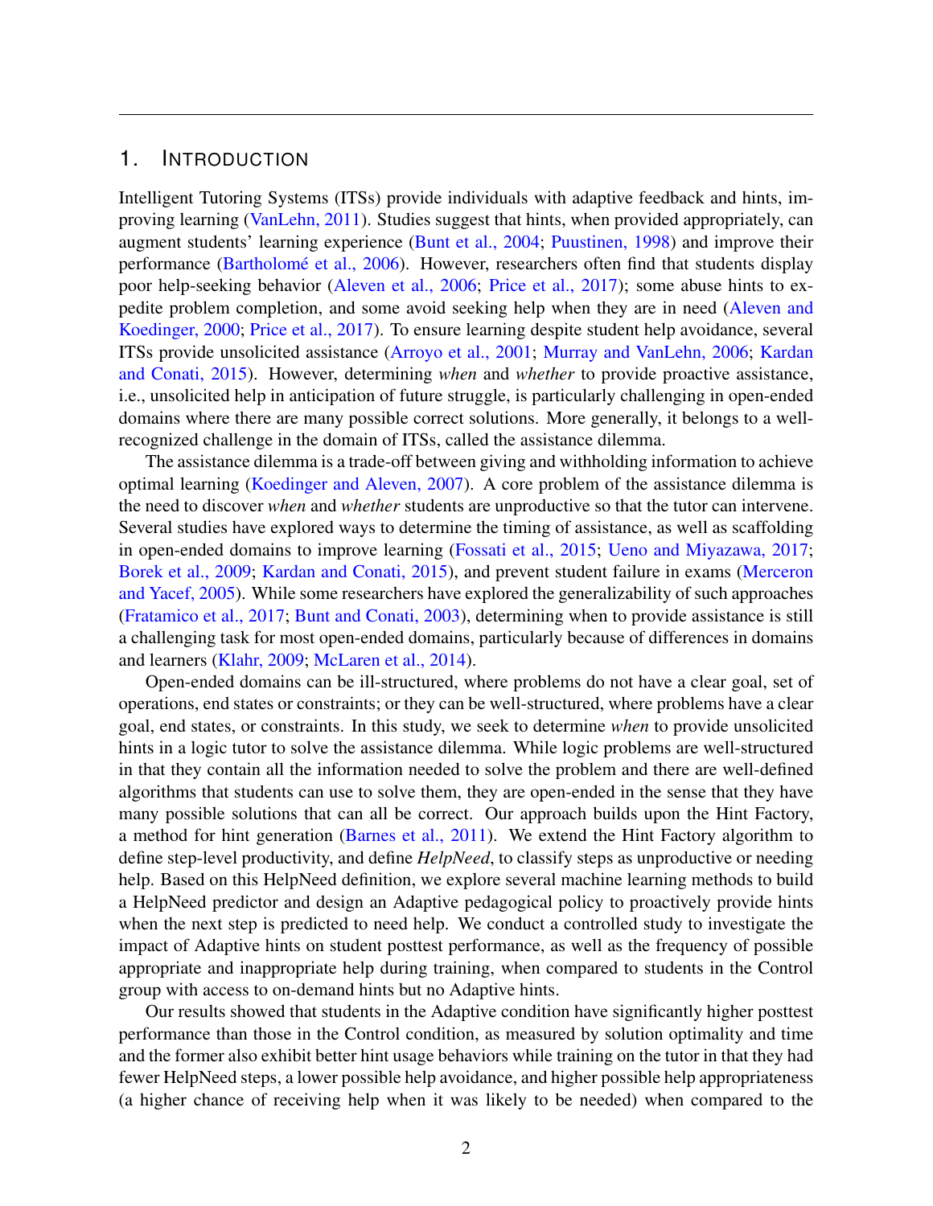# 1. Introduction

Intelligent Tutoring Systems (ITSs) provide individuals with adaptive feedback and hints, improving learning (VanLehn, 2011). Studies suggest that hints, when provided appropriately, can augment students' learning experience (Bunt et al., 2004; Puustinen, 1998) and improve their performance (Bartholomé et al., 2006). However, researchers often find that students display poor help-seeking behavior (Aleven et al., 2006; Price et al., 2017); some abuse hints to expedite problem completion, and some avoid seeking help when they are in need (Aleven and Koedinger, 2000; Price et al., 2017). To ensure learning despite student help avoidance, several ITSs provide unsolicited assistance (Arroyo et al., 2001; Murray and VanLehn, 2006; Kardan and Conati, 2015). However, determining *when* and *whether* to provide proactive assistance, i.e., unsolicited help in anticipation of future struggle, is particularly challenging in open-ended domains where there are many possible correct solutions. More generally, it belongs to a well-recognized challenge in the domain of ITSs, called the assistance dilemma.

The assistance dilemma is a trade-off between giving and withholding information to achieve optimal learning (Koedinger and Aleven, 2007). A core problem of the assistance dilemma is the need to discover *when* and *whether* students are unproductive so that the tutor can intervene. Several studies have explored ways to determine the timing of assistance, as well as scaffolding in open-ended domains to improve learning (Fossati et al., 2015; Ueno and Miyazawa, 2017; Borek et al., 2009; Kardan and Conati, 2015), and prevent student failure in exams (Merceron and Yacef, 2005). While some researchers have explored the generalizability of such approaches (Fratamico et al., 2017; Bunt and Conati, 2003), determining when to provide assistance is still a challenging task for most open-ended domains, particularly because of differences in domains and learners (Klahr, 2009; McLaren et al., 2014).

Open-ended domains can be ill-structured, where problems do not have a clear goal, set of operations, end states or constraints; or they can be well-structured, where problems have a clear goal, end states, or constraints. In this study, we seek to determine *when* to provide unsolicited hints in a logic tutor to solve the assistance dilemma. While logic problems are well-structured in that they contain all the information needed to solve the problem and there are well-defined algorithms that students can use to solve them, they are open-ended in the sense that they have many possible solutions that can all be correct. Our approach builds upon the Hint Factory, a method for hint generation (Barnes et al., 2011). We extend the Hint Factory algorithm to define step-level productivity, and define *HelpNeed*, to classify steps as unproductive or needing help. Based on this HelpNeed definition, we explore several machine learning methods to build a HelpNeed predictor and design an Adaptive pedagogical policy to proactively provide hints when the next step is predicted to need help. We conduct a controlled study to investigate the impact of Adaptive hints on student posttest performance, as well as the frequency of possible appropriate and inappropriate help during training, when compared to students in the Control group with access to on-demand hints but no Adaptive hints.

Our results showed that students in the Adaptive condition have significantly higher posttest performance than those in the Control condition, as measured by solution optimality and time and the former also exhibit better hint usage behaviors while training on the tutor in that they had fewer HelpNeed steps, a lower possible help avoidance, and higher possible help appropriateness (a higher chance of receiving help when it was likely to be needed) when compared to the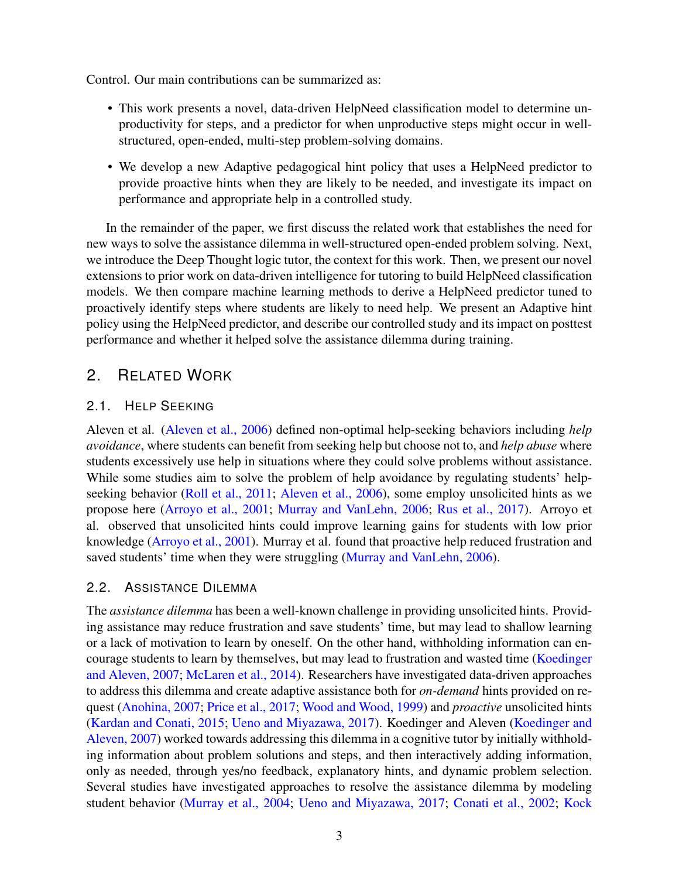Control. Our main contributions can be summarized as:

- This work presents a novel, data-driven HelpNeed classification model to determine unproductivity for steps, and a predictor for when unproductive steps might occur in well-structured, open-ended, multi-step problem-solving domains.
- We develop a new Adaptive pedagogical hint policy that uses a HelpNeed predictor to provide proactive hints when they are likely to be needed, and investigate its impact on performance and appropriate help in a controlled study.

In the remainder of the paper, we first discuss the related work that establishes the need for new ways to solve the assistance dilemma in well-structured open-ended problem solving. Next, we introduce the Deep Thought logic tutor, the context for this work. Then, we present our novel extensions to prior work on data-driven intelligence for tutoring to build HelpNeed classification models. We then compare machine learning methods to derive a HelpNeed predictor tuned to proactively identify steps where students are likely to need help. We present an Adaptive hint policy using the HelpNeed predictor, and describe our controlled study and its impact on posttest performance and whether it helped solve the assistance dilemma during training.

## 2. Related Work

### 2.1. Help Seeking

Aleven et al. (Aleven et al., 2006) defined non-optimal help-seeking behaviors including *help avoidance*, where students can benefit from seeking help but choose not to, and *help abuse* where students excessively use help in situations where they could solve problems without assistance. While some studies aim to solve the problem of help avoidance by regulating students' help-seeking behavior (Roll et al., 2011; Aleven et al., 2006), some employ unsolicited hints as we propose here (Arroyo et al., 2001; Murray and VanLehn, 2006; Rus et al., 2017). Arroyo et al. observed that unsolicited hints could improve learning gains for students with low prior knowledge (Arroyo et al., 2001). Murray et al. found that proactive help reduced frustration and saved students' time when they were struggling (Murray and VanLehn, 2006).

### 2.2. Assistance Dilemma

The *assistance dilemma* has been a well-known challenge in providing unsolicited hints. Providing assistance may reduce frustration and save students' time, but may lead to shallow learning or a lack of motivation to learn by oneself. On the other hand, withholding information can encourage students to learn by themselves, but may lead to frustration and wasted time (Koedinger and Aleven, 2007; McLaren et al., 2014). Researchers have investigated data-driven approaches to address this dilemma and create adaptive assistance both for *on-demand* hints provided on request (Anohina, 2007; Price et al., 2017; Wood and Wood, 1999) and *proactive* unsolicited hints (Kardan and Conati, 2015; Ueno and Miyazawa, 2017). Koedinger and Aleven (Koedinger and Aleven, 2007) worked towards addressing this dilemma in a cognitive tutor by initially withholding information about problem solutions and steps, and then interactively adding information, only as needed, through yes/no feedback, explanatory hints, and dynamic problem selection. Several studies have investigated approaches to resolve the assistance dilemma by modeling student behavior (Murray et al., 2004; Ueno and Miyazawa, 2017; Conati et al., 2002; Kock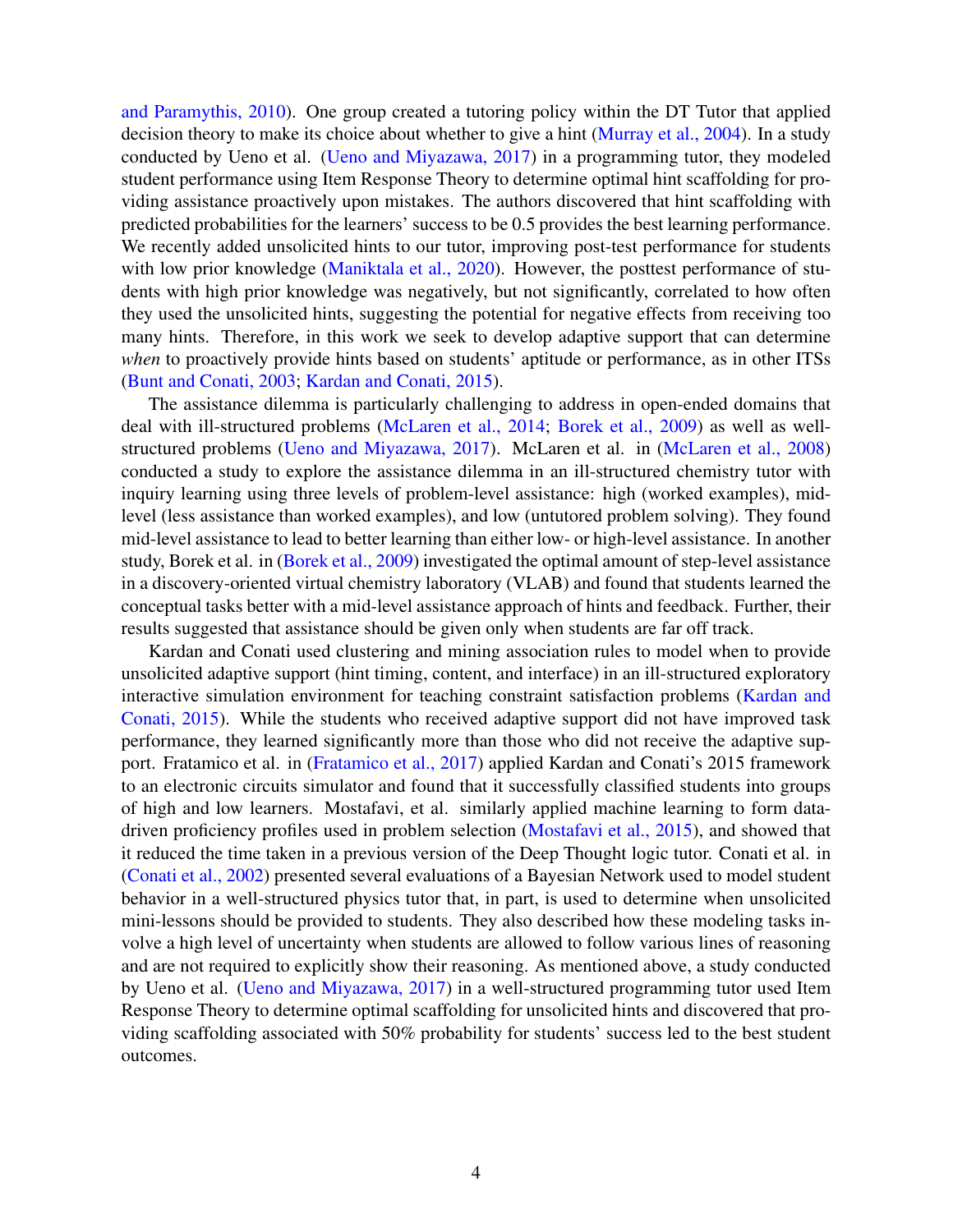and Paramythis, 2010). One group created a tutoring policy within the DT Tutor that applied decision theory to make its choice about whether to give a hint (Murray et al., 2004). In a study conducted by Ueno et al. (Ueno and Miyazawa, 2017) in a programming tutor, they modeled student performance using Item Response Theory to determine optimal hint scaffolding for providing assistance proactively upon mistakes. The authors discovered that hint scaffolding with predicted probabilities for the learners' success to be 0.5 provides the best learning performance. We recently added unsolicited hints to our tutor, improving post-test performance for students with low prior knowledge (Maniktala et al., 2020). However, the posttest performance of students with high prior knowledge was negatively, but not significantly, correlated to how often they used the unsolicited hints, suggesting the potential for negative effects from receiving too many hints. Therefore, in this work we seek to develop adaptive support that can determine *when* to proactively provide hints based on students' aptitude or performance, as in other ITSs (Bunt and Conati, 2003; Kardan and Conati, 2015).

The assistance dilemma is particularly challenging to address in open-ended domains that deal with ill-structured problems (McLaren et al., 2014; Borek et al., 2009) as well as well-structured problems (Ueno and Miyazawa, 2017). McLaren et al. in (McLaren et al., 2008) conducted a study to explore the assistance dilemma in an ill-structured chemistry tutor with inquiry learning using three levels of problem-level assistance: high (worked examples), mid-level (less assistance than worked examples), and low (untutored problem solving). They found mid-level assistance to lead to better learning than either low- or high-level assistance. In another study, Borek et al. in (Borek et al., 2009) investigated the optimal amount of step-level assistance in a discovery-oriented virtual chemistry laboratory (VLAB) and found that students learned the conceptual tasks better with a mid-level assistance approach of hints and feedback. Further, their results suggested that assistance should be given only when students are far off track.

Kardan and Conati used clustering and mining association rules to model when to provide unsolicited adaptive support (hint timing, content, and interface) in an ill-structured exploratory interactive simulation environment for teaching constraint satisfaction problems (Kardan and Conati, 2015). While the students who received adaptive support did not have improved task performance, they learned significantly more than those who did not receive the adaptive support. Fratamico et al. in (Fratamico et al., 2017) applied Kardan and Conati's 2015 framework to an electronic circuits simulator and found that it successfully classified students into groups of high and low learners. Mostafavi, et al. similarly applied machine learning to form data-driven proficiency profiles used in problem selection (Mostafavi et al., 2015), and showed that it reduced the time taken in a previous version of the Deep Thought logic tutor. Conati et al. in (Conati et al., 2002) presented several evaluations of a Bayesian Network used to model student behavior in a well-structured physics tutor that, in part, is used to determine when unsolicited mini-lessons should be provided to students. They also described how these modeling tasks involve a high level of uncertainty when students are allowed to follow various lines of reasoning and are not required to explicitly show their reasoning. As mentioned above, a study conducted by Ueno et al. (Ueno and Miyazawa, 2017) in a well-structured programming tutor used Item Response Theory to determine optimal scaffolding for unsolicited hints and discovered that providing scaffolding associated with 50% probability for students' success led to the best student outcomes.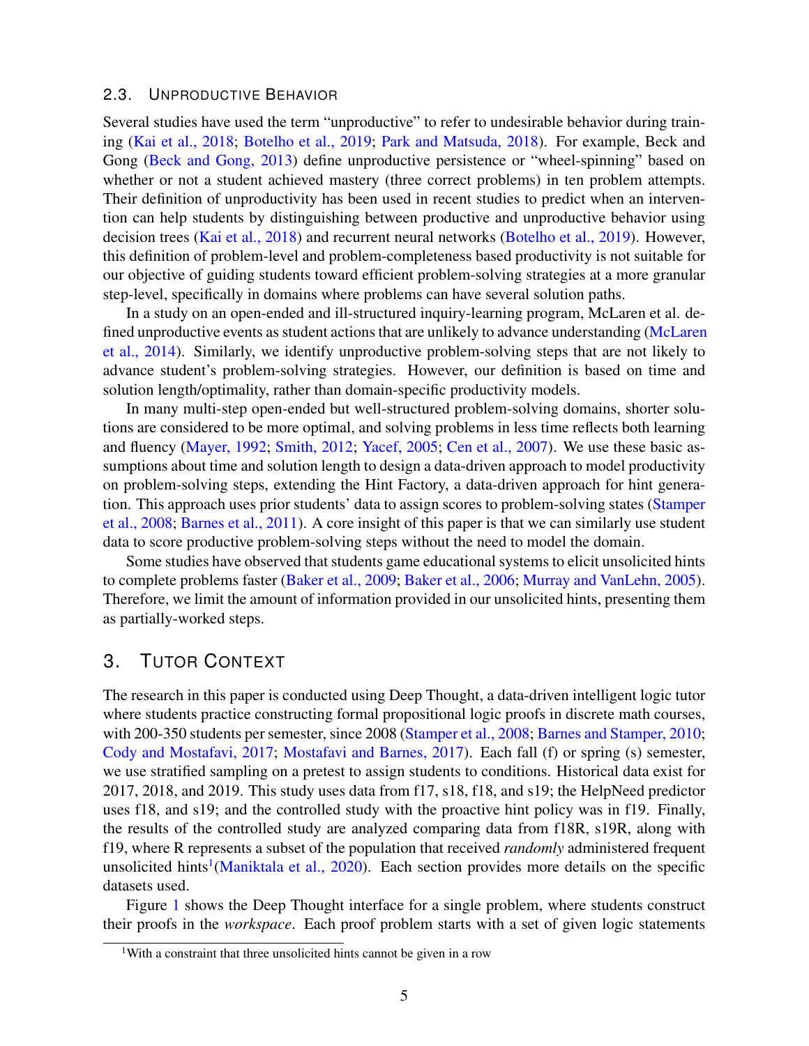### 2.3. Unproductive Behavior

Several studies have used the term "unproductive" to refer to undesirable behavior during training (Kai et al., 2018; Botelho et al., 2019; Park and Matsuda, 2018). For example, Beck and Gong (Beck and Gong, 2013) define unproductive persistence or "wheel-spinning" based on whether or not a student achieved mastery (three correct problems) in ten problem attempts. Their definition of unproductivity has been used in recent studies to predict when an intervention can help students by distinguishing between productive and unproductive behavior using decision trees (Kai et al., 2018) and recurrent neural networks (Botelho et al., 2019). However, this definition of problem-level and problem-completeness based productivity is not suitable for our objective of guiding students toward efficient problem-solving strategies at a more granular step-level, specifically in domains where problems can have several solution paths.

In a study on an open-ended and ill-structured inquiry-learning program, McLaren et al. defined unproductive events as student actions that are unlikely to advance understanding (McLaren et al., 2014). Similarly, we identify unproductive problem-solving steps that are not likely to advance student's problem-solving strategies. However, our definition is based on time and solution length/optimality, rather than domain-specific productivity models.

In many multi-step open-ended but well-structured problem-solving domains, shorter solutions are considered to be more optimal, and solving problems in less time reflects both learning and fluency (Mayer, 1992; Smith, 2012; Yacef, 2005; Cen et al., 2007). We use these basic assumptions about time and solution length to design a data-driven approach to model productivity on problem-solving steps, extending the Hint Factory, a data-driven approach for hint generation. This approach uses prior students' data to assign scores to problem-solving states (Stamper et al., 2008; Barnes et al., 2011). A core insight of this paper is that we can similarly use student data to score productive problem-solving steps without the need to model the domain.

Some studies have observed that students game educational systems to elicit unsolicited hints to complete problems faster (Baker et al., 2009; Baker et al., 2006; Murray and VanLehn, 2005). Therefore, we limit the amount of information provided in our unsolicited hints, presenting them as partially-worked steps.

## 3. Tutor Context

The research in this paper is conducted using Deep Thought, a data-driven intelligent logic tutor where students practice constructing formal propositional logic proofs in discrete math courses, with 200-350 students per semester, since 2008 (Stamper et al., 2008; Barnes and Stamper, 2010; Cody and Mostafavi, 2017; Mostafavi and Barnes, 2017). Each fall (f) or spring (s) semester, we use stratified sampling on a pretest to assign students to conditions. Historical data exist for 2017, 2018, and 2019. This study uses data from f17, s18, f18, and s19; the HelpNeed predictor uses f18, and s19; and the controlled study with the proactive hint policy was in f19. Finally, the results of the controlled study are analyzed comparing data from f18R, s19R, along with f19, where R represents a subset of the population that received *randomly* administered frequent unsolicited hints[1](Maniktala et al., 2020). Each section provides more details on the specific datasets used.

Figure 1 shows the Deep Thought interface for a single problem, where students construct their proofs in the *workspace*. Each proof problem starts with a set of given logic statements

[1]With a constraint that three unsolicited hints cannot be given in a row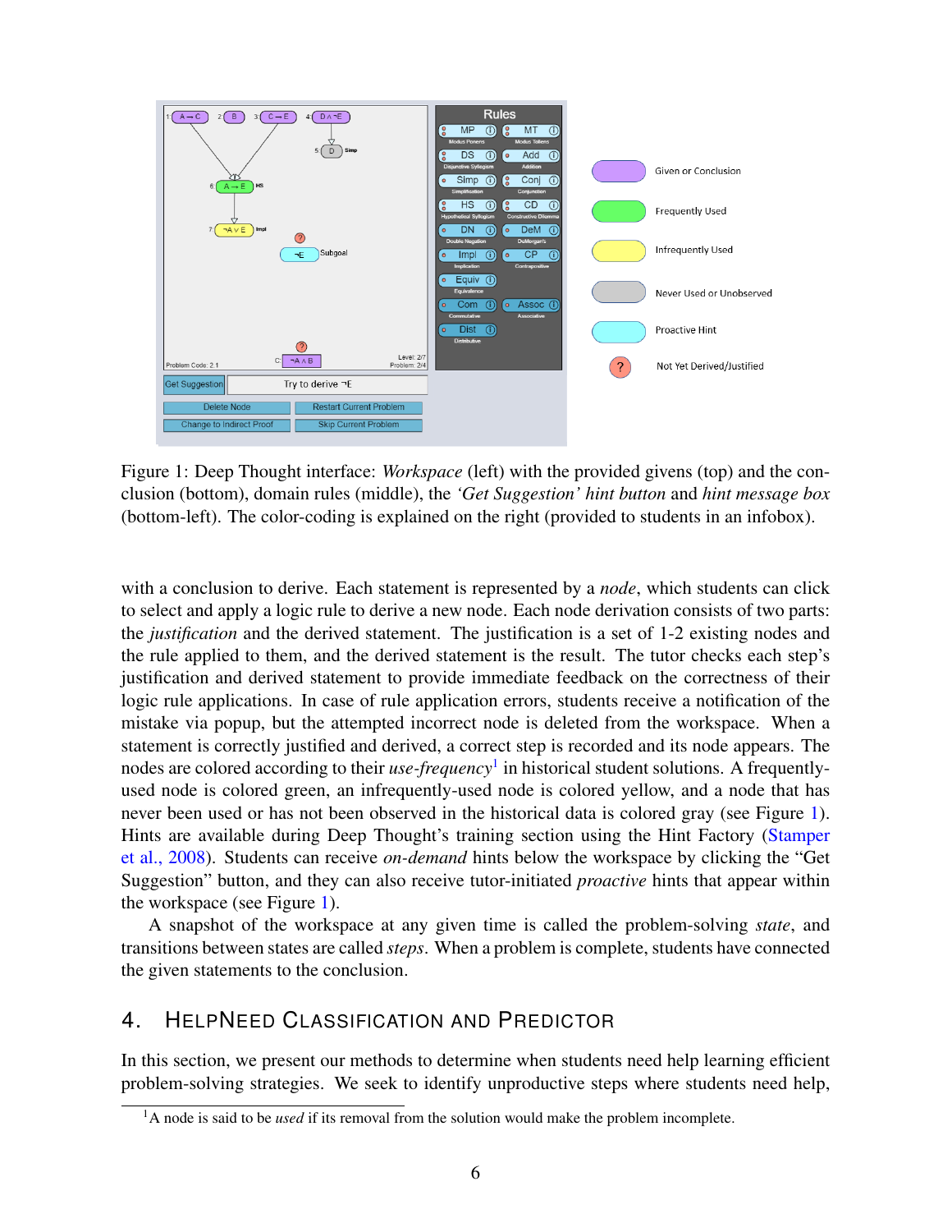Figure 1: Deep Thought interface: *Workspace* (left) with the provided givens (top) and the conclusion (bottom), domain rules (middle), the *'Get Suggestion' hint button* and *hint message box* (bottom-left). The color-coding is explained on the right (provided to students in an infobox).

with a conclusion to derive. Each statement is represented by a *node*, which students can click to select and apply a logic rule to derive a new node. Each node derivation consists of two parts: the *justification* and the derived statement. The justification is a set of 1-2 existing nodes and the rule applied to them, and the derived statement is the result. The tutor checks each step's justification and derived statement to provide immediate feedback on the correctness of their logic rule applications. In case of rule application errors, students receive a notification of the mistake via popup, but the attempted incorrect node is deleted from the workspace. When a statement is correctly justified and derived, a correct step is recorded and its node appears. The nodes are colored according to their *use-frequency*[1] in historical student solutions. A frequently-used node is colored green, an infrequently-used node is colored yellow, and a node that has never been used or has not been observed in the historical data is colored gray (see Figure 1). Hints are available during Deep Thought's training section using the Hint Factory (Stamper et al., 2008). Students can receive *on-demand* hints below the workspace by clicking the "Get Suggestion" button, and they can also receive tutor-initiated *proactive* hints that appear within the workspace (see Figure 1).

A snapshot of the workspace at any given time is called the problem-solving *state*, and transitions between states are called *steps*. When a problem is complete, students have connected the given statements to the conclusion.

## 4. HelpNeed Classification and Predictor

In this section, we present our methods to determine when students need help learning efficient problem-solving strategies. We seek to identify unproductive steps where students need help,

[1] A node is said to be *used* if its removal from the solution would make the problem incomplete.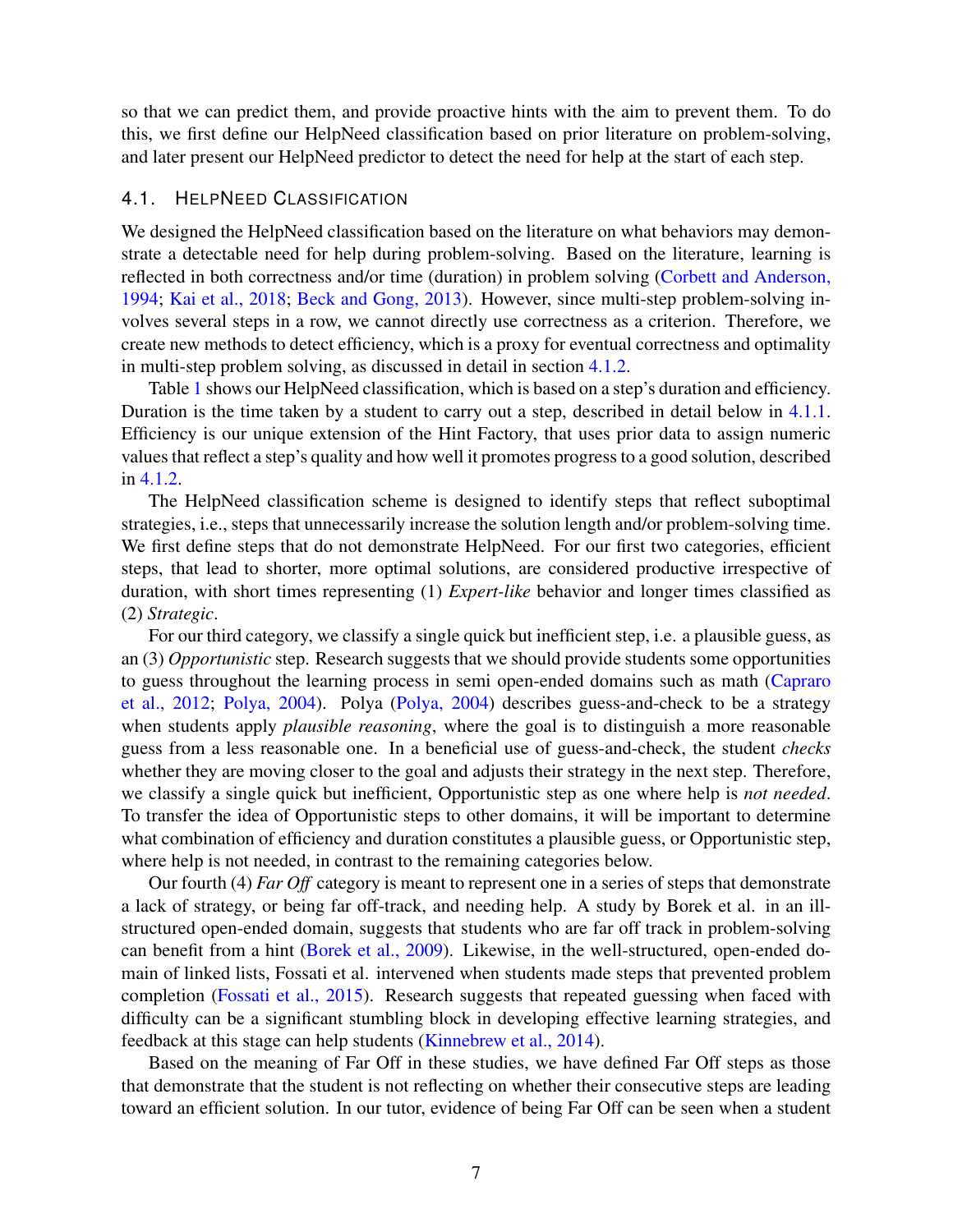so that we can predict them, and provide proactive hints with the aim to prevent them. To do this, we first define our HelpNeed classification based on prior literature on problem-solving, and later present our HelpNeed predictor to detect the need for help at the start of each step.

### 4.1. HelpNeed Classification

We designed the HelpNeed classification based on the literature on what behaviors may demonstrate a detectable need for help during problem-solving. Based on the literature, learning is reflected in both correctness and/or time (duration) in problem solving (Corbett and Anderson, 1994; Kai et al., 2018; Beck and Gong, 2013). However, since multi-step problem-solving involves several steps in a row, we cannot directly use correctness as a criterion. Therefore, we create new methods to detect efficiency, which is a proxy for eventual correctness and optimality in multi-step problem solving, as discussed in detail in section 4.1.2.

Table 1 shows our HelpNeed classification, which is based on a step's duration and efficiency. Duration is the time taken by a student to carry out a step, described in detail below in 4.1.1. Efficiency is our unique extension of the Hint Factory, that uses prior data to assign numeric values that reflect a step's quality and how well it promotes progress to a good solution, described in 4.1.2.

The HelpNeed classification scheme is designed to identify steps that reflect suboptimal strategies, i.e., steps that unnecessarily increase the solution length and/or problem-solving time. We first define steps that do not demonstrate HelpNeed. For our first two categories, efficient steps, that lead to shorter, more optimal solutions, are considered productive irrespective of duration, with short times representing (1) *Expert-like* behavior and longer times classified as (2) *Strategic*.

For our third category, we classify a single quick but inefficient step, i.e. a plausible guess, as an (3) *Opportunistic* step. Research suggests that we should provide students some opportunities to guess throughout the learning process in semi open-ended domains such as math (Capraro et al., 2012; Polya, 2004). Polya (Polya, 2004) describes guess-and-check to be a strategy when students apply *plausible reasoning*, where the goal is to distinguish a more reasonable guess from a less reasonable one. In a beneficial use of guess-and-check, the student *checks* whether they are moving closer to the goal and adjusts their strategy in the next step. Therefore, we classify a single quick but inefficient, Opportunistic step as one where help is *not needed*. To transfer the idea of Opportunistic steps to other domains, it will be important to determine what combination of efficiency and duration constitutes a plausible guess, or Opportunistic step, where help is not needed, in contrast to the remaining categories below.

Our fourth (4) *Far Off* category is meant to represent one in a series of steps that demonstrate a lack of strategy, or being far off-track, and needing help. A study by Borek et al. in an ill-structured open-ended domain, suggests that students who are far off track in problem-solving can benefit from a hint (Borek et al., 2009). Likewise, in the well-structured, open-ended domain of linked lists, Fossati et al. intervened when students made steps that prevented problem completion (Fossati et al., 2015). Research suggests that repeated guessing when faced with difficulty can be a significant stumbling block in developing effective learning strategies, and feedback at this stage can help students (Kinnebrew et al., 2014).

Based on the meaning of Far Off in these studies, we have defined Far Off steps as those that demonstrate that the student is not reflecting on whether their consecutive steps are leading toward an efficient solution. In our tutor, evidence of being Far Off can be seen when a student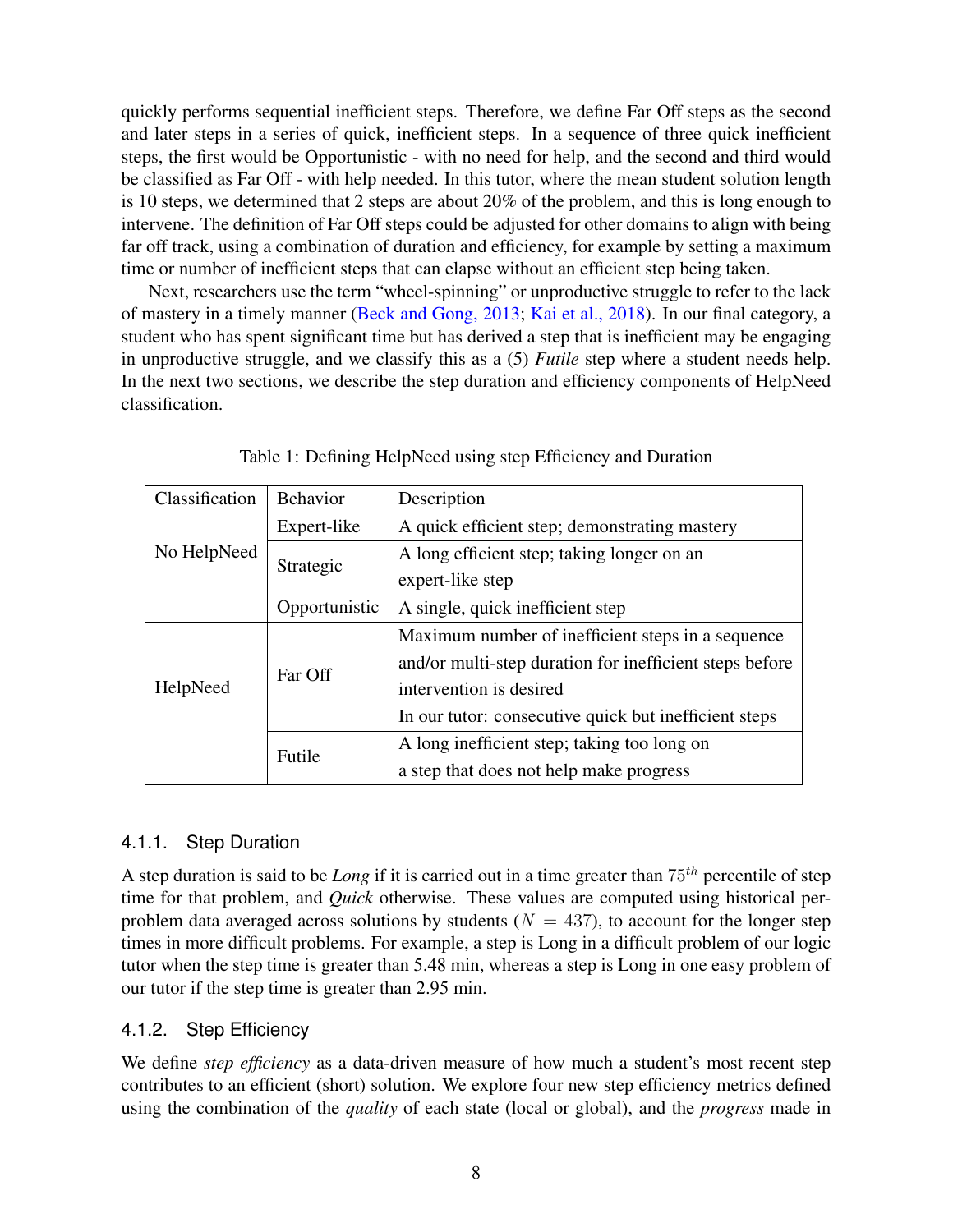quickly performs sequential inefficient steps. Therefore, we define Far Off steps as the second and later steps in a series of quick, inefficient steps. In a sequence of three quick inefficient steps, the first would be Opportunistic - with no need for help, and the second and third would be classified as Far Off - with help needed. In this tutor, where the mean student solution length is 10 steps, we determined that 2 steps are about 20% of the problem, and this is long enough to intervene. The definition of Far Off steps could be adjusted for other domains to align with being far off track, using a combination of duration and efficiency, for example by setting a maximum time or number of inefficient steps that can elapse without an efficient step being taken.

Next, researchers use the term "wheel-spinning" or unproductive struggle to refer to the lack of mastery in a timely manner (Beck and Gong, 2013; Kai et al., 2018). In our final category, a student who has spent significant time but has derived a step that is inefficient may be engaging in unproductive struggle, and we classify this as a (5) *Futile* step where a student needs help. In the next two sections, we describe the step duration and efficiency components of HelpNeed classification.

Table 1: Defining HelpNeed using step Efficiency and Duration

| Classification | Behavior | Description |
|---|---|---|
| No HelpNeed | Expert-like | A quick efficient step; demonstrating mastery |
| | Strategic | A long efficient step; taking longer on an expert-like step |
| | Opportunistic | A single, quick inefficient step |
| HelpNeed | Far Off | Maximum number of inefficient steps in a sequence and/or multi-step duration for inefficient steps before intervention is desired<br>In our tutor: consecutive quick but inefficient steps |
| | Futile | A long inefficient step; taking too long on a step that does not help make progress |

#### 4.1.1. Step Duration

A step duration is said to be *Long* if it is carried out in a time greater than $75^{th}$ percentile of step time for that problem, and *Quick* otherwise. These values are computed using historical per-problem data averaged across solutions by students ($N = 437$), to account for the longer step times in more difficult problems. For example, a step is Long in a difficult problem of our logic tutor when the step time is greater than 5.48 min, whereas a step is Long in one easy problem of our tutor if the step time is greater than 2.95 min.

#### 4.1.2. Step Efficiency

We define *step efficiency* as a data-driven measure of how much a student's most recent step contributes to an efficient (short) solution. We explore four new step efficiency metrics defined using the combination of the *quality* of each state (local or global), and the *progress* made in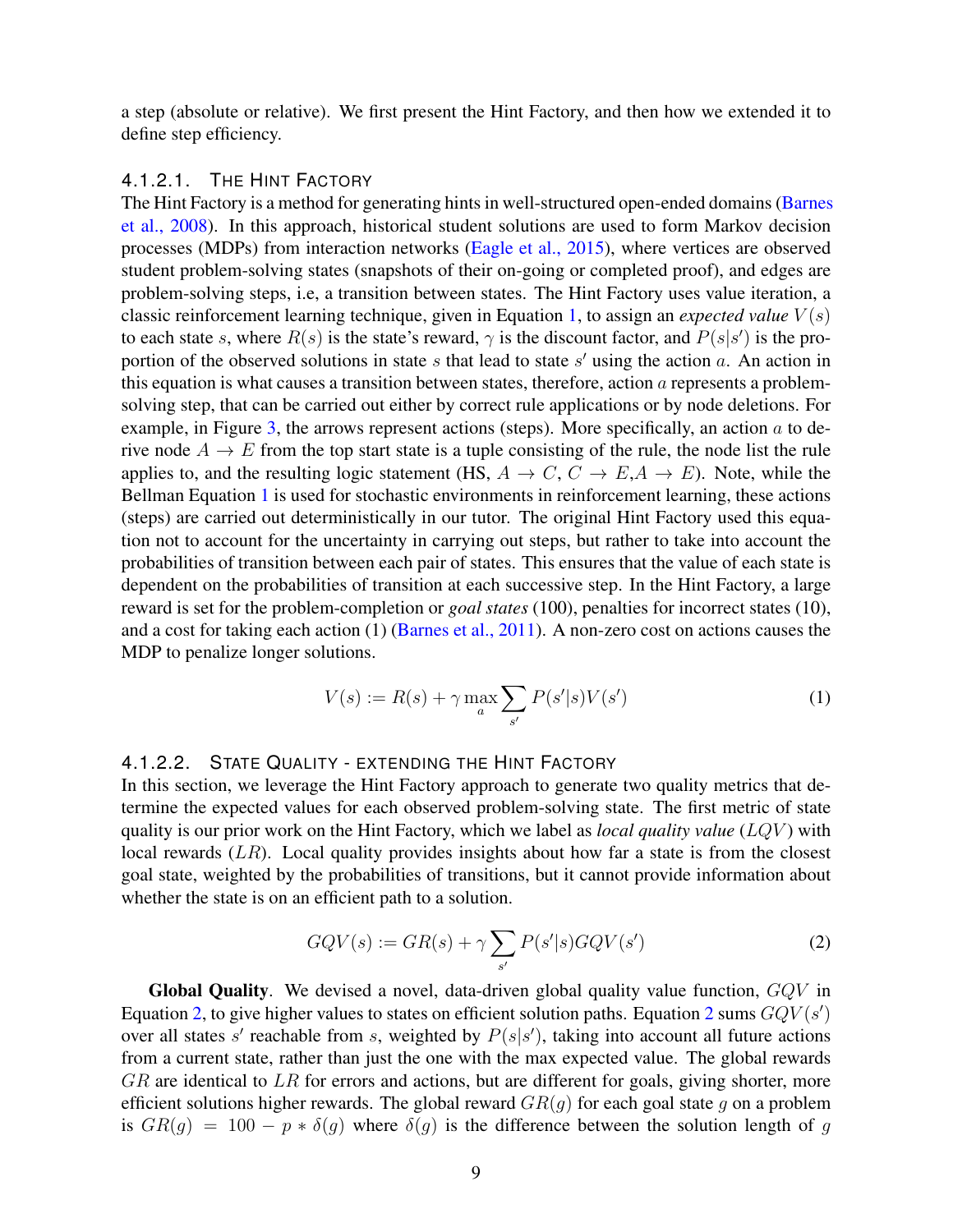a step (absolute or relative). We first present the Hint Factory, and then how we extended it to define step efficiency.

#### 4.1.2.1. The Hint Factory

The Hint Factory is a method for generating hints in well-structured open-ended domains (Barnes et al., 2008). In this approach, historical student solutions are used to form Markov decision processes (MDPs) from interaction networks (Eagle et al., 2015), where vertices are observed student problem-solving states (snapshots of their on-going or completed proof), and edges are problem-solving steps, i.e, a transition between states. The Hint Factory uses value iteration, a classic reinforcement learning technique, given in Equation 1, to assign an *expected value* $V(s)$ to each state $s$, where $R(s)$ is the state's reward, $\gamma$ is the discount factor, and $P(s|s')$ is the proportion of the observed solutions in state $s$ that lead to state $s'$ using the action $a$. An action in this equation is what causes a transition between states, therefore, action $a$ represents a problem-solving step, that can be carried out either by correct rule applications or by node deletions. For example, in Figure 3, the arrows represent actions (steps). More specifically, an action $a$ to derive node $A \rightarrow E$ from the top start state is a tuple consisting of the rule, the node list the rule applies to, and the resulting logic statement (HS, $A \rightarrow C$, $C \rightarrow E$,$A \rightarrow E$). Note, while the Bellman Equation 1 is used for stochastic environments in reinforcement learning, these actions (steps) are carried out deterministically in our tutor. The original Hint Factory used this equation not to account for the uncertainty in carrying out steps, but rather to take into account the probabilities of transition between each pair of states. This ensures that the value of each state is dependent on the probabilities of transition at each successive step. In the Hint Factory, a large reward is set for the problem-completion or *goal states* (100), penalties for incorrect states (10), and a cost for taking each action (1) (Barnes et al., 2011). A non-zero cost on actions causes the MDP to penalize longer solutions.

$$V(s) := R(s) + \gamma \max_{a} \sum_{s'} P(s'|s)V(s') \tag{1}$$

#### 4.1.2.2. State Quality - extending the Hint Factory

In this section, we leverage the Hint Factory approach to generate two quality metrics that determine the expected values for each observed problem-solving state. The first metric of state quality is our prior work on the Hint Factory, which we label as *local quality value* ($LQV$) with local rewards ($LR$). Local quality provides insights about how far a state is from the closest goal state, weighted by the probabilities of transitions, but it cannot provide information about whether the state is on an efficient path to a solution.

$$GQV(s) := GR(s) + \gamma \sum_{s'} P(s'|s)GQV(s') \tag{2}$$

**Global Quality**. We devised a novel, data-driven global quality value function, $GQV$ in Equation 2, to give higher values to states on efficient solution paths. Equation 2 sums $GQV(s')$ over all states $s'$ reachable from $s$, weighted by $P(s|s')$, taking into account all future actions from a current state, rather than just the one with the max expected value. The global rewards $GR$ are identical to $LR$ for errors and actions, but are different for goals, giving shorter, more efficient solutions higher rewards. The global reward $GR(g)$ for each goal state $g$ on a problem is $GR(g) = 100 - p * \delta(g)$ where $\delta(g)$ is the difference between the solution length of $g$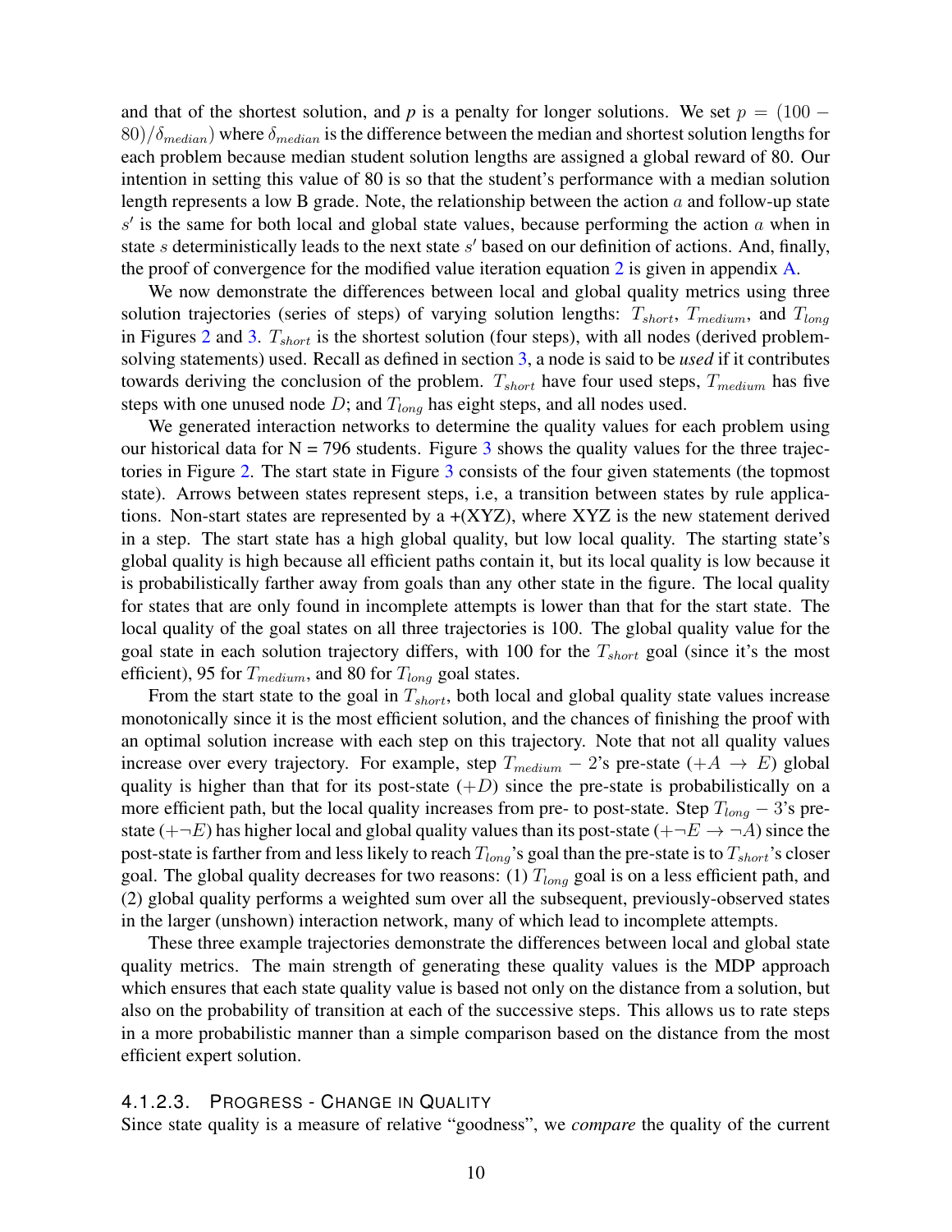and that of the shortest solution, and $p$ is a penalty for longer solutions. We set $p = (100 - 80)/\delta_{median}$) where $\delta_{median}$ is the difference between the median and shortest solution lengths for each problem because median student solution lengths are assigned a global reward of 80. Our intention in setting this value of 80 is so that the student's performance with a median solution length represents a low B grade. Note, the relationship between the action $a$ and follow-up state $s'$ is the same for both local and global state values, because performing the action $a$ when in state $s$ deterministically leads to the next state $s'$ based on our definition of actions. And, finally, the proof of convergence for the modified value iteration equation 2 is given in appendix A.

We now demonstrate the differences between local and global quality metrics using three solution trajectories (series of steps) of varying solution lengths: $T_{short}$, $T_{medium}$, and $T_{long}$ in Figures 2 and 3. $T_{short}$ is the shortest solution (four steps), with all nodes (derived problem-solving statements) used. Recall as defined in section 3, a node is said to be ***used*** if it contributes towards deriving the conclusion of the problem. $T_{short}$ have four used steps, $T_{medium}$ has five steps with one unused node $D$; and $T_{long}$ has eight steps, and all nodes used.

We generated interaction networks to determine the quality values for each problem using our historical data for N = 796 students. Figure 3 shows the quality values for the three trajectories in Figure 2. The start state in Figure 3 consists of the four given statements (the topmost state). Arrows between states represent steps, i.e, a transition between states by rule applications. Non-start states are represented by a +(XYZ), where XYZ is the new statement derived in a step. The start state has a high global quality, but low local quality. The starting state's global quality is high because all efficient paths contain it, but its local quality is low because it is probabilistically farther away from goals than any other state in the figure. The local quality for states that are only found in incomplete attempts is lower than that for the start state. The local quality of the goal states on all three trajectories is 100. The global quality value for the goal state in each solution trajectory differs, with 100 for the $T_{short}$ goal (since it's the most efficient), 95 for $T_{medium}$, and 80 for $T_{long}$ goal states.

From the start state to the goal in $T_{short}$, both local and global quality state values increase monotonically since it is the most efficient solution, and the chances of finishing the proof with an optimal solution increase with each step on this trajectory. Note that not all quality values increase over every trajectory. For example, step $T_{medium} - 2$'s pre-state $(+A \rightarrow E)$ global quality is higher than that for its post-state $(+D)$ since the pre-state is probabilistically on a more efficient path, but the local quality increases from pre- to post-state. Step $T_{long} - 3$'s pre-state $(+\neg E)$ has higher local and global quality values than its post-state $(+\neg E \rightarrow \neg A)$ since the post-state is farther from and less likely to reach $T_{long}$'s goal than the pre-state is to $T_{short}$'s closer goal. The global quality decreases for two reasons: (1) $T_{long}$ goal is on a less efficient path, and (2) global quality performs a weighted sum over all the subsequent, previously-observed states in the larger (unshown) interaction network, many of which lead to incomplete attempts.

These three example trajectories demonstrate the differences between local and global state quality metrics. The main strength of generating these quality values is the MDP approach which ensures that each state quality value is based not only on the distance from a solution, but also on the probability of transition at each of the successive steps. This allows us to rate steps in a more probabilistic manner than a simple comparison based on the distance from the most efficient expert solution.

#### 4.1.2.3. Progress - Change in Quality

Since state quality is a measure of relative "goodness", we *compare* the quality of the current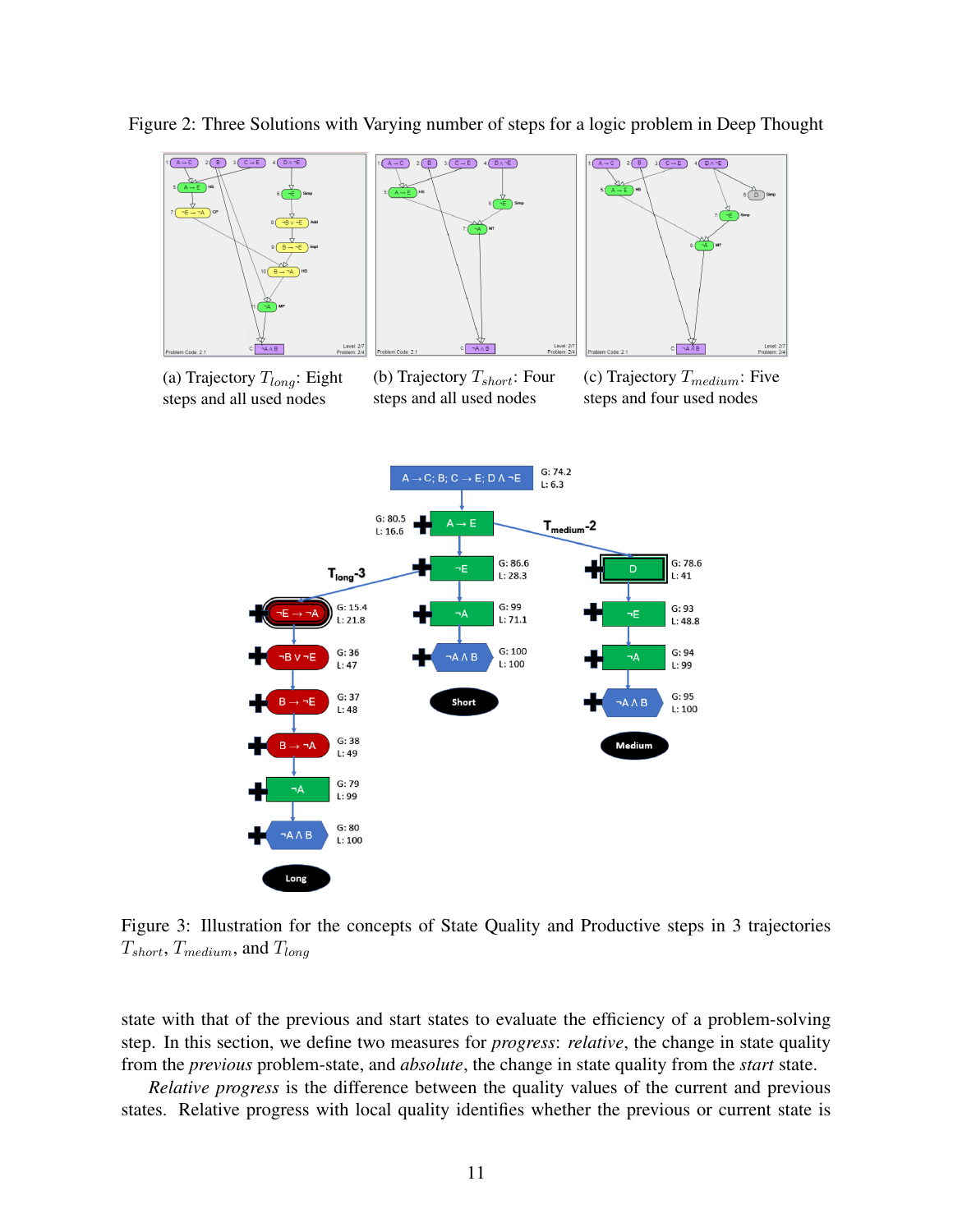Figure 2: Three Solutions with Varying number of steps for a logic problem in Deep Thought

(a) Trajectory $T_{long}$: Eight steps and all used nodes

(b) Trajectory $T_{short}$: Four steps and all used nodes

(c) Trajectory $T_{medium}$: Five steps and four used nodes

Figure 3: Illustration for the concepts of State Quality and Productive steps in 3 trajectories $T_{short}$, $T_{medium}$, and $T_{long}$

state with that of the previous and start states to evaluate the efficiency of a problem-solving step. In this section, we define two measures for *progress*: *relative*, the change in state quality from the *previous* problem-state, and *absolute*, the change in state quality from the *start* state.

*Relative progress* is the difference between the quality values of the current and previous states. Relative progress with local quality identifies whether the previous or current state is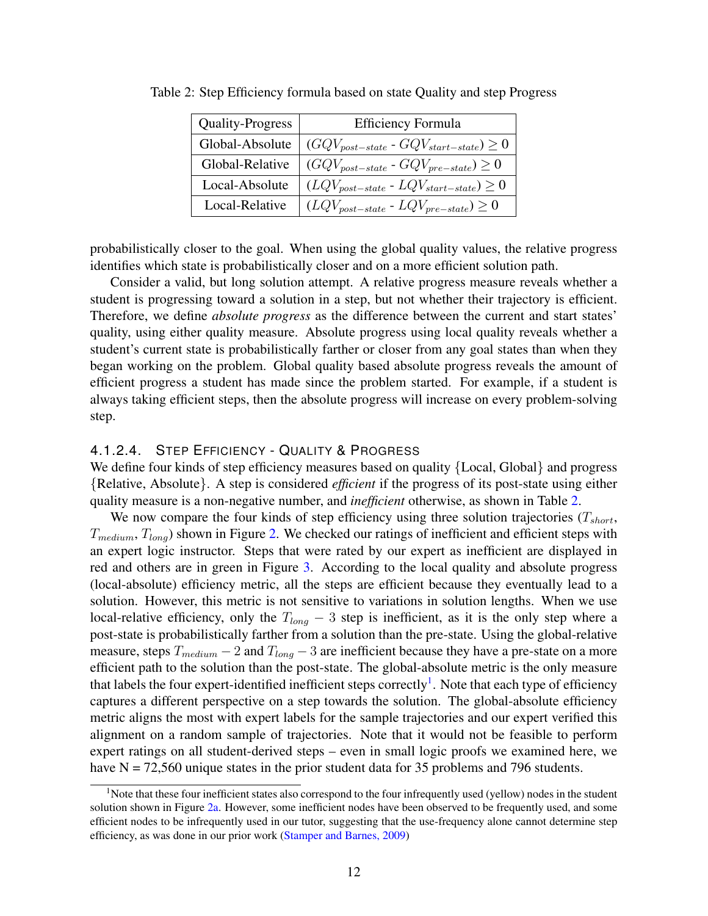Table 2: Step Efficiency formula based on state Quality and step Progress

| Quality-Progress | Efficiency Formula |
|---|---|
| Global-Absolute | $(GQV_{post-state}$ - $GQV_{start-state}) \geq 0$ |
| Global-Relative | $(GQV_{post-state}$ - $GQV_{pre-state}) \geq 0$ |
| Local-Absolute | $(LQV_{post-state}$ - $LQV_{start-state}) \geq 0$ |
| Local-Relative | $(LQV_{post-state}$ - $LQV_{pre-state}) \geq 0$ |

probabilistically closer to the goal. When using the global quality values, the relative progress identifies which state is probabilistically closer and on a more efficient solution path.

Consider a valid, but long solution attempt. A relative progress measure reveals whether a student is progressing toward a solution in a step, but not whether their trajectory is efficient. Therefore, we define *absolute progress* as the difference between the current and start states' quality, using either quality measure. Absolute progress using local quality reveals whether a student's current state is probabilistically farther or closer from any goal states than when they began working on the problem. Global quality based absolute progress reveals the amount of efficient progress a student has made since the problem started. For example, if a student is always taking efficient steps, then the absolute progress will increase on every problem-solving step.

#### 4.1.2.4. Step Efficiency - Quality & Progress

We define four kinds of step efficiency measures based on quality {Local, Global} and progress {Relative, Absolute}. A step is considered *efficient* if the progress of its post-state using either quality measure is a non-negative number, and *inefficient* otherwise, as shown in Table 2.

We now compare the four kinds of step efficiency using three solution trajectories ($T_{short}$, $T_{medium}$, $T_{long}$) shown in Figure 2. We checked our ratings of inefficient and efficient steps with an expert logic instructor. Steps that were rated by our expert as inefficient are displayed in red and others are in green in Figure 3. According to the local quality and absolute progress (local-absolute) efficiency metric, all the steps are efficient because they eventually lead to a solution. However, this metric is not sensitive to variations in solution lengths. When we use local-relative efficiency, only the $T_{long} - 3$ step is inefficient, as it is the only step where a post-state is probabilistically farther from a solution than the pre-state. Using the global-relative measure, steps $T_{medium} - 2$ and $T_{long} - 3$ are inefficient because they have a pre-state on a more efficient path to the solution than the post-state. The global-absolute metric is the only measure that labels the four expert-identified inefficient steps correctly[1]. Note that each type of efficiency captures a different perspective on a step towards the solution. The global-absolute efficiency metric aligns the most with expert labels for the sample trajectories and our expert verified this alignment on a random sample of trajectories. Note that it would not be feasible to perform expert ratings on all student-derived steps – even in small logic proofs we examined here, we have N = 72,560 unique states in the prior student data for 35 problems and 796 students.

[1] Note that these four inefficient states also correspond to the four infrequently used (yellow) nodes in the student solution shown in Figure 2a. However, some inefficient nodes have been observed to be frequently used, and some efficient nodes to be infrequently used in our tutor, suggesting that the use-frequency alone cannot determine step efficiency, as was done in our prior work (Stamper and Barnes, 2009)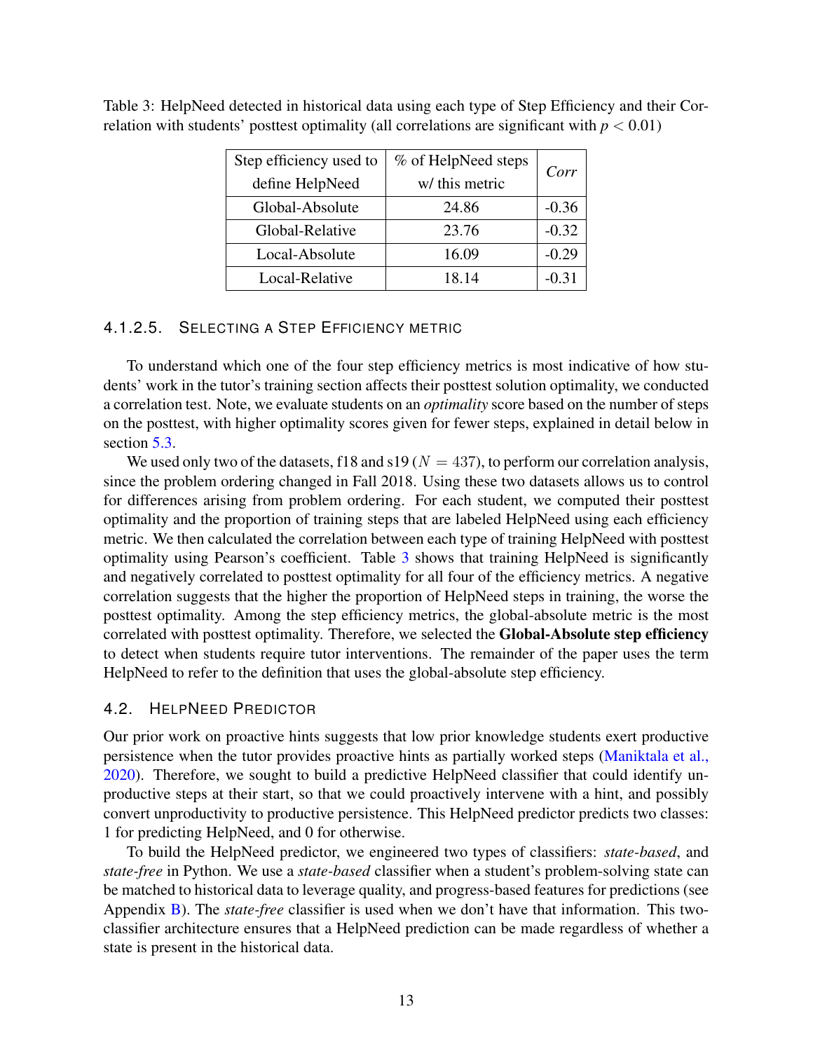Table 3: HelpNeed detected in historical data using each type of Step Efficiency and their Correlation with students' posttest optimality (all correlations are significant with $p < 0.01$)

| Step efficiency used to define HelpNeed | % of HelpNeed steps w/ this metric | *Corr* |
|---|---|---|
| Global-Absolute | 24.86 | -0.36 |
| Global-Relative | 23.76 | -0.32 |
| Local-Absolute | 16.09 | -0.29 |
| Local-Relative | 18.14 | -0.31 |

#### 4.1.2.5. Selecting a Step Efficiency metric

To understand which one of the four step efficiency metrics is most indicative of how students' work in the tutor's training section affects their posttest solution optimality, we conducted a correlation test. Note, we evaluate students on an *optimality* score based on the number of steps on the posttest, with higher optimality scores given for fewer steps, explained in detail below in section 5.3.

We used only two of the datasets, f18 and s19 ($N = 437$), to perform our correlation analysis, since the problem ordering changed in Fall 2018. Using these two datasets allows us to control for differences arising from problem ordering. For each student, we computed their posttest optimality and the proportion of training steps that are labeled HelpNeed using each efficiency metric. We then calculated the correlation between each type of training HelpNeed with posttest optimality using Pearson's coefficient. Table 3 shows that training HelpNeed is significantly and negatively correlated to posttest optimality for all four of the efficiency metrics. A negative correlation suggests that the higher the proportion of HelpNeed steps in training, the worse the posttest optimality. Among the step efficiency metrics, the global-absolute metric is the most correlated with posttest optimality. Therefore, we selected the **Global-Absolute step efficiency** to detect when students require tutor interventions. The remainder of the paper uses the term HelpNeed to refer to the definition that uses the global-absolute step efficiency.

### 4.2. HelpNeed Predictor

Our prior work on proactive hints suggests that low prior knowledge students exert productive persistence when the tutor provides proactive hints as partially worked steps (Maniktala et al., 2020). Therefore, we sought to build a predictive HelpNeed classifier that could identify unproductive steps at their start, so that we could proactively intervene with a hint, and possibly convert unproductivity to productive persistence. This HelpNeed predictor predicts two classes: 1 for predicting HelpNeed, and 0 for otherwise.

To build the HelpNeed predictor, we engineered two types of classifiers: *state-based*, and *state-free* in Python. We use a *state-based* classifier when a student's problem-solving state can be matched to historical data to leverage quality, and progress-based features for predictions (see Appendix B). The *state-free* classifier is used when we don't have that information. This two-classifier architecture ensures that a HelpNeed prediction can be made regardless of whether a state is present in the historical data.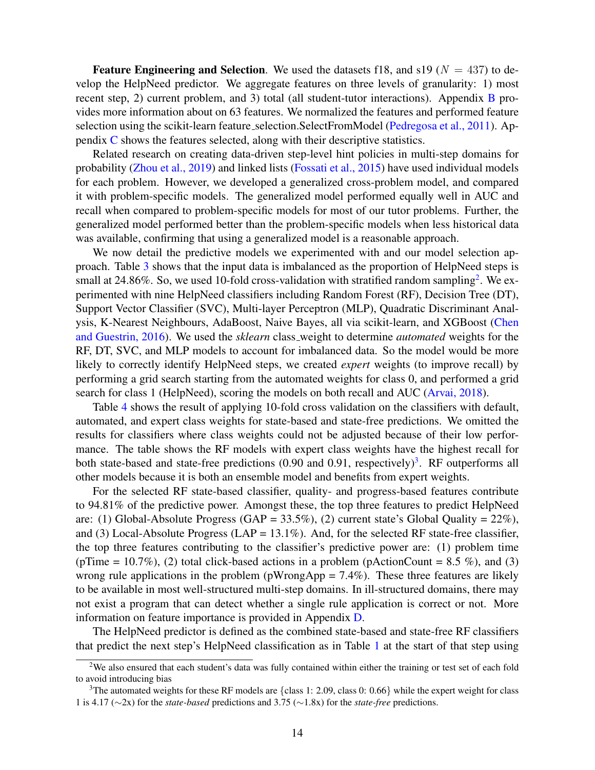**Feature Engineering and Selection**. We used the datasets f18, and s19 ($N = 437$) to develop the HelpNeed predictor. We aggregate features on three levels of granularity: 1) most recent step, 2) current problem, and 3) total (all student-tutor interactions). Appendix B provides more information about on 63 features. We normalized the features and performed feature selection using the scikit-learn feature_selection.SelectFromModel (Pedregosa et al., 2011). Appendix C shows the features selected, along with their descriptive statistics.

Related research on creating data-driven step-level hint policies in multi-step domains for probability (Zhou et al., 2019) and linked lists (Fossati et al., 2015) have used individual models for each problem. However, we developed a generalized cross-problem model, and compared it with problem-specific models. The generalized model performed equally well in AUC and recall when compared to problem-specific models for most of our tutor problems. Further, the generalized model performed better than the problem-specific models when less historical data was available, confirming that using a generalized model is a reasonable approach.

We now detail the predictive models we experimented with and our model selection approach. Table 3 shows that the input data is imbalanced as the proportion of HelpNeed steps is small at 24.86%. So, we used 10-fold cross-validation with stratified random sampling[2]. We experimented with nine HelpNeed classifiers including Random Forest (RF), Decision Tree (DT), Support Vector Classifier (SVC), Multi-layer Perceptron (MLP), Quadratic Discriminant Analysis, K-Nearest Neighbours, AdaBoost, Naive Bayes, all via scikit-learn, and XGBoost (Chen and Guestrin, 2016). We used the *sklearn* class_weight to determine *automated* weights for the RF, DT, SVC, and MLP models to account for imbalanced data. So the model would be more likely to correctly identify HelpNeed steps, we created *expert* weights (to improve recall) by performing a grid search starting from the automated weights for class 0, and performed a grid search for class 1 (HelpNeed), scoring the models on both recall and AUC (Arvai, 2018).

Table 4 shows the result of applying 10-fold cross validation on the classifiers with default, automated, and expert class weights for state-based and state-free predictions. We omitted the results for classifiers where class weights could not be adjusted because of their low performance. The table shows the RF models with expert class weights have the highest recall for both state-based and state-free predictions (0.90 and 0.91, respectively)[3]. RF outperforms all other models because it is both an ensemble model and benefits from expert weights.

For the selected RF state-based classifier, quality- and progress-based features contribute to 94.81% of the predictive power. Amongst these, the top three features to predict HelpNeed are: (1) Global-Absolute Progress (GAP = 33.5%), (2) current state's Global Quality = 22%), and (3) Local-Absolute Progress (LAP = 13.1%). And, for the selected RF state-free classifier, the top three features contributing to the classifier's predictive power are: (1) problem time (pTime = 10.7%), (2) total click-based actions in a problem (pActionCount = 8.5 %), and (3) wrong rule applications in the problem (pWrongApp = 7.4%). These three features are likely to be available in most well-structured multi-step domains. In ill-structured domains, there may not exist a program that can detect whether a single rule application is correct or not. More information on feature importance is provided in Appendix D.

The HelpNeed predictor is defined as the combined state-based and state-free RF classifiers that predict the next step's HelpNeed classification as in Table 1 at the start of that step using

[2]We also ensured that each student's data was fully contained within either the training or test set of each fold to avoid introducing bias

[3]The automated weights for these RF models are {class 1: 2.09, class 0: 0.66} while the expert weight for class 1 is 4.17 (∼2x) for the *state-based* predictions and 3.75 (∼1.8x) for the *state-free* predictions.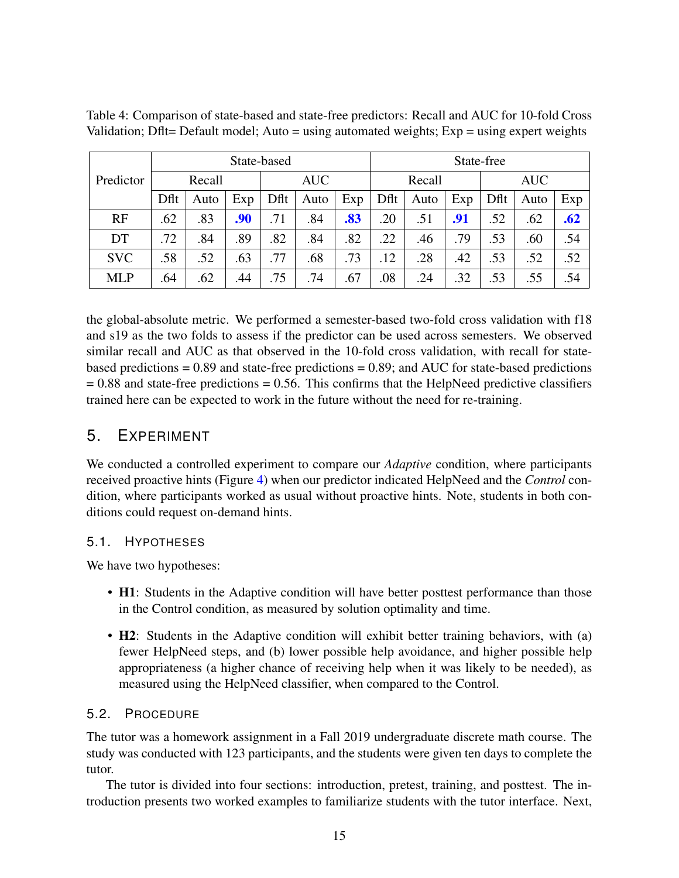Table 4: Comparison of state-based and state-free predictors: Recall and AUC for 10-fold Cross Validation; Dflt= Default model; Auto = using automated weights; Exp = using expert weights

| Predictor | State-based | | | | | | State-free | | | | | |
|---|---|---|---|---|---|---|---|---|---|---|---|---|
| | Recall | | | AUC | | | Recall | | | AUC | | |
| | Dflt | Auto | Exp | Dflt | Auto | Exp | Dflt | Auto | Exp | Dflt | Auto | Exp |
| RF | .62 | .83 | **.90** | .71 | .84 | **.83** | .20 | .51 | **.91** | .52 | .62 | **.62** |
| DT | .72 | .84 | .89 | .82 | .84 | .82 | .22 | .46 | .79 | .53 | .60 | .54 |
| SVC | .58 | .52 | .63 | .77 | .68 | .73 | .12 | .28 | .42 | .53 | .52 | .52 |
| MLP | .64 | .62 | .44 | .75 | .74 | .67 | .08 | .24 | .32 | .53 | .55 | .54 |

the global-absolute metric. We performed a semester-based two-fold cross validation with f18 and s19 as the two folds to assess if the predictor can be used across semesters. We observed similar recall and AUC as that observed in the 10-fold cross validation, with recall for state-based predictions = 0.89 and state-free predictions = 0.89; and AUC for state-based predictions = 0.88 and state-free predictions = 0.56. This confirms that the HelpNeed predictive classifiers trained here can be expected to work in the future without the need for re-training.

## 5. Experiment

We conducted a controlled experiment to compare our *Adaptive* condition, where participants received proactive hints (Figure 4) when our predictor indicated HelpNeed and the *Control* condition, where participants worked as usual without proactive hints. Note, students in both conditions could request on-demand hints.

### 5.1. Hypotheses

We have two hypotheses:

- **H1**: Students in the Adaptive condition will have better posttest performance than those in the Control condition, as measured by solution optimality and time.
- **H2**: Students in the Adaptive condition will exhibit better training behaviors, with (a) fewer HelpNeed steps, and (b) lower possible help avoidance, and higher possible help appropriateness (a higher chance of receiving help when it was likely to be needed), as measured using the HelpNeed classifier, when compared to the Control.

### 5.2. Procedure

The tutor was a homework assignment in a Fall 2019 undergraduate discrete math course. The study was conducted with 123 participants, and the students were given ten days to complete the tutor.

The tutor is divided into four sections: introduction, pretest, training, and posttest. The introduction presents two worked examples to familiarize students with the tutor interface. Next,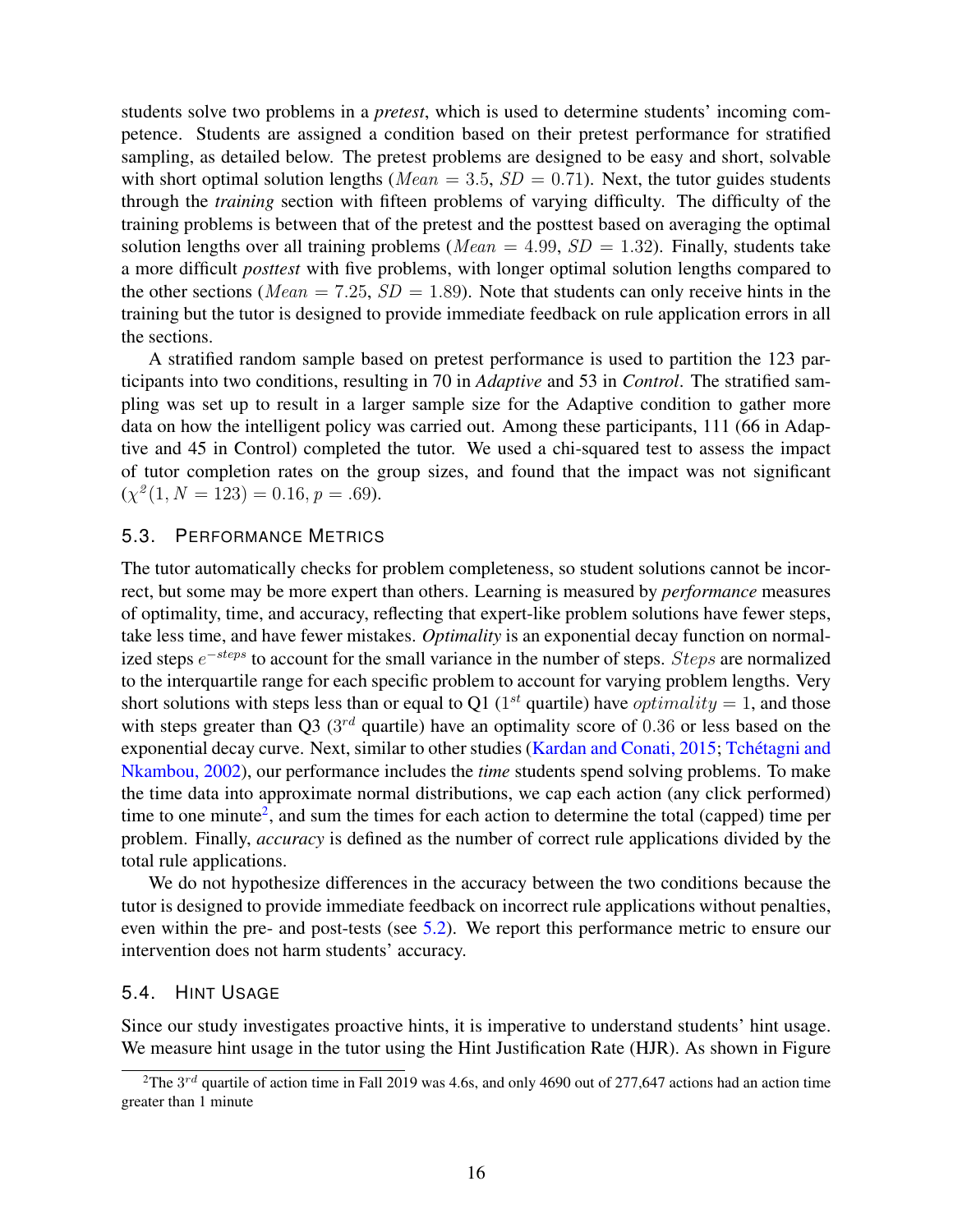students solve two problems in a *pretest*, which is used to determine students' incoming competence. Students are assigned a condition based on their pretest performance for stratified sampling, as detailed below. The pretest problems are designed to be easy and short, solvable with short optimal solution lengths ($Mean = 3.5$, $SD = 0.71$). Next, the tutor guides students through the *training* section with fifteen problems of varying difficulty. The difficulty of the training problems is between that of the pretest and the posttest based on averaging the optimal solution lengths over all training problems ($Mean = 4.99$, $SD = 1.32$). Finally, students take a more difficult *posttest* with five problems, with longer optimal solution lengths compared to the other sections ($Mean = 7.25$, $SD = 1.89$). Note that students can only receive hints in the training but the tutor is designed to provide immediate feedback on rule application errors in all the sections.

A stratified random sample based on pretest performance is used to partition the 123 participants into two conditions, resulting in 70 in *Adaptive* and 53 in *Control*. The stratified sampling was set up to result in a larger sample size for the Adaptive condition to gather more data on how the intelligent policy was carried out. Among these participants, 111 (66 in Adaptive and 45 in Control) completed the tutor. We used a chi-squared test to assess the impact of tutor completion rates on the group sizes, and found that the impact was not significant ($\chi^2(1, N = 123) = 0.16, p = .69$).

### 5.3. Performance Metrics

The tutor automatically checks for problem completeness, so student solutions cannot be incorrect, but some may be more expert than others. Learning is measured by *performance* measures of optimality, time, and accuracy, reflecting that expert-like problem solutions have fewer steps, take less time, and have fewer mistakes. *Optimality* is an exponential decay function on normalized steps $e^{-steps}$ to account for the small variance in the number of steps. $Steps$ are normalized to the interquartile range for each specific problem to account for varying problem lengths. Very short solutions with steps less than or equal to Q1 ($1^{st}$ quartile) have $optimality = 1$, and those with steps greater than Q3 ($3^{rd}$ quartile) have an optimality score of $0.36$ or less based on the exponential decay curve. Next, similar to other studies (Kardan and Conati, 2015; Tchétagni and Nkambou, 2002), our performance includes the *time* students spend solving problems. To make the time data into approximate normal distributions, we cap each action (any click performed) time to one minute[2], and sum the times for each action to determine the total (capped) time per problem. Finally, *accuracy* is defined as the number of correct rule applications divided by the total rule applications.

We do not hypothesize differences in the accuracy between the two conditions because the tutor is designed to provide immediate feedback on incorrect rule applications without penalties, even within the pre- and post-tests (see 5.2). We report this performance metric to ensure our intervention does not harm students' accuracy.

### 5.4. Hint Usage

Since our study investigates proactive hints, it is imperative to understand students' hint usage. We measure hint usage in the tutor using the Hint Justification Rate (HJR). As shown in Figure

[2] The $3^{rd}$ quartile of action time in Fall 2019 was 4.6s, and only 4690 out of 277,647 actions had an action time greater than 1 minute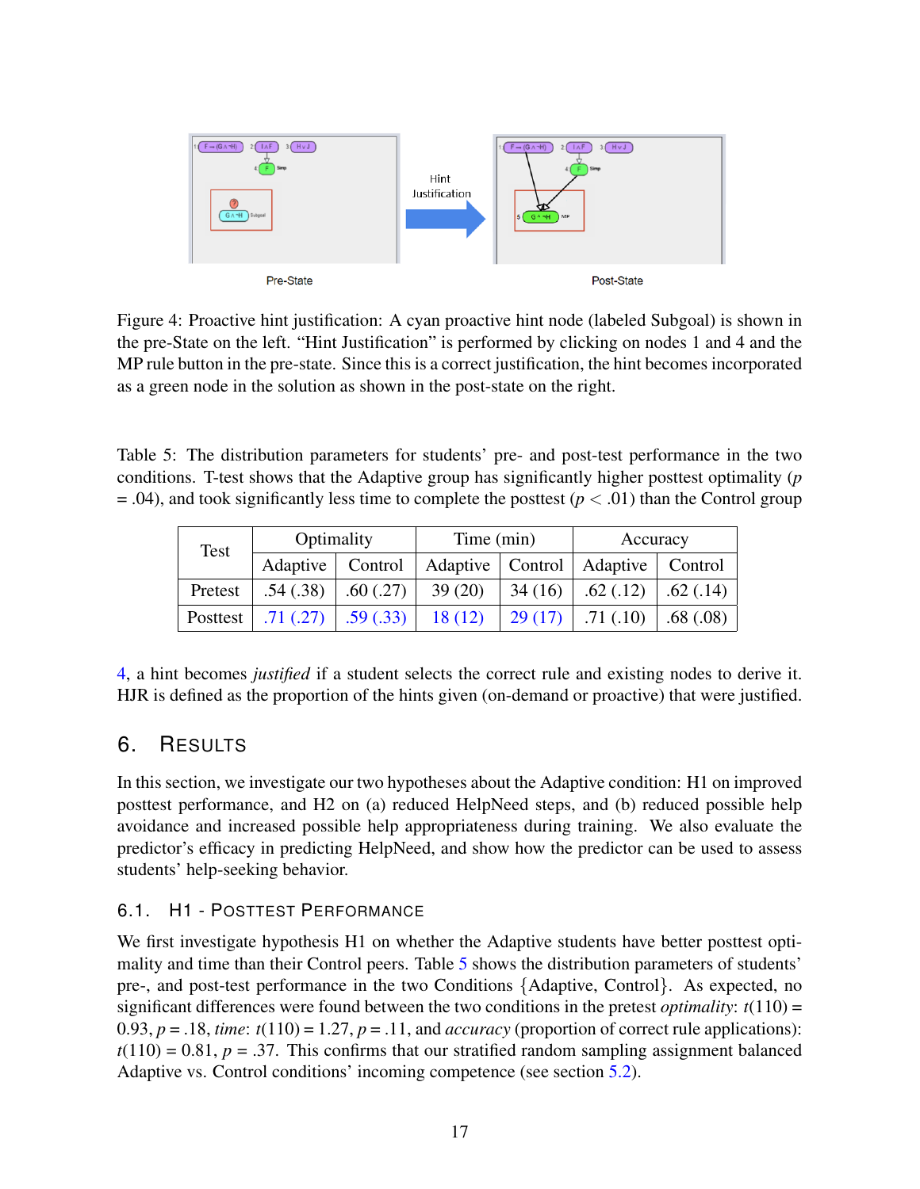Figure 4: Proactive hint justification: A cyan proactive hint node (labeled Subgoal) is shown in the pre-State on the left. "Hint Justification" is performed by clicking on nodes 1 and 4 and the MP rule button in the pre-state. Since this is a correct justification, the hint becomes incorporated as a green node in the solution as shown in the post-state on the right.

Table 5: The distribution parameters for students' pre- and post-test performance in the two conditions. T-test shows that the Adaptive group has significantly higher posttest optimality ($p$ = .04), and took significantly less time to complete the posttest ($p < .01$) than the Control group

| Test | Optimality | | Time (min) | | Accuracy | |
|---|---|---|---|---|---|---|
| | Adaptive | Control | Adaptive | Control | Adaptive | Control |
| Pretest | .54 (.38) | .60 (.27) | 39 (20) | 34 (16) | .62 (.12) | .62 (.14) |
| Posttest | .71 (.27) | .59 (.33) | 18 (12) | 29 (17) | .71 (.10) | .68 (.08) |

4, a hint becomes *justified* if a student selects the correct rule and existing nodes to derive it. HJR is defined as the proportion of the hints given (on-demand or proactive) that were justified.

# 6. Results

In this section, we investigate our two hypotheses about the Adaptive condition: H1 on improved posttest performance, and H2 on (a) reduced HelpNeed steps, and (b) reduced possible help avoidance and increased possible help appropriateness during training. We also evaluate the predictor's efficacy in predicting HelpNeed, and show how the predictor can be used to assess students' help-seeking behavior.

## 6.1. H1 - Posttest Performance

We first investigate hypothesis H1 on whether the Adaptive students have better posttest optimality and time than their Control peers. Table 5 shows the distribution parameters of students' pre-, and post-test performance in the two Conditions {Adaptive, Control}. As expected, no significant differences were found between the two conditions in the pretest *optimality*: $t(110) = 0.93$, $p = .18$, *time*: $t(110) = 1.27$, $p = .11$, and *accuracy* (proportion of correct rule applications): $t(110) = 0.81$, $p = .37$. This confirms that our stratified random sampling assignment balanced Adaptive vs. Control conditions' incoming competence (see section 5.2).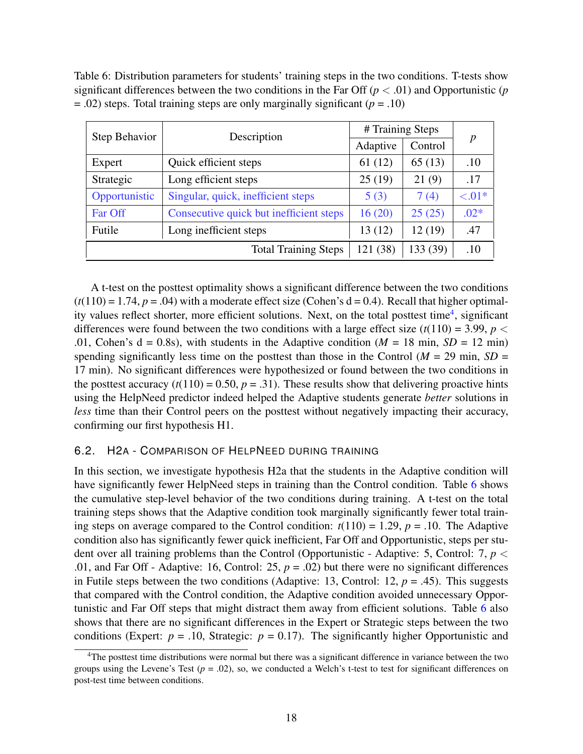Table 6: Distribution parameters for students' training steps in the two conditions. T-tests show significant differences between the two conditions in the Far Off ($p < .01$) and Opportunistic ($p = .02$) steps. Total training steps are only marginally significant ($p = .10$)

| Step Behavior | Description | # Training Steps | | $p$ |
|---|---|---|---|---|
| | | Adaptive | Control | |
| Expert | Quick efficient steps | 61 (12) | 65 (13) | .10 |
| Strategic | Long efficient steps | 25 (19) | 21 (9) | .17 |
| Opportunistic | Singular, quick, inefficient steps | 5 (3) | 7 (4) | <.01* |
| Far Off | Consecutive quick but inefficient steps | 16 (20) | 25 (25) | .02* |
| Futile | Long inefficient steps | 13 (12) | 12 (19) | .47 |
| | Total Training Steps | 121 (38) | 133 (39) | .10 |

A t-test on the posttest optimality shows a significant difference between the two conditions ($t(110) = 1.74$, $p = .04$) with a moderate effect size (Cohen's d = 0.4). Recall that higher optimality values reflect shorter, more efficient solutions. Next, on the total posttest time[4], significant differences were found between the two conditions with a large effect size ($t(110) = 3.99$, $p < .01$, Cohen's d = 0.8s), with students in the Adaptive condition ($M$ = 18 min, $SD$ = 12 min) spending significantly less time on the posttest than those in the Control ($M$ = 29 min, $SD$ = 17 min). No significant differences were hypothesized or found between the two conditions in the posttest accuracy ($t(110) = 0.50$, $p = .31$). These results show that delivering proactive hints using the HelpNeed predictor indeed helped the Adaptive students generate *better* solutions in *less* time than their Control peers on the posttest without negatively impacting their accuracy, confirming our first hypothesis H1.

## 6.2. H2a - Comparison of HelpNeed during Training

In this section, we investigate hypothesis H2a that the students in the Adaptive condition will have significantly fewer HelpNeed steps in training than the Control condition. Table 6 shows the cumulative step-level behavior of the two conditions during training. A t-test on the total training steps shows that the Adaptive condition took marginally significantly fewer total training steps on average compared to the Control condition: $t(110) = 1.29$, $p = .10$. The Adaptive condition also has significantly fewer quick inefficient, Far Off and Opportunistic, steps per student over all training problems than the Control (Opportunistic - Adaptive: 5, Control: 7, $p < .01$, and Far Off - Adaptive: 16, Control: 25, $p = .02$) but there were no significant differences in Futile steps between the two conditions (Adaptive: 13, Control: 12, $p = .45$). This suggests that compared with the Control condition, the Adaptive condition avoided unnecessary Opportunistic and Far Off steps that might distract them away from efficient solutions. Table 6 also shows that there are no significant differences in the Expert or Strategic steps between the two conditions (Expert: $p = .10$, Strategic: $p = 0.17$). The significantly higher Opportunistic and

[4] The posttest time distributions were normal but there was a significant difference in variance between the two groups using the Levene's Test ($p = .02$), so, we conducted a Welch's t-test to test for significant differences on post-test time between conditions.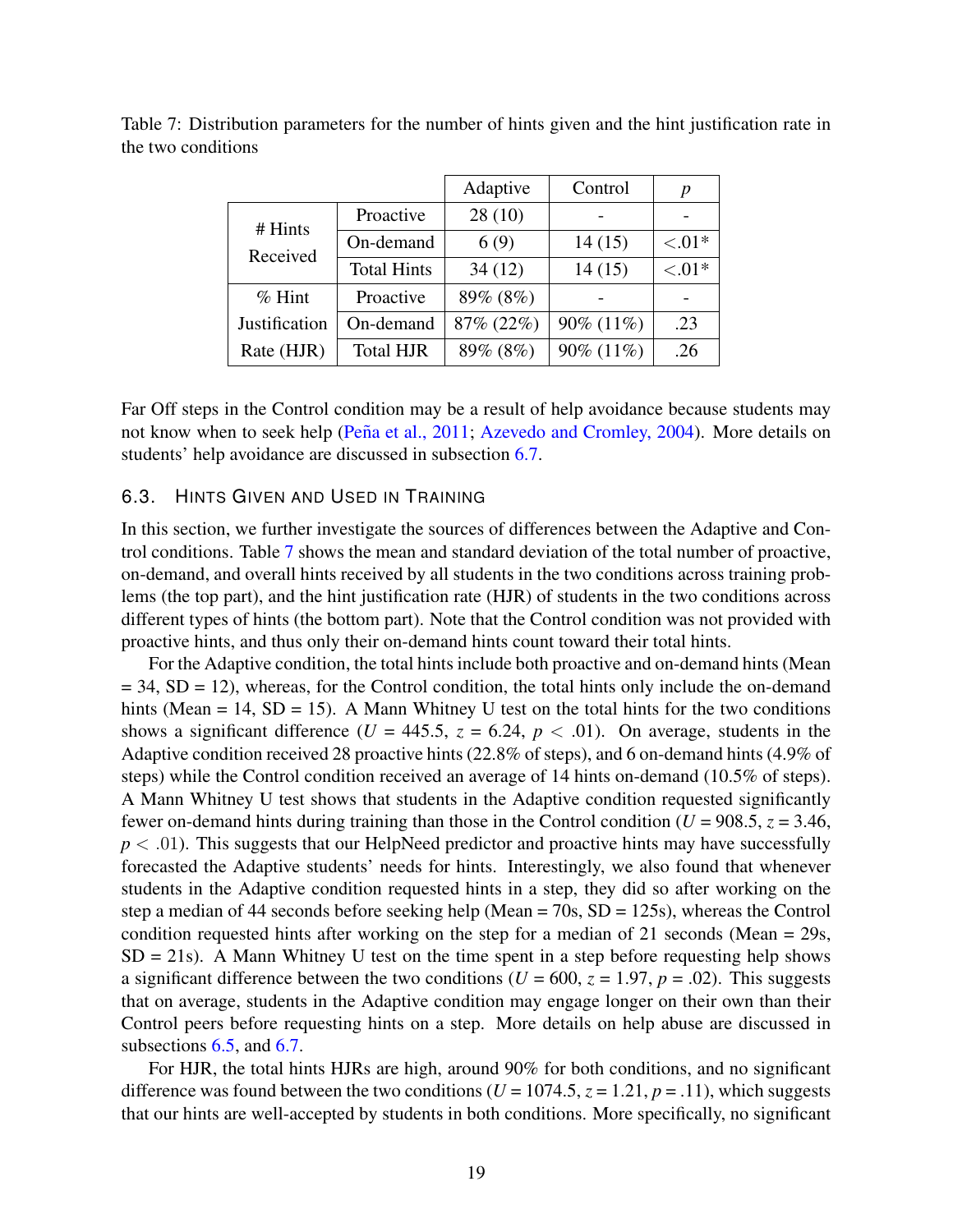Table 7: Distribution parameters for the number of hints given and the hint justification rate in the two conditions

| | | Adaptive | Control | $p$ |
|---|---|---|---|---|
| # Hints Received | Proactive | 28 (10) | - | - |
| | On-demand | 6 (9) | 14 (15) | $<.01$* |
| | Total Hints | 34 (12) | 14 (15) | $<.01$* |
| % Hint Justification Rate (HJR) | Proactive | 89% (8%) | - | - |
| | On-demand | 87% (22%) | 90% (11%) | .23 |
| | Total HJR | 89% (8%) | 90% (11%) | .26 |

Far Off steps in the Control condition may be a result of help avoidance because students may not know when to seek help (Peña et al., 2011; Azevedo and Cromley, 2004). More details on students' help avoidance are discussed in subsection 6.7.

### 6.3. Hints Given and Used in Training

In this section, we further investigate the sources of differences between the Adaptive and Control conditions. Table 7 shows the mean and standard deviation of the total number of proactive, on-demand, and overall hints received by all students in the two conditions across training problems (the top part), and the hint justification rate (HJR) of students in the two conditions across different types of hints (the bottom part). Note that the Control condition was not provided with proactive hints, and thus only their on-demand hints count toward their total hints.

For the Adaptive condition, the total hints include both proactive and on-demand hints (Mean = 34, SD = 12), whereas, for the Control condition, the total hints only include the on-demand hints (Mean = 14, SD = 15). A Mann Whitney U test on the total hints for the two conditions shows a significant difference ($U$ = 445.5, $z$ = 6.24, $p$ < .01). On average, students in the Adaptive condition received 28 proactive hints (22.8% of steps), and 6 on-demand hints (4.9% of steps) while the Control condition received an average of 14 hints on-demand (10.5% of steps). A Mann Whitney U test shows that students in the Adaptive condition requested significantly fewer on-demand hints during training than those in the Control condition ($U$ = 908.5, $z$ = 3.46, $p$ < .01). This suggests that our HelpNeed predictor and proactive hints may have successfully forecasted the Adaptive students' needs for hints. Interestingly, we also found that whenever students in the Adaptive condition requested hints in a step, they did so after working on the step a median of 44 seconds before seeking help (Mean = 70s, SD = 125s), whereas the Control condition requested hints after working on the step for a median of 21 seconds (Mean = 29s, SD = 21s). A Mann Whitney U test on the time spent in a step before requesting help shows a significant difference between the two conditions ($U$ = 600, $z$ = 1.97, $p$ = .02). This suggests that on average, students in the Adaptive condition may engage longer on their own than their Control peers before requesting hints on a step. More details on help abuse are discussed in subsections 6.5, and 6.7.

For HJR, the total hints HJRs are high, around 90% for both conditions, and no significant difference was found between the two conditions ($U$ = 1074.5, $z$ = 1.21, $p$ = .11), which suggests that our hints are well-accepted by students in both conditions. More specifically, no significant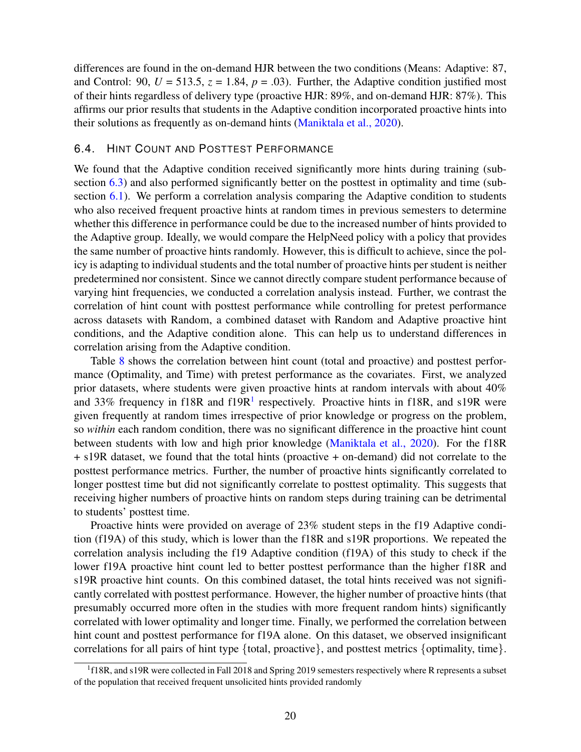differences are found in the on-demand HJR between the two conditions (Means: Adaptive: 87, and Control: 90, $U$ = 513.5, $z$ = 1.84, $p$ = .03). Further, the Adaptive condition justified most of their hints regardless of delivery type (proactive HJR: 89%, and on-demand HJR: 87%). This affirms our prior results that students in the Adaptive condition incorporated proactive hints into their solutions as frequently as on-demand hints (Maniktala et al., 2020).

### 6.4. Hint Count and Posttest Performance

We found that the Adaptive condition received significantly more hints during training (subsection 6.3) and also performed significantly better on the posttest in optimality and time (subsection 6.1). We perform a correlation analysis comparing the Adaptive condition to students who also received frequent proactive hints at random times in previous semesters to determine whether this difference in performance could be due to the increased number of hints provided to the Adaptive group. Ideally, we would compare the HelpNeed policy with a policy that provides the same number of proactive hints randomly. However, this is difficult to achieve, since the policy is adapting to individual students and the total number of proactive hints per student is neither predetermined nor consistent. Since we cannot directly compare student performance because of varying hint frequencies, we conducted a correlation analysis instead. Further, we contrast the correlation of hint count with posttest performance while controlling for pretest performance across datasets with Random, a combined dataset with Random and Adaptive proactive hint conditions, and the Adaptive condition alone. This can help us to understand differences in correlation arising from the Adaptive condition.

Table 8 shows the correlation between hint count (total and proactive) and posttest performance (Optimality, and Time) with pretest performance as the covariates. First, we analyzed prior datasets, where students were given proactive hints at random intervals with about 40% and 33% frequency in f18R and f19R[1] respectively. Proactive hints in f18R, and s19R were given frequently at random times irrespective of prior knowledge or progress on the problem, so *within* each random condition, there was no significant difference in the proactive hint count between students with low and high prior knowledge (Maniktala et al., 2020). For the f18R + s19R dataset, we found that the total hints (proactive + on-demand) did not correlate to the posttest performance metrics. Further, the number of proactive hints significantly correlated to longer posttest time but did not significantly correlate to posttest optimality. This suggests that receiving higher numbers of proactive hints on random steps during training can be detrimental to students' posttest time.

Proactive hints were provided on average of 23% student steps in the f19 Adaptive condition (f19A) of this study, which is lower than the f18R and s19R proportions. We repeated the correlation analysis including the f19 Adaptive condition (f19A) of this study to check if the lower f19A proactive hint count led to better posttest performance than the higher f18R and s19R proactive hint counts. On this combined dataset, the total hints received was not significantly correlated with posttest performance. However, the higher number of proactive hints (that presumably occurred more often in the studies with more frequent random hints) significantly correlated with lower optimality and longer time. Finally, we performed the correlation between hint count and posttest performance for f19A alone. On this dataset, we observed insignificant correlations for all pairs of hint type {total, proactive}, and posttest metrics {optimality, time}.

[1] f18R, and s19R were collected in Fall 2018 and Spring 2019 semesters respectively where R represents a subset of the population that received frequent unsolicited hints provided randomly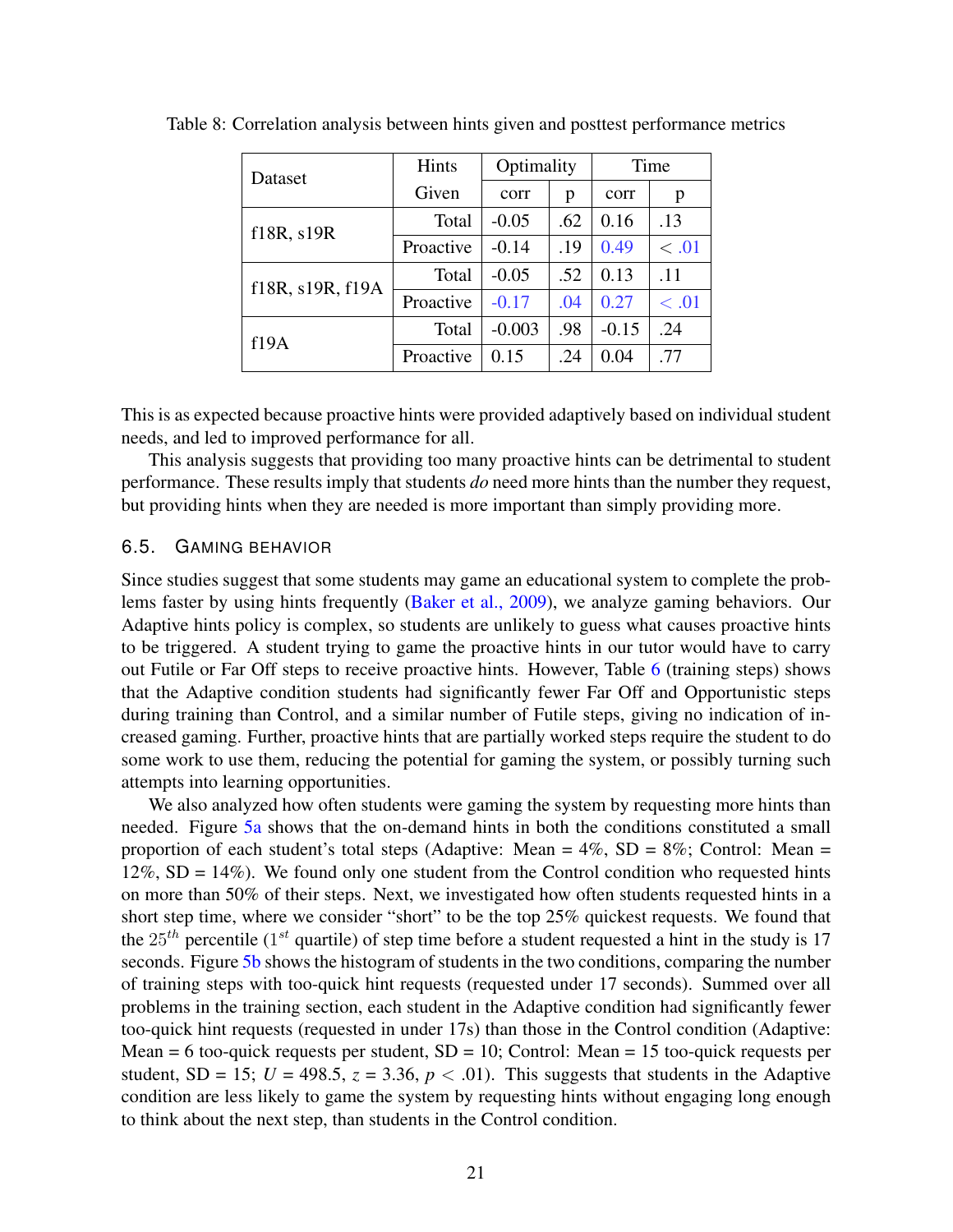Table 8: Correlation analysis between hints given and posttest performance metrics

| Dataset | Hints Given | Optimality corr | Optimality p | Time corr | Time p |
|---|---|---|---|---|---|
| f18R, s19R | Total | -0.05 | .62 | 0.16 | .13 |
| | Proactive | -0.14 | .19 | 0.49 | $< .01$ |
| f18R, s19R, f19A | Total | -0.05 | .52 | 0.13 | .11 |
| | Proactive | -0.17 | .04 | 0.27 | $< .01$ |
| f19A | Total | -0.003 | .98 | -0.15 | .24 |
| | Proactive | 0.15 | .24 | 0.04 | .77 |

This is as expected because proactive hints were provided adaptively based on individual student needs, and led to improved performance for all.

This analysis suggests that providing too many proactive hints can be detrimental to student performance. These results imply that students *do* need more hints than the number they request, but providing hints when they are needed is more important than simply providing more.

### 6.5. Gaming Behavior

Since studies suggest that some students may game an educational system to complete the problems faster by using hints frequently (Baker et al., 2009), we analyze gaming behaviors. Our Adaptive hints policy is complex, so students are unlikely to guess what causes proactive hints to be triggered. A student trying to game the proactive hints in our tutor would have to carry out Futile or Far Off steps to receive proactive hints. However, Table 6 (training steps) shows that the Adaptive condition students had significantly fewer Far Off and Opportunistic steps during training than Control, and a similar number of Futile steps, giving no indication of increased gaming. Further, proactive hints that are partially worked steps require the student to do some work to use them, reducing the potential for gaming the system, or possibly turning such attempts into learning opportunities.

We also analyzed how often students were gaming the system by requesting more hints than needed. Figure 5a shows that the on-demand hints in both the conditions constituted a small proportion of each student's total steps (Adaptive: Mean = 4%, SD = 8%; Control: Mean = 12%, SD = 14%). We found only one student from the Control condition who requested hints on more than 50% of their steps. Next, we investigated how often students requested hints in a short step time, where we consider "short" to be the top 25% quickest requests. We found that the $25^{th}$ percentile ($1^{st}$ quartile) of step time before a student requested a hint in the study is 17 seconds. Figure 5b shows the histogram of students in the two conditions, comparing the number of training steps with too-quick hint requests (requested under 17 seconds). Summed over all problems in the training section, each student in the Adaptive condition had significantly fewer too-quick hint requests (requested in under 17s) than those in the Control condition (Adaptive: Mean = 6 too-quick requests per student, SD = 10; Control: Mean = 15 too-quick requests per student, SD = 15; $U = 498.5$, $z = 3.36$, $p < .01$). This suggests that students in the Adaptive condition are less likely to game the system by requesting hints without engaging long enough to think about the next step, than students in the Control condition.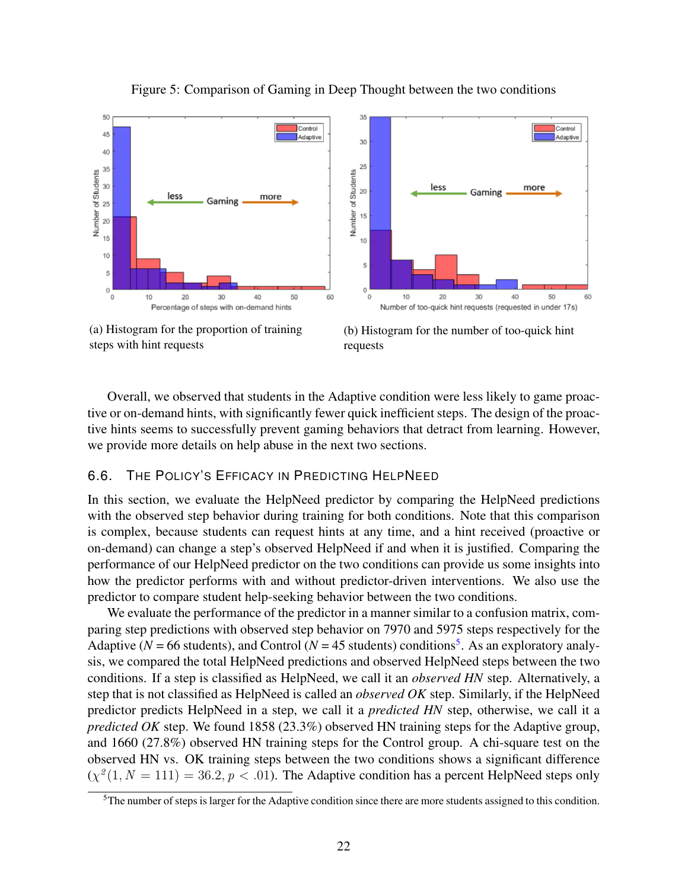Figure 5: Comparison of Gaming in Deep Thought between the two conditions

(a) Histogram for the proportion of training steps with hint requests

(b) Histogram for the number of too-quick hint requests

Overall, we observed that students in the Adaptive condition were less likely to game proactive or on-demand hints, with significantly fewer quick inefficient steps. The design of the proactive hints seems to successfully prevent gaming behaviors that detract from learning. However, we provide more details on help abuse in the next two sections.

### 6.6. The Policy's Efficacy in Predicting HelpNeed

In this section, we evaluate the HelpNeed predictor by comparing the HelpNeed predictions with the observed step behavior during training for both conditions. Note that this comparison is complex, because students can request hints at any time, and a hint received (proactive or on-demand) can change a step's observed HelpNeed if and when it is justified. Comparing the performance of our HelpNeed predictor on the two conditions can provide us some insights into how the predictor performs with and without predictor-driven interventions. We also use the predictor to compare student help-seeking behavior between the two conditions.

We evaluate the performance of the predictor in a manner similar to a confusion matrix, comparing step predictions with observed step behavior on 7970 and 5975 steps respectively for the Adaptive ($N = 66$ students), and Control ($N = 45$ students) conditions[5]. As an exploratory analysis, we compared the total HelpNeed predictions and observed HelpNeed steps between the two conditions. If a step is classified as HelpNeed, we call it an *observed HN* step. Alternatively, a step that is not classified as HelpNeed is called an *observed OK* step. Similarly, if the HelpNeed predictor predicts HelpNeed in a step, we call it a *predicted HN* step, otherwise, we call it a *predicted OK* step. We found 1858 (23.3%) observed HN training steps for the Adaptive group, and 1660 (27.8%) observed HN training steps for the Control group. A chi-square test on the observed HN vs. OK training steps between the two conditions shows a significant difference ($\chi^2(1, N = 111) = 36.2, p < .01$). The Adaptive condition has a percent HelpNeed steps only

[5] The number of steps is larger for the Adaptive condition since there are more students assigned to this condition.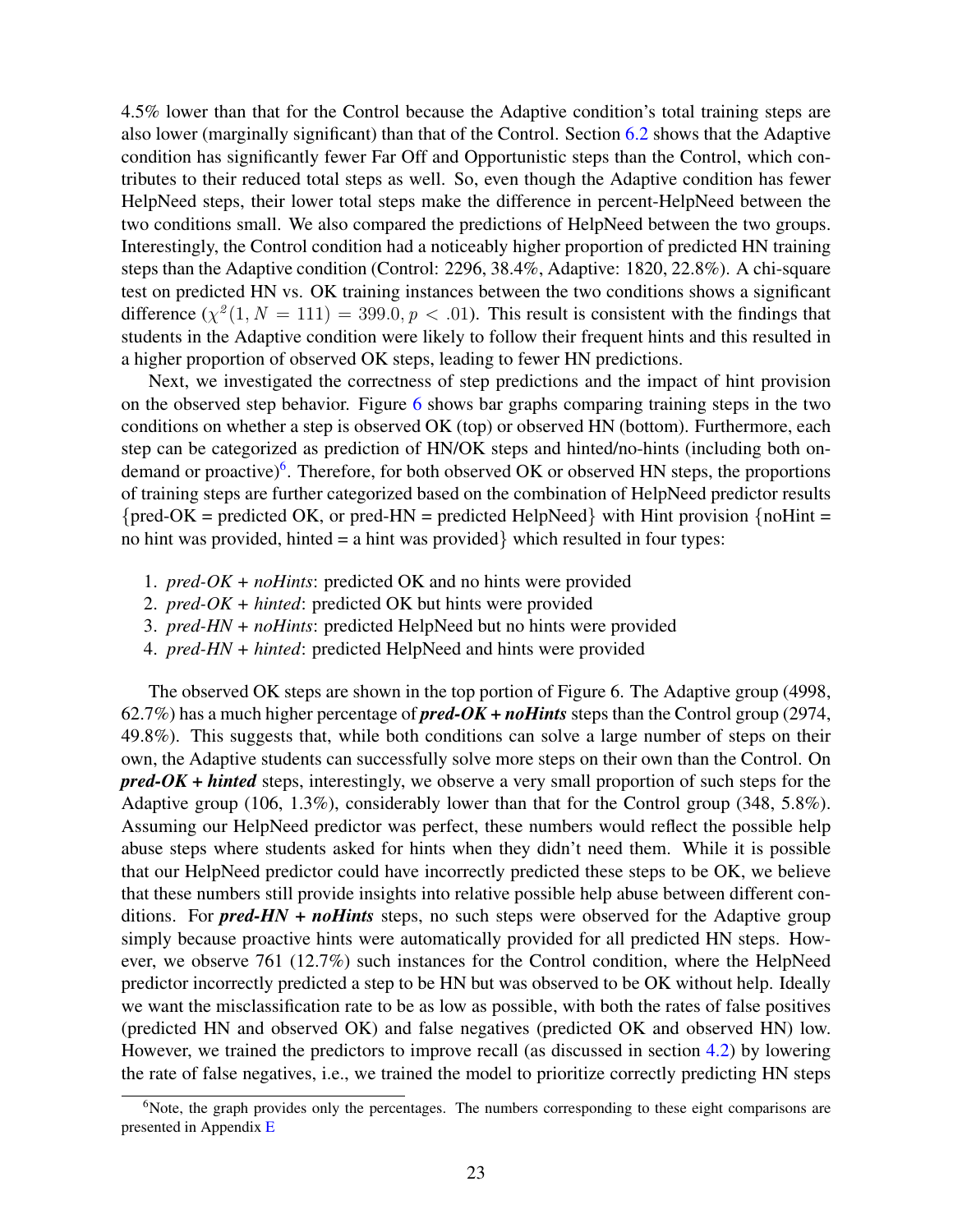4.5% lower than that for the Control because the Adaptive condition's total training steps are also lower (marginally significant) than that of the Control. Section 6.2 shows that the Adaptive condition has significantly fewer Far Off and Opportunistic steps than the Control, which contributes to their reduced total steps as well. So, even though the Adaptive condition has fewer HelpNeed steps, their lower total steps make the difference in percent-HelpNeed between the two conditions small. We also compared the predictions of HelpNeed between the two groups. Interestingly, the Control condition had a noticeably higher proportion of predicted HN training steps than the Adaptive condition (Control: 2296, 38.4%, Adaptive: 1820, 22.8%). A chi-square test on predicted HN vs. OK training instances between the two conditions shows a significant difference ($\chi^2(1, N = 111) = 399.0, p < .01$). This result is consistent with the findings that students in the Adaptive condition were likely to follow their frequent hints and this resulted in a higher proportion of observed OK steps, leading to fewer HN predictions.

Next, we investigated the correctness of step predictions and the impact of hint provision on the observed step behavior. Figure 6 shows bar graphs comparing training steps in the two conditions on whether a step is observed OK (top) or observed HN (bottom). Furthermore, each step can be categorized as prediction of HN/OK steps and hinted/no-hints (including both on-demand or proactive)[6]. Therefore, for both observed OK or observed HN steps, the proportions of training steps are further categorized based on the combination of HelpNeed predictor results {pred-OK = predicted OK, or pred-HN = predicted HelpNeed} with Hint provision {noHint = no hint was provided, hinted = a hint was provided} which resulted in four types:

1. *pred-OK + noHints*: predicted OK and no hints were provided
2. *pred-OK + hinted*: predicted OK but hints were provided
3. *pred-HN + noHints*: predicted HelpNeed but no hints were provided
4. *pred-HN + hinted*: predicted HelpNeed and hints were provided

The observed OK steps are shown in the top portion of Figure 6. The Adaptive group (4998, 62.7%) has a much higher percentage of ***pred-OK + noHints*** steps than the Control group (2974, 49.8%). This suggests that, while both conditions can solve a large number of steps on their own, the Adaptive students can successfully solve more steps on their own than the Control. On ***pred-OK + hinted*** steps, interestingly, we observe a very small proportion of such steps for the Adaptive group (106, 1.3%), considerably lower than that for the Control group (348, 5.8%). Assuming our HelpNeed predictor was perfect, these numbers would reflect the possible help abuse steps where students asked for hints when they didn't need them. While it is possible that our HelpNeed predictor could have incorrectly predicted these steps to be OK, we believe that these numbers still provide insights into relative possible help abuse between different conditions. For ***pred-HN + noHints*** steps, no such steps were observed for the Adaptive group simply because proactive hints were automatically provided for all predicted HN steps. However, we observe 761 (12.7%) such instances for the Control condition, where the HelpNeed predictor incorrectly predicted a step to be HN but was observed to be OK without help. Ideally we want the misclassification rate to be as low as possible, with both the rates of false positives (predicted HN and observed OK) and false negatives (predicted OK and observed HN) low. However, we trained the predictors to improve recall (as discussed in section 4.2) by lowering the rate of false negatives, i.e., we trained the model to prioritize correctly predicting HN steps

[6] Note, the graph provides only the percentages. The numbers corresponding to these eight comparisons are presented in Appendix E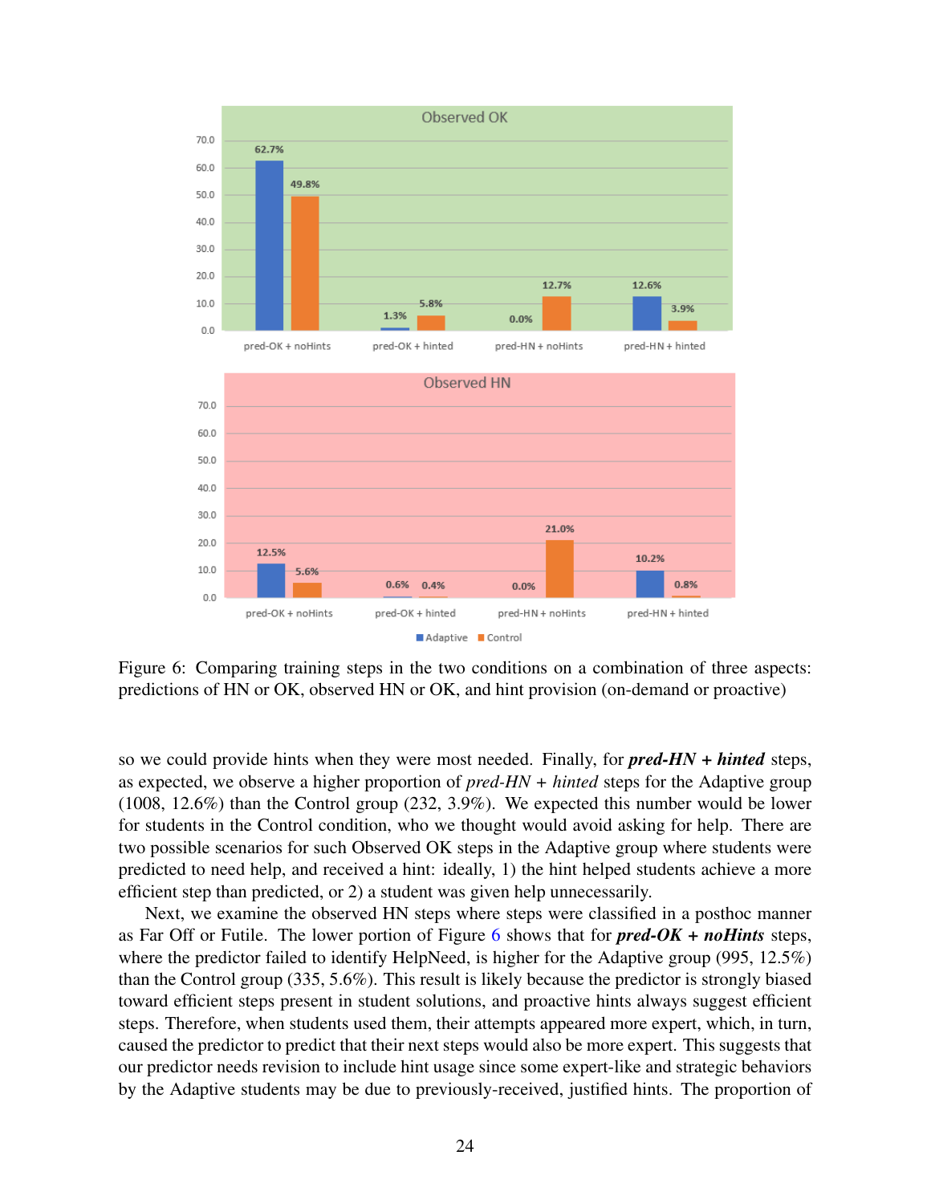Figure 6: Comparing training steps in the two conditions on a combination of three aspects: predictions of HN or OK, observed HN or OK, and hint provision (on-demand or proactive)

so we could provide hints when they were most needed. Finally, for ***pred-HN + hinted*** steps, as expected, we observe a higher proportion of *pred-HN + hinted* steps for the Adaptive group (1008, 12.6%) than the Control group (232, 3.9%). We expected this number would be lower for students in the Control condition, who we thought would avoid asking for help. There are two possible scenarios for such Observed OK steps in the Adaptive group where students were predicted to need help, and received a hint: ideally, 1) the hint helped students achieve a more efficient step than predicted, or 2) a student was given help unnecessarily.

Next, we examine the observed HN steps where steps were classified in a posthoc manner as Far Off or Futile. The lower portion of Figure 6 shows that for ***pred-OK + noHints*** steps, where the predictor failed to identify HelpNeed, is higher for the Adaptive group (995, 12.5%) than the Control group (335, 5.6%). This result is likely because the predictor is strongly biased toward efficient steps present in student solutions, and proactive hints always suggest efficient steps. Therefore, when students used them, their attempts appeared more expert, which, in turn, caused the predictor to predict that their next steps would also be more expert. This suggests that our predictor needs revision to include hint usage since some expert-like and strategic behaviors by the Adaptive students may be due to previously-received, justified hints. The proportion of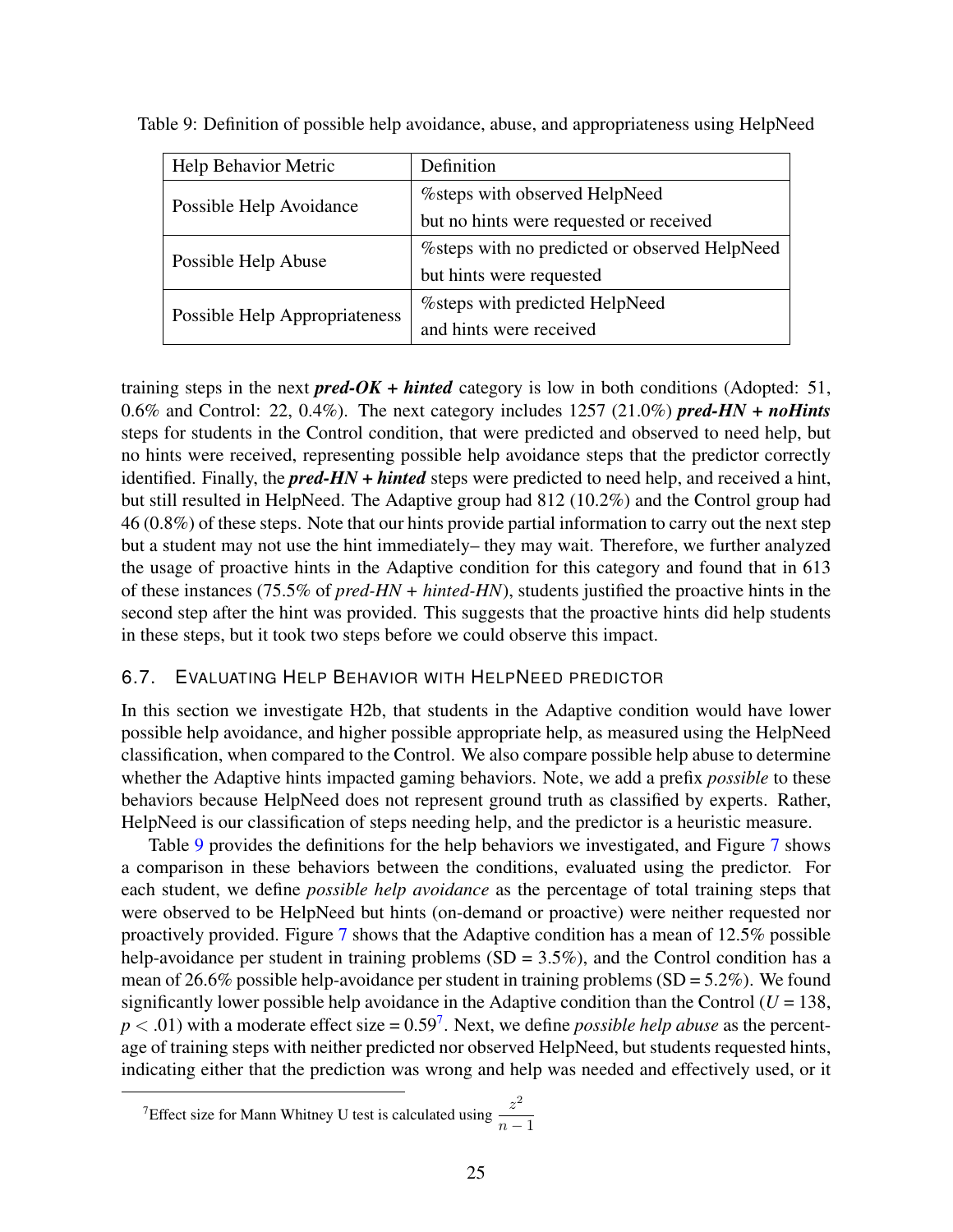Table 9: Definition of possible help avoidance, abuse, and appropriateness using HelpNeed

| Help Behavior Metric | Definition |
| --- | --- |
| Possible Help Avoidance | %steps with observed HelpNeed but no hints were requested or received |
| Possible Help Abuse | %steps with no predicted or observed HelpNeed but hints were requested |
| Possible Help Appropriateness | %steps with predicted HelpNeed and hints were received |

training steps in the next ***pred-OK + hinted*** category is low in both conditions (Adopted: 51, 0.6% and Control: 22, 0.4%). The next category includes 1257 (21.0%) ***pred-HN + noHints*** steps for students in the Control condition, that were predicted and observed to need help, but no hints were received, representing possible help avoidance steps that the predictor correctly identified. Finally, the ***pred-HN + hinted*** steps were predicted to need help, and received a hint, but still resulted in HelpNeed. The Adaptive group had 812 (10.2%) and the Control group had 46 (0.8%) of these steps. Note that our hints provide partial information to carry out the next step but a student may not use the hint immediately– they may wait. Therefore, we further analyzed the usage of proactive hints in the Adaptive condition for this category and found that in 613 of these instances (75.5% of *pred-HN + hinted-HN*), students justified the proactive hints in the second step after the hint was provided. This suggests that the proactive hints did help students in these steps, but it took two steps before we could observe this impact.

### 6.7. Evaluating Help Behavior with HelpNeed predictor

In this section we investigate H2b, that students in the Adaptive condition would have lower possible help avoidance, and higher possible appropriate help, as measured using the HelpNeed classification, when compared to the Control. We also compare possible help abuse to determine whether the Adaptive hints impacted gaming behaviors. Note, we add a prefix *possible* to these behaviors because HelpNeed does not represent ground truth as classified by experts. Rather, HelpNeed is our classification of steps needing help, and the predictor is a heuristic measure.

Table 9 provides the definitions for the help behaviors we investigated, and Figure 7 shows a comparison in these behaviors between the conditions, evaluated using the predictor. For each student, we define *possible help avoidance* as the percentage of total training steps that were observed to be HelpNeed but hints (on-demand or proactive) were neither requested nor proactively provided. Figure 7 shows that the Adaptive condition has a mean of 12.5% possible help-avoidance per student in training problems (SD = 3.5%), and the Control condition has a mean of 26.6% possible help-avoidance per student in training problems (SD = 5.2%). We found significantly lower possible help avoidance in the Adaptive condition than the Control ($U = 138$, $p < .01$) with a moderate effect size = 0.59[7]. Next, we define *possible help abuse* as the percentage of training steps with neither predicted nor observed HelpNeed, but students requested hints, indicating either that the prediction was wrong and help was needed and effectively used, or it

[7] Effect size for Mann Whitney U test is calculated using $\frac{z^2}{n-1}$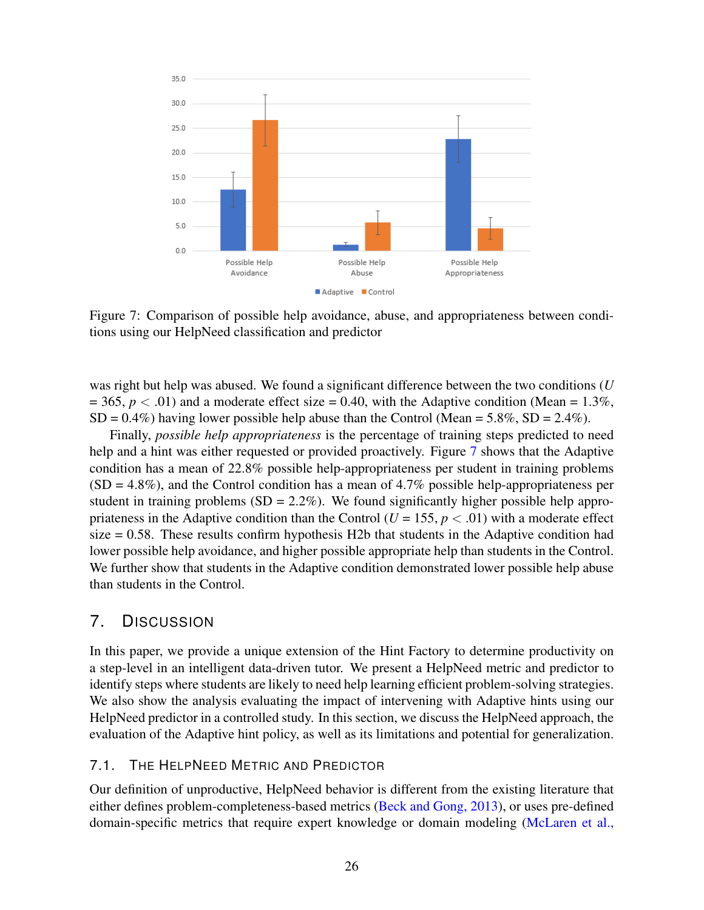Figure 7: Comparison of possible help avoidance, abuse, and appropriateness between conditions using our HelpNeed classification and predictor

was right but help was abused. We found a significant difference between the two conditions ($U$ = 365, $p < .01$) and a moderate effect size = 0.40, with the Adaptive condition (Mean = 1.3%, SD = 0.4%) having lower possible help abuse than the Control (Mean = 5.8%, SD = 2.4%).

Finally, *possible help appropriateness* is the percentage of training steps predicted to need help and a hint was either requested or provided proactively. Figure 7 shows that the Adaptive condition has a mean of 22.8% possible help-appropriateness per student in training problems (SD = 4.8%), and the Control condition has a mean of 4.7% possible help-appropriateness per student in training problems (SD = 2.2%). We found significantly higher possible help appropriateness in the Adaptive condition than the Control ($U$ = 155, $p < .01$) with a moderate effect size = 0.58. These results confirm hypothesis H2b that students in the Adaptive condition had lower possible help avoidance, and higher possible appropriate help than students in the Control. We further show that students in the Adaptive condition demonstrated lower possible help abuse than students in the Control.

## 7. Discussion

In this paper, we provide a unique extension of the Hint Factory to determine productivity on a step-level in an intelligent data-driven tutor. We present a HelpNeed metric and predictor to identify steps where students are likely to need help learning efficient problem-solving strategies. We also show the analysis evaluating the impact of intervening with Adaptive hints using our HelpNeed predictor in a controlled study. In this section, we discuss the HelpNeed approach, the evaluation of the Adaptive hint policy, as well as its limitations and potential for generalization.

### 7.1. The HelpNeed Metric and Predictor

Our definition of unproductive, HelpNeed behavior is different from the existing literature that either defines problem-completeness-based metrics (Beck and Gong, 2013), or uses pre-defined domain-specific metrics that require expert knowledge or domain modeling (McLaren et al.,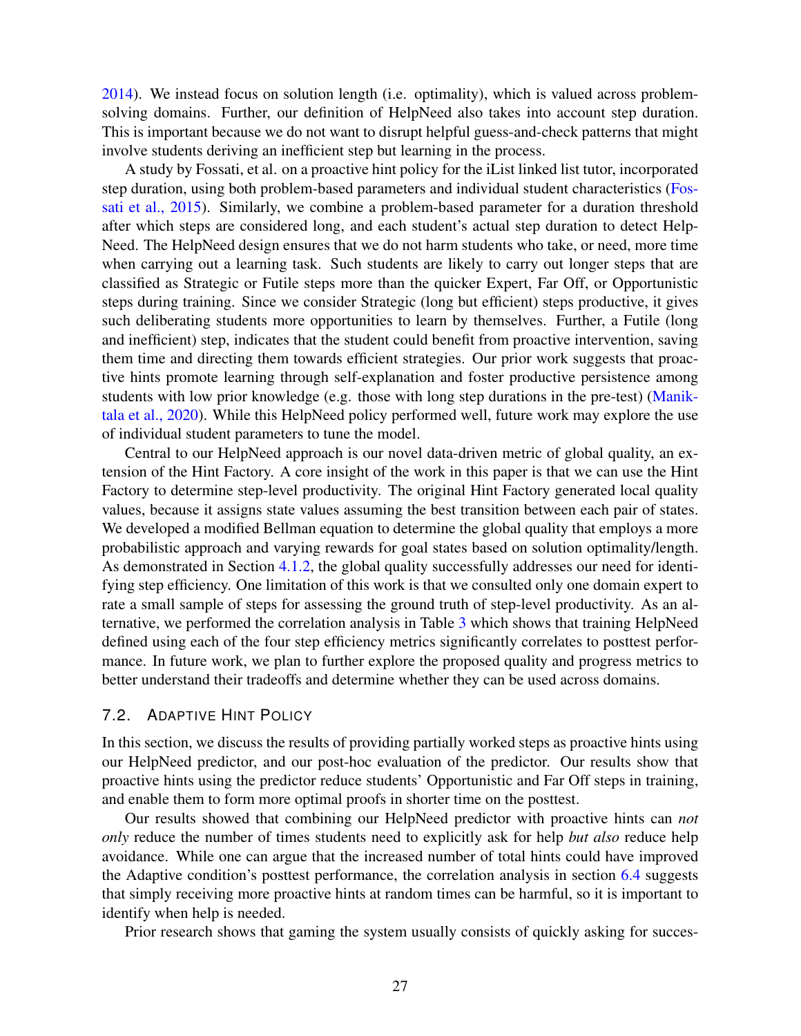2014). We instead focus on solution length (i.e. optimality), which is valued across problem-solving domains. Further, our definition of HelpNeed also takes into account step duration. This is important because we do not want to disrupt helpful guess-and-check patterns that might involve students deriving an inefficient step but learning in the process.

A study by Fossati, et al. on a proactive hint policy for the iList linked list tutor, incorporated step duration, using both problem-based parameters and individual student characteristics (Fossati et al., 2015). Similarly, we combine a problem-based parameter for a duration threshold after which steps are considered long, and each student's actual step duration to detect HelpNeed. The HelpNeed design ensures that we do not harm students who take, or need, more time when carrying out a learning task. Such students are likely to carry out longer steps that are classified as Strategic or Futile steps more than the quicker Expert, Far Off, or Opportunistic steps during training. Since we consider Strategic (long but efficient) steps productive, it gives such deliberating students more opportunities to learn by themselves. Further, a Futile (long and inefficient) step, indicates that the student could benefit from proactive intervention, saving them time and directing them towards efficient strategies. Our prior work suggests that proactive hints promote learning through self-explanation and foster productive persistence among students with low prior knowledge (e.g. those with long step durations in the pre-test) (Maniktala et al., 2020). While this HelpNeed policy performed well, future work may explore the use of individual student parameters to tune the model.

Central to our HelpNeed approach is our novel data-driven metric of global quality, an extension of the Hint Factory. A core insight of the work in this paper is that we can use the Hint Factory to determine step-level productivity. The original Hint Factory generated local quality values, because it assigns state values assuming the best transition between each pair of states. We developed a modified Bellman equation to determine the global quality that employs a more probabilistic approach and varying rewards for goal states based on solution optimality/length. As demonstrated in Section 4.1.2, the global quality successfully addresses our need for identifying step efficiency. One limitation of this work is that we consulted only one domain expert to rate a small sample of steps for assessing the ground truth of step-level productivity. As an alternative, we performed the correlation analysis in Table 3 which shows that training HelpNeed defined using each of the four step efficiency metrics significantly correlates to posttest performance. In future work, we plan to further explore the proposed quality and progress metrics to better understand their tradeoffs and determine whether they can be used across domains.

## 7.2. Adaptive Hint Policy

In this section, we discuss the results of providing partially worked steps as proactive hints using our HelpNeed predictor, and our post-hoc evaluation of the predictor. Our results show that proactive hints using the predictor reduce students' Opportunistic and Far Off steps in training, and enable them to form more optimal proofs in shorter time on the posttest.

Our results showed that combining our HelpNeed predictor with proactive hints can *not only* reduce the number of times students need to explicitly ask for help *but also* reduce help avoidance. While one can argue that the increased number of total hints could have improved the Adaptive condition's posttest performance, the correlation analysis in section 6.4 suggests that simply receiving more proactive hints at random times can be harmful, so it is important to identify when help is needed.

Prior research shows that gaming the system usually consists of quickly asking for succes-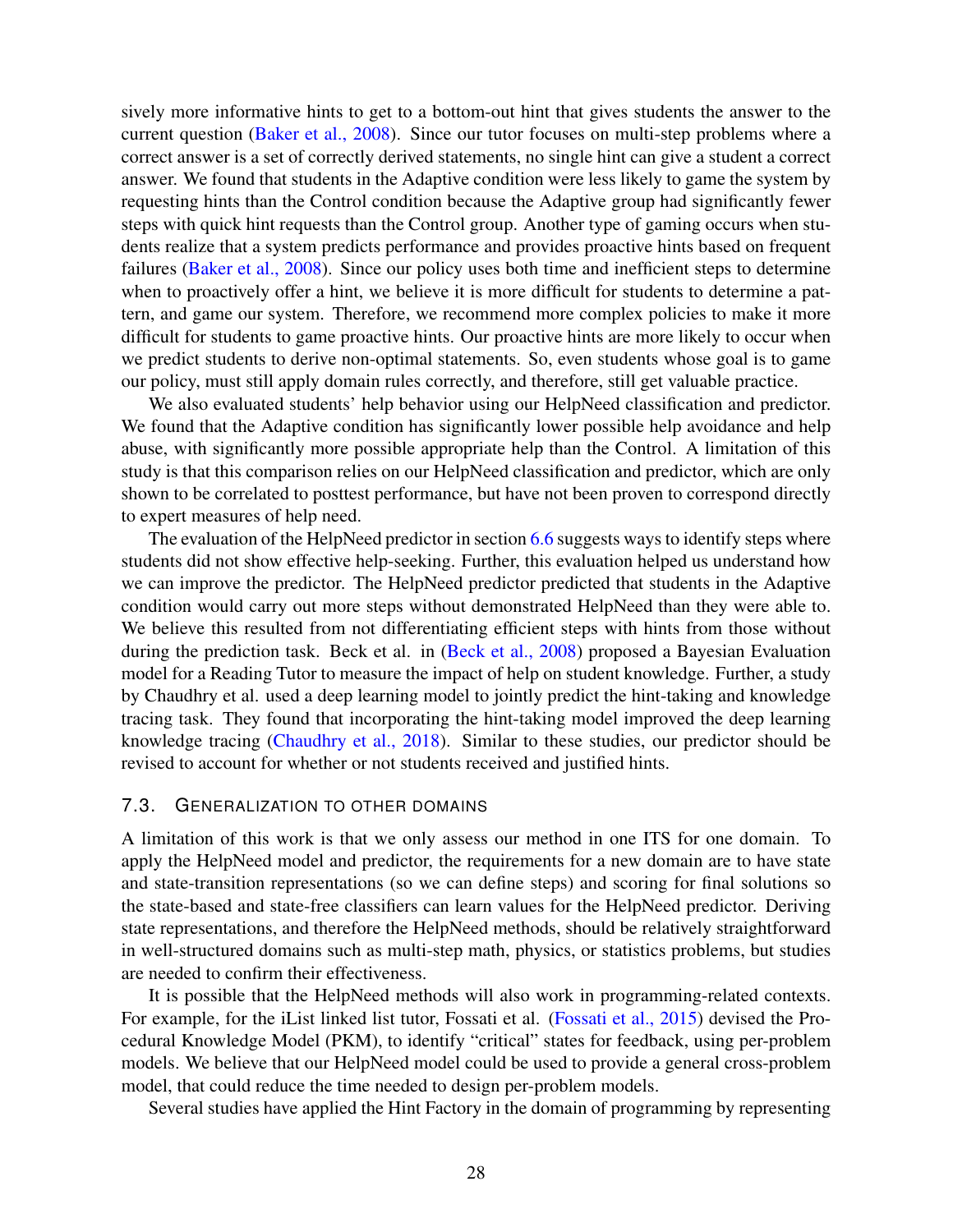sively more informative hints to get to a bottom-out hint that gives students the answer to the current question (Baker et al., 2008). Since our tutor focuses on multi-step problems where a correct answer is a set of correctly derived statements, no single hint can give a student a correct answer. We found that students in the Adaptive condition were less likely to game the system by requesting hints than the Control condition because the Adaptive group had significantly fewer steps with quick hint requests than the Control group. Another type of gaming occurs when students realize that a system predicts performance and provides proactive hints based on frequent failures (Baker et al., 2008). Since our policy uses both time and inefficient steps to determine when to proactively offer a hint, we believe it is more difficult for students to determine a pattern, and game our system. Therefore, we recommend more complex policies to make it more difficult for students to game proactive hints. Our proactive hints are more likely to occur when we predict students to derive non-optimal statements. So, even students whose goal is to game our policy, must still apply domain rules correctly, and therefore, still get valuable practice.

We also evaluated students' help behavior using our HelpNeed classification and predictor. We found that the Adaptive condition has significantly lower possible help avoidance and help abuse, with significantly more possible appropriate help than the Control. A limitation of this study is that this comparison relies on our HelpNeed classification and predictor, which are only shown to be correlated to posttest performance, but have not been proven to correspond directly to expert measures of help need.

The evaluation of the HelpNeed predictor in section 6.6 suggests ways to identify steps where students did not show effective help-seeking. Further, this evaluation helped us understand how we can improve the predictor. The HelpNeed predictor predicted that students in the Adaptive condition would carry out more steps without demonstrated HelpNeed than they were able to. We believe this resulted from not differentiating efficient steps with hints from those without during the prediction task. Beck et al. in (Beck et al., 2008) proposed a Bayesian Evaluation model for a Reading Tutor to measure the impact of help on student knowledge. Further, a study by Chaudhry et al. used a deep learning model to jointly predict the hint-taking and knowledge tracing task. They found that incorporating the hint-taking model improved the deep learning knowledge tracing (Chaudhry et al., 2018). Similar to these studies, our predictor should be revised to account for whether or not students received and justified hints.

### 7.3. Generalization to other domains

A limitation of this work is that we only assess our method in one ITS for one domain. To apply the HelpNeed model and predictor, the requirements for a new domain are to have state and state-transition representations (so we can define steps) and scoring for final solutions so the state-based and state-free classifiers can learn values for the HelpNeed predictor. Deriving state representations, and therefore the HelpNeed methods, should be relatively straightforward in well-structured domains such as multi-step math, physics, or statistics problems, but studies are needed to confirm their effectiveness.

It is possible that the HelpNeed methods will also work in programming-related contexts. For example, for the iList linked list tutor, Fossati et al. (Fossati et al., 2015) devised the Procedural Knowledge Model (PKM), to identify "critical" states for feedback, using per-problem models. We believe that our HelpNeed model could be used to provide a general cross-problem model, that could reduce the time needed to design per-problem models.

Several studies have applied the Hint Factory in the domain of programming by representing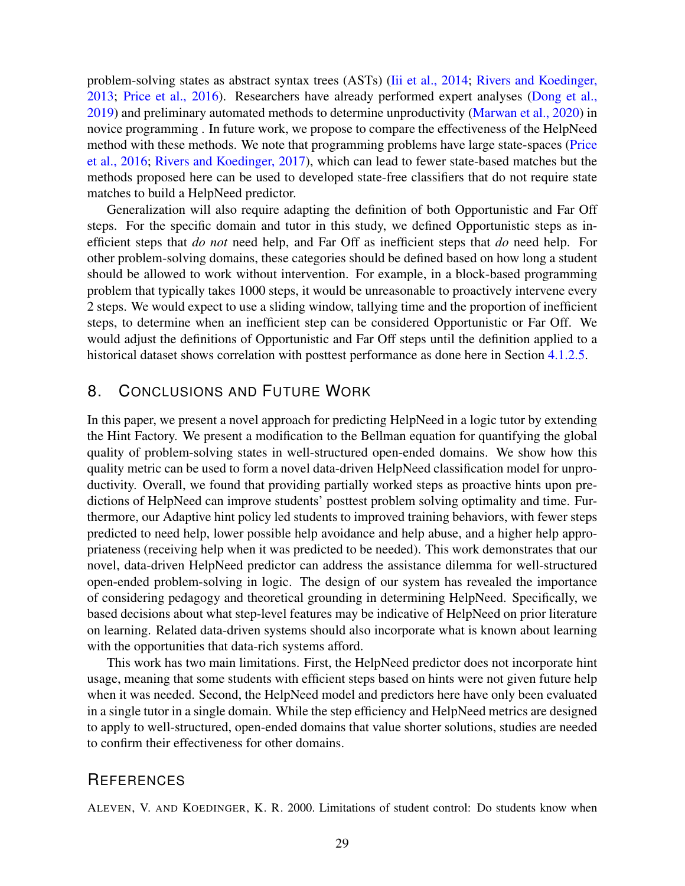problem-solving states as abstract syntax trees (ASTs) (Iii et al., 2014; Rivers and Koedinger, 2013; Price et al., 2016). Researchers have already performed expert analyses (Dong et al., 2019) and preliminary automated methods to determine unproductivity (Marwan et al., 2020) in novice programming . In future work, we propose to compare the effectiveness of the HelpNeed method with these methods. We note that programming problems have large state-spaces (Price et al., 2016; Rivers and Koedinger, 2017), which can lead to fewer state-based matches but the methods proposed here can be used to developed state-free classifiers that do not require state matches to build a HelpNeed predictor.

Generalization will also require adapting the definition of both Opportunistic and Far Off steps. For the specific domain and tutor in this study, we defined Opportunistic steps as inefficient steps that *do not* need help, and Far Off as inefficient steps that *do* need help. For other problem-solving domains, these categories should be defined based on how long a student should be allowed to work without intervention. For example, in a block-based programming problem that typically takes 1000 steps, it would be unreasonable to proactively intervene every 2 steps. We would expect to use a sliding window, tallying time and the proportion of inefficient steps, to determine when an inefficient step can be considered Opportunistic or Far Off. We would adjust the definitions of Opportunistic and Far Off steps until the definition applied to a historical dataset shows correlation with posttest performance as done here in Section 4.1.2.5.

## 8. Conclusions and Future Work

In this paper, we present a novel approach for predicting HelpNeed in a logic tutor by extending the Hint Factory. We present a modification to the Bellman equation for quantifying the global quality of problem-solving states in well-structured open-ended domains. We show how this quality metric can be used to form a novel data-driven HelpNeed classification model for unproductivity. Overall, we found that providing partially worked steps as proactive hints upon predictions of HelpNeed can improve students' posttest problem solving optimality and time. Furthermore, our Adaptive hint policy led students to improved training behaviors, with fewer steps predicted to need help, lower possible help avoidance and help abuse, and a higher help appropriateness (receiving help when it was predicted to be needed). This work demonstrates that our novel, data-driven HelpNeed predictor can address the assistance dilemma for well-structured open-ended problem-solving in logic. The design of our system has revealed the importance of considering pedagogy and theoretical grounding in determining HelpNeed. Specifically, we based decisions about what step-level features may be indicative of HelpNeed on prior literature on learning. Related data-driven systems should also incorporate what is known about learning with the opportunities that data-rich systems afford.

This work has two main limitations. First, the HelpNeed predictor does not incorporate hint usage, meaning that some students with efficient steps based on hints were not given future help when it was needed. Second, the HelpNeed model and predictors here have only been evaluated in a single tutor in a single domain. While the step efficiency and HelpNeed metrics are designed to apply to well-structured, open-ended domains that value shorter solutions, studies are needed to confirm their effectiveness for other domains.

## References

Aleven, V. and Koedinger, K. R. 2000. Limitations of student control: Do students know when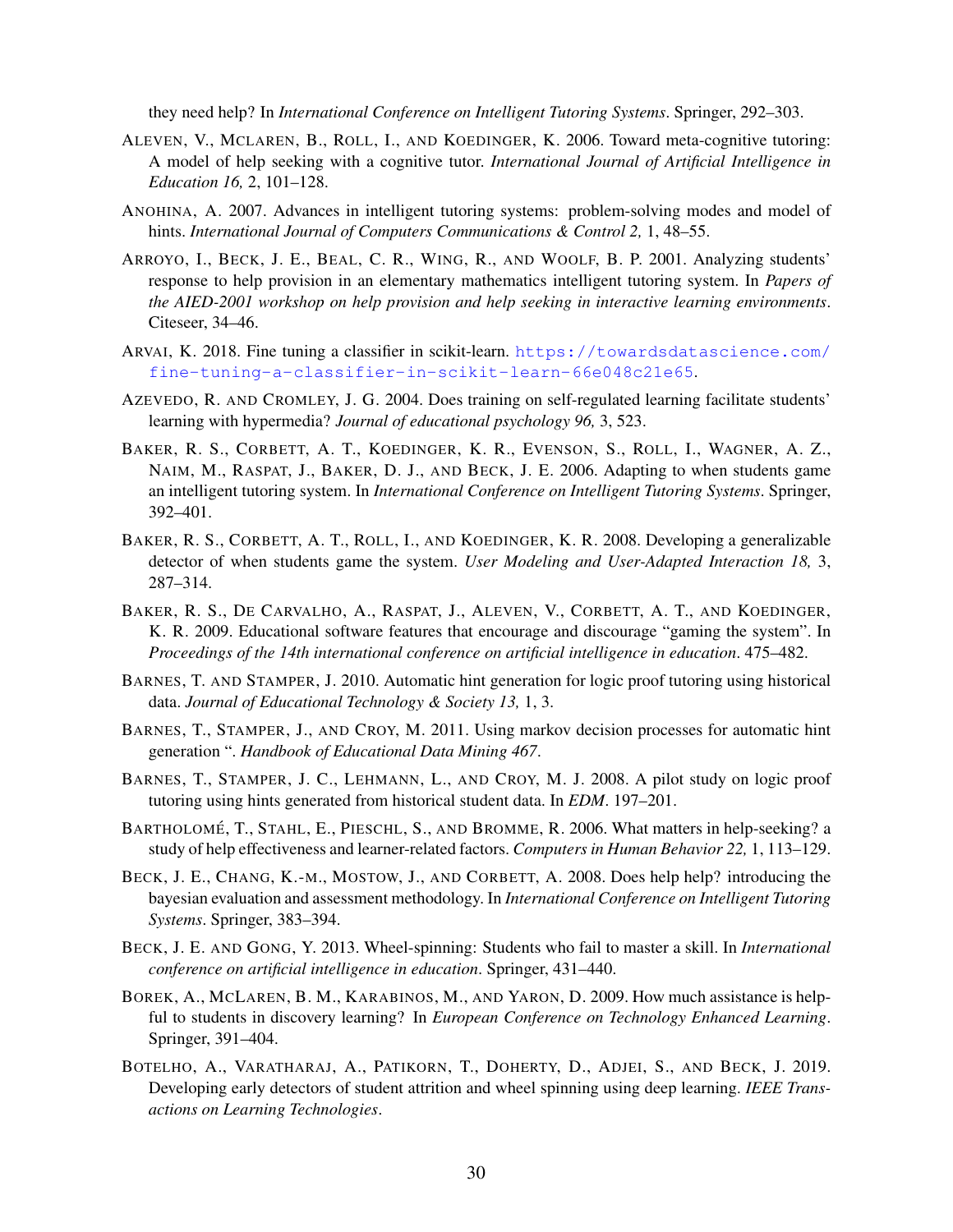they need help? In *International Conference on Intelligent Tutoring Systems*. Springer, 292–303.

ALEVEN, V., MCLAREN, B., ROLL, I., AND KOEDINGER, K. 2006. Toward meta-cognitive tutoring: A model of help seeking with a cognitive tutor. *International Journal of Artificial Intelligence in Education 16,* 2, 101–128.

ANOHINA, A. 2007. Advances in intelligent tutoring systems: problem-solving modes and model of hints. *International Journal of Computers Communications & Control 2,* 1, 48–55.

ARROYO, I., BECK, J. E., BEAL, C. R., WING, R., AND WOOLF, B. P. 2001. Analyzing students' response to help provision in an elementary mathematics intelligent tutoring system. In *Papers of the AIED-2001 workshop on help provision and help seeking in interactive learning environments*. Citeseer, 34–46.

ARVAI, K. 2018. Fine tuning a classifier in scikit-learn. https://towardsdatascience.com/fine-tuning-a-classifier-in-scikit-learn-66e048c21e65.

AZEVEDO, R. AND CROMLEY, J. G. 2004. Does training on self-regulated learning facilitate students' learning with hypermedia? *Journal of educational psychology 96,* 3, 523.

BAKER, R. S., CORBETT, A. T., KOEDINGER, K. R., EVENSON, S., ROLL, I., WAGNER, A. Z., NAIM, M., RASPAT, J., BAKER, D. J., AND BECK, J. E. 2006. Adapting to when students game an intelligent tutoring system. In *International Conference on Intelligent Tutoring Systems*. Springer, 392–401.

BAKER, R. S., CORBETT, A. T., ROLL, I., AND KOEDINGER, K. R. 2008. Developing a generalizable detector of when students game the system. *User Modeling and User-Adapted Interaction 18,* 3, 287–314.

BAKER, R. S., DE CARVALHO, A., RASPAT, J., ALEVEN, V., CORBETT, A. T., AND KOEDINGER, K. R. 2009. Educational software features that encourage and discourage "gaming the system". In *Proceedings of the 14th international conference on artificial intelligence in education*. 475–482.

BARNES, T. AND STAMPER, J. 2010. Automatic hint generation for logic proof tutoring using historical data. *Journal of Educational Technology & Society 13,* 1, 3.

BARNES, T., STAMPER, J., AND CROY, M. 2011. Using markov decision processes for automatic hint generation ". *Handbook of Educational Data Mining 467*.

BARNES, T., STAMPER, J. C., LEHMANN, L., AND CROY, M. J. 2008. A pilot study on logic proof tutoring using hints generated from historical student data. In *EDM*. 197–201.

BARTHOLOMÉ, T., STAHL, E., PIESCHL, S., AND BROMME, R. 2006. What matters in help-seeking? a study of help effectiveness and learner-related factors. *Computers in Human Behavior 22,* 1, 113–129.

BECK, J. E., CHANG, K.-M., MOSTOW, J., AND CORBETT, A. 2008. Does help help? introducing the bayesian evaluation and assessment methodology. In *International Conference on Intelligent Tutoring Systems*. Springer, 383–394.

BECK, J. E. AND GONG, Y. 2013. Wheel-spinning: Students who fail to master a skill. In *International conference on artificial intelligence in education*. Springer, 431–440.

BOREK, A., MCLAREN, B. M., KARABINOS, M., AND YARON, D. 2009. How much assistance is helpful to students in discovery learning? In *European Conference on Technology Enhanced Learning*. Springer, 391–404.

BOTELHO, A., VARATHARAJ, A., PATIKORN, T., DOHERTY, D., ADJEI, S., AND BECK, J. 2019. Developing early detectors of student attrition and wheel spinning using deep learning. *IEEE Transactions on Learning Technologies*.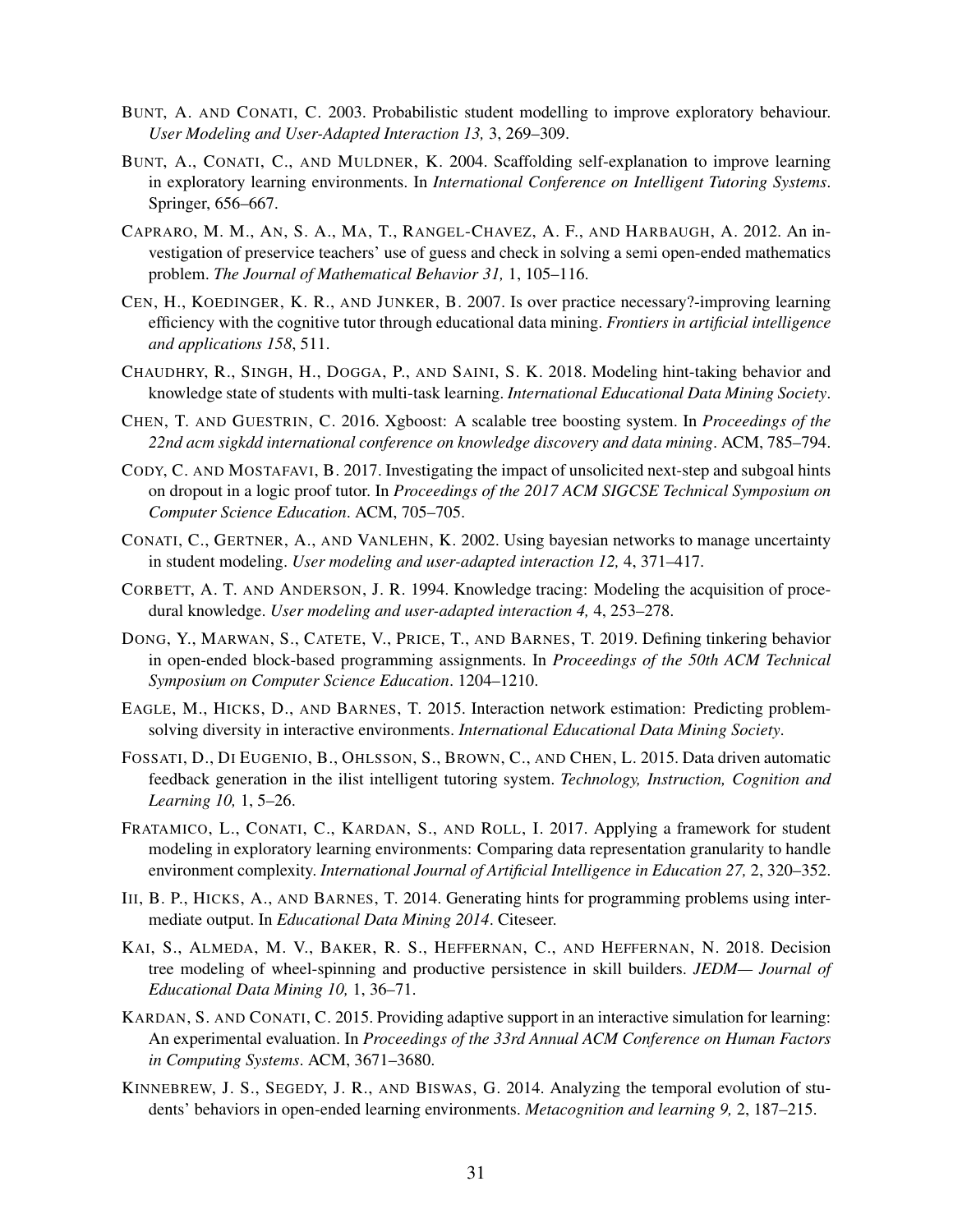BUNT, A. AND CONATI, C. 2003. Probabilistic student modelling to improve exploratory behaviour. *User Modeling and User-Adapted Interaction 13,* 3, 269–309.

BUNT, A., CONATI, C., AND MULDNER, K. 2004. Scaffolding self-explanation to improve learning in exploratory learning environments. In *International Conference on Intelligent Tutoring Systems*. Springer, 656–667.

CAPRARO, M. M., AN, S. A., MA, T., RANGEL-CHAVEZ, A. F., AND HARBAUGH, A. 2012. An investigation of preservice teachers' use of guess and check in solving a semi open-ended mathematics problem. *The Journal of Mathematical Behavior 31,* 1, 105–116.

CEN, H., KOEDINGER, K. R., AND JUNKER, B. 2007. Is over practice necessary?-improving learning efficiency with the cognitive tutor through educational data mining. *Frontiers in artificial intelligence and applications 158*, 511.

CHAUDHRY, R., SINGH, H., DOGGA, P., AND SAINI, S. K. 2018. Modeling hint-taking behavior and knowledge state of students with multi-task learning. *International Educational Data Mining Society*.

CHEN, T. AND GUESTRIN, C. 2016. Xgboost: A scalable tree boosting system. In *Proceedings of the 22nd acm sigkdd international conference on knowledge discovery and data mining*. ACM, 785–794.

CODY, C. AND MOSTAFAVI, B. 2017. Investigating the impact of unsolicited next-step and subgoal hints on dropout in a logic proof tutor. In *Proceedings of the 2017 ACM SIGCSE Technical Symposium on Computer Science Education*. ACM, 705–705.

CONATI, C., GERTNER, A., AND VANLEHN, K. 2002. Using bayesian networks to manage uncertainty in student modeling. *User modeling and user-adapted interaction 12,* 4, 371–417.

CORBETT, A. T. AND ANDERSON, J. R. 1994. Knowledge tracing: Modeling the acquisition of procedural knowledge. *User modeling and user-adapted interaction 4,* 4, 253–278.

DONG, Y., MARWAN, S., CATETE, V., PRICE, T., AND BARNES, T. 2019. Defining tinkering behavior in open-ended block-based programming assignments. In *Proceedings of the 50th ACM Technical Symposium on Computer Science Education*. 1204–1210.

EAGLE, M., HICKS, D., AND BARNES, T. 2015. Interaction network estimation: Predicting problem-solving diversity in interactive environments. *International Educational Data Mining Society*.

FOSSATI, D., DI EUGENIO, B., OHLSSON, S., BROWN, C., AND CHEN, L. 2015. Data driven automatic feedback generation in the ilist intelligent tutoring system. *Technology, Instruction, Cognition and Learning 10,* 1, 5–26.

FRATAMICO, L., CONATI, C., KARDAN, S., AND ROLL, I. 2017. Applying a framework for student modeling in exploratory learning environments: Comparing data representation granularity to handle environment complexity. *International Journal of Artificial Intelligence in Education 27,* 2, 320–352.

III, B. P., HICKS, A., AND BARNES, T. 2014. Generating hints for programming problems using intermediate output. In *Educational Data Mining 2014*. Citeseer.

KAI, S., ALMEDA, M. V., BAKER, R. S., HEFFERNAN, C., AND HEFFERNAN, N. 2018. Decision tree modeling of wheel-spinning and productive persistence in skill builders. *JEDM— Journal of Educational Data Mining 10,* 1, 36–71.

KARDAN, S. AND CONATI, C. 2015. Providing adaptive support in an interactive simulation for learning: An experimental evaluation. In *Proceedings of the 33rd Annual ACM Conference on Human Factors in Computing Systems*. ACM, 3671–3680.

KINNEBREW, J. S., SEGEDY, J. R., AND BISWAS, G. 2014. Analyzing the temporal evolution of students' behaviors in open-ended learning environments. *Metacognition and learning 9,* 2, 187–215.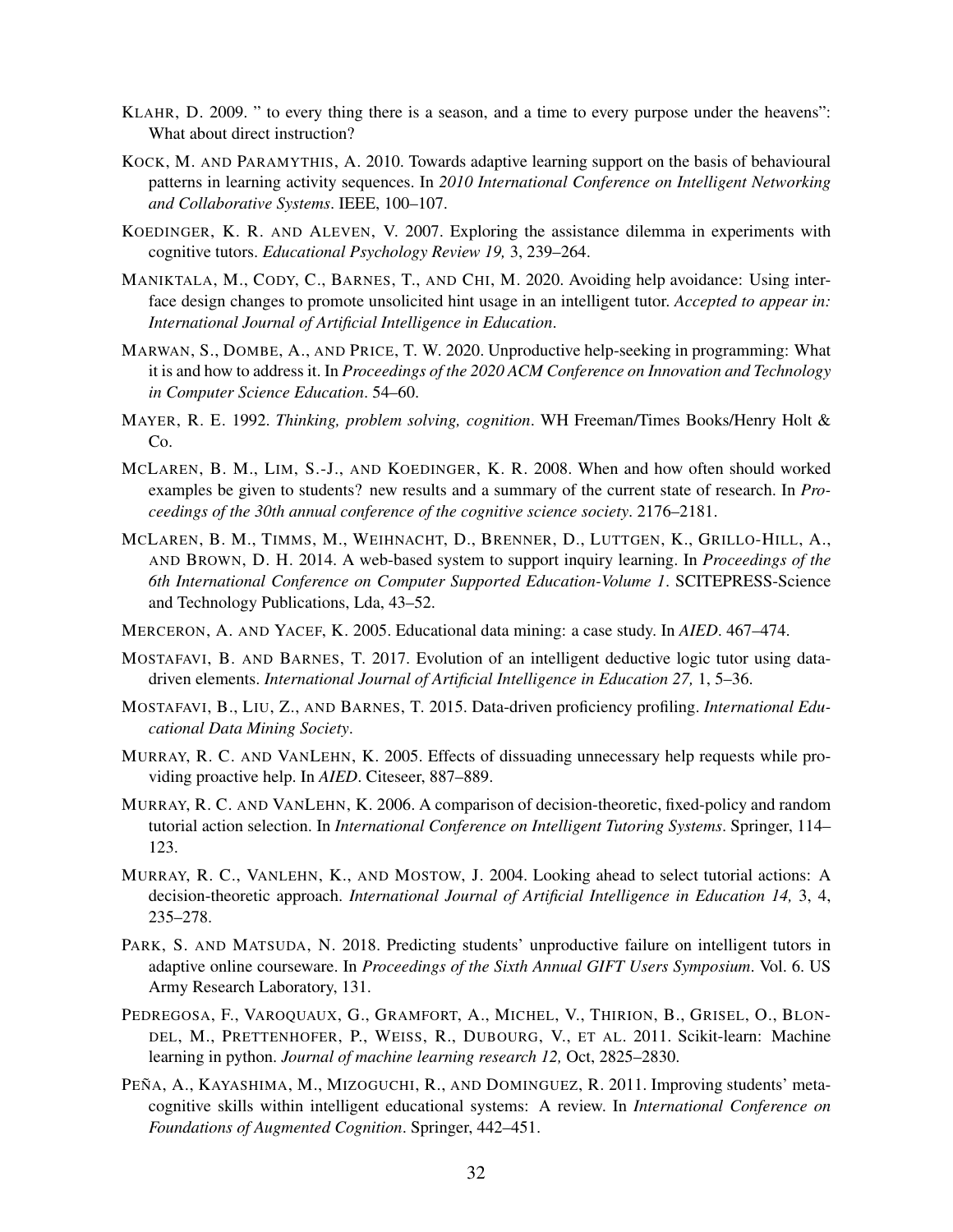KLAHR, D. 2009. " to every thing there is a season, and a time to every purpose under the heavens": What about direct instruction?

KOCK, M. AND PARAMYTHIS, A. 2010. Towards adaptive learning support on the basis of behavioural patterns in learning activity sequences. In *2010 International Conference on Intelligent Networking and Collaborative Systems*. IEEE, 100–107.

KOEDINGER, K. R. AND ALEVEN, V. 2007. Exploring the assistance dilemma in experiments with cognitive tutors. *Educational Psychology Review 19,* 3, 239–264.

MANIKTALA, M., CODY, C., BARNES, T., AND CHI, M. 2020. Avoiding help avoidance: Using interface design changes to promote unsolicited hint usage in an intelligent tutor. *Accepted to appear in: International Journal of Artificial Intelligence in Education*.

MARWAN, S., DOMBE, A., AND PRICE, T. W. 2020. Unproductive help-seeking in programming: What it is and how to address it. In *Proceedings of the 2020 ACM Conference on Innovation and Technology in Computer Science Education*. 54–60.

MAYER, R. E. 1992. *Thinking, problem solving, cognition*. WH Freeman/Times Books/Henry Holt & Co.

MCLAREN, B. M., LIM, S.-J., AND KOEDINGER, K. R. 2008. When and how often should worked examples be given to students? new results and a summary of the current state of research. In *Proceedings of the 30th annual conference of the cognitive science society*. 2176–2181.

MCLAREN, B. M., TIMMS, M., WEIHNACHT, D., BRENNER, D., LUTTGEN, K., GRILLO-HILL, A., AND BROWN, D. H. 2014. A web-based system to support inquiry learning. In *Proceedings of the 6th International Conference on Computer Supported Education-Volume 1*. SCITEPRESS-Science and Technology Publications, Lda, 43–52.

MERCERON, A. AND YACEF, K. 2005. Educational data mining: a case study. In *AIED*. 467–474.

MOSTAFAVI, B. AND BARNES, T. 2017. Evolution of an intelligent deductive logic tutor using data-driven elements. *International Journal of Artificial Intelligence in Education 27,* 1, 5–36.

MOSTAFAVI, B., LIU, Z., AND BARNES, T. 2015. Data-driven proficiency profiling. *International Educational Data Mining Society*.

MURRAY, R. C. AND VANLEHN, K. 2005. Effects of dissuading unnecessary help requests while providing proactive help. In *AIED*. Citeseer, 887–889.

MURRAY, R. C. AND VANLEHN, K. 2006. A comparison of decision-theoretic, fixed-policy and random tutorial action selection. In *International Conference on Intelligent Tutoring Systems*. Springer, 114–123.

MURRAY, R. C., VANLEHN, K., AND MOSTOW, J. 2004. Looking ahead to select tutorial actions: A decision-theoretic approach. *International Journal of Artificial Intelligence in Education 14,* 3, 4, 235–278.

PARK, S. AND MATSUDA, N. 2018. Predicting students' unproductive failure on intelligent tutors in adaptive online courseware. In *Proceedings of the Sixth Annual GIFT Users Symposium*. Vol. 6. US Army Research Laboratory, 131.

PEDREGOSA, F., VAROQUAUX, G., GRAMFORT, A., MICHEL, V., THIRION, B., GRISEL, O., BLONDEL, M., PRETTENHOFER, P., WEISS, R., DUBOURG, V., ET AL. 2011. Scikit-learn: Machine learning in python. *Journal of machine learning research 12,* Oct, 2825–2830.

PEÑA, A., KAYASHIMA, M., MIZOGUCHI, R., AND DOMINGUEZ, R. 2011. Improving students' meta-cognitive skills within intelligent educational systems: A review. In *International Conference on Foundations of Augmented Cognition*. Springer, 442–451.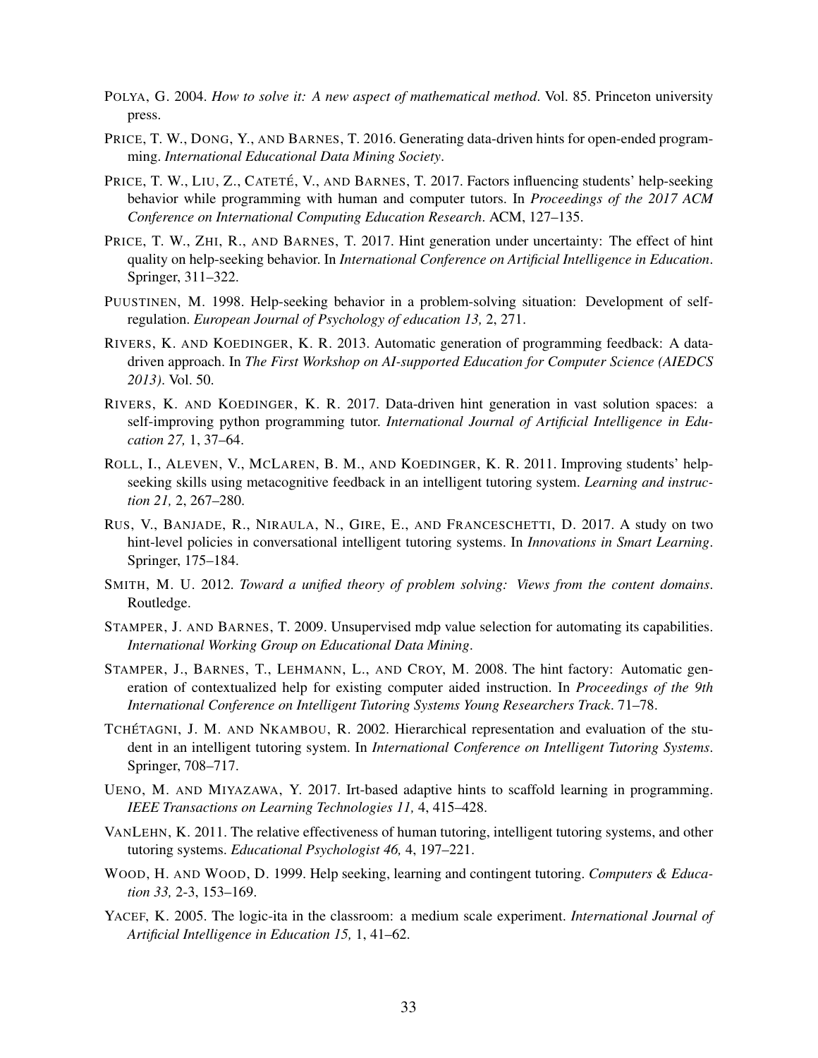POLYA, G. 2004. *How to solve it: A new aspect of mathematical method*. Vol. 85. Princeton university press.

PRICE, T. W., DONG, Y., AND BARNES, T. 2016. Generating data-driven hints for open-ended programming. *International Educational Data Mining Society*.

PRICE, T. W., LIU, Z., CATETÉ, V., AND BARNES, T. 2017. Factors influencing students' help-seeking behavior while programming with human and computer tutors. In *Proceedings of the 2017 ACM Conference on International Computing Education Research*. ACM, 127–135.

PRICE, T. W., ZHI, R., AND BARNES, T. 2017. Hint generation under uncertainty: The effect of hint quality on help-seeking behavior. In *International Conference on Artificial Intelligence in Education*. Springer, 311–322.

PUUSTINEN, M. 1998. Help-seeking behavior in a problem-solving situation: Development of self-regulation. *European Journal of Psychology of education 13,* 2, 271.

RIVERS, K. AND KOEDINGER, K. R. 2013. Automatic generation of programming feedback: A data-driven approach. In *The First Workshop on AI-supported Education for Computer Science (AIEDCS 2013)*. Vol. 50.

RIVERS, K. AND KOEDINGER, K. R. 2017. Data-driven hint generation in vast solution spaces: a self-improving python programming tutor. *International Journal of Artificial Intelligence in Education 27,* 1, 37–64.

ROLL, I., ALEVEN, V., MCLAREN, B. M., AND KOEDINGER, K. R. 2011. Improving students' help-seeking skills using metacognitive feedback in an intelligent tutoring system. *Learning and instruction 21,* 2, 267–280.

RUS, V., BANJADE, R., NIRAULA, N., GIRE, E., AND FRANCESCHETTI, D. 2017. A study on two hint-level policies in conversational intelligent tutoring systems. In *Innovations in Smart Learning*. Springer, 175–184.

SMITH, M. U. 2012. *Toward a unified theory of problem solving: Views from the content domains*. Routledge.

STAMPER, J. AND BARNES, T. 2009. Unsupervised mdp value selection for automating its capabilities. *International Working Group on Educational Data Mining*.

STAMPER, J., BARNES, T., LEHMANN, L., AND CROY, M. 2008. The hint factory: Automatic generation of contextualized help for existing computer aided instruction. In *Proceedings of the 9th International Conference on Intelligent Tutoring Systems Young Researchers Track*. 71–78.

TCHÉTAGNI, J. M. AND NKAMBOU, R. 2002. Hierarchical representation and evaluation of the student in an intelligent tutoring system. In *International Conference on Intelligent Tutoring Systems*. Springer, 708–717.

UENO, M. AND MIYAZAWA, Y. 2017. Irt-based adaptive hints to scaffold learning in programming. *IEEE Transactions on Learning Technologies 11,* 4, 415–428.

VANLEHN, K. 2011. The relative effectiveness of human tutoring, intelligent tutoring systems, and other tutoring systems. *Educational Psychologist 46,* 4, 197–221.

WOOD, H. AND WOOD, D. 1999. Help seeking, learning and contingent tutoring. *Computers & Education 33,* 2-3, 153–169.

YACEF, K. 2005. The logic-ita in the classroom: a medium scale experiment. *International Journal of Artificial Intelligence in Education 15,* 1, 41–62.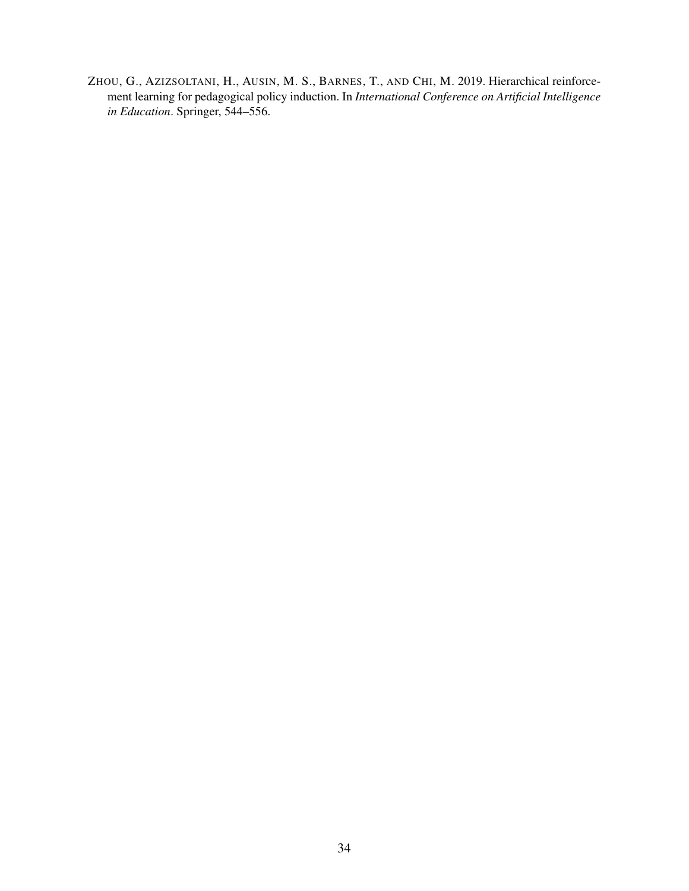ZHOU, G., AZIZSOLTANI, H., AUSIN, M. S., BARNES, T., AND CHI, M. 2019. Hierarchical reinforcement learning for pedagogical policy induction. In *International Conference on Artificial Intelligence in Education*. Springer, 544–556.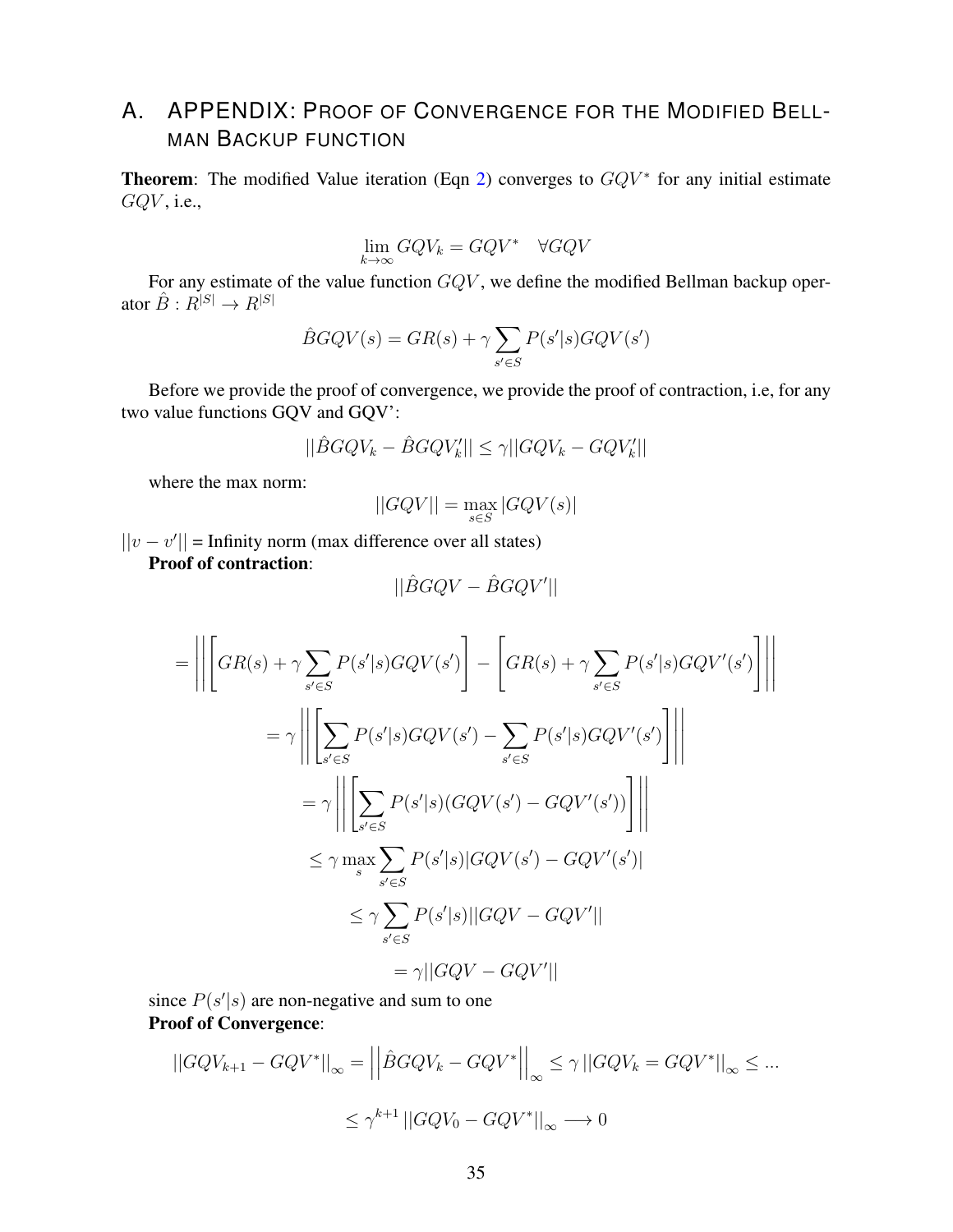# A. APPENDIX: PROOF OF CONVERGENCE FOR THE MODIFIED BELLMAN BACKUP FUNCTION

**Theorem**: The modified Value iteration (Eqn 2) converges to $GQV^*$ for any initial estimate $GQV$, i.e.,

$$\lim_{k\to\infty} GQV_k = GQV^* \quad \forall GQV$$

For any estimate of the value function $GQV$, we define the modified Bellman backup operator $\hat{B} : R^{|S|} \to R^{|S|}$

$$\hat{B}GQV(s) = GR(s) + \gamma \sum_{s' \in S} P(s'|s) GQV(s')$$

Before we provide the proof of convergence, we provide the proof of contraction, i.e, for any two value functions GQV and GQV':

$$||\hat{B}GQV_k - \hat{B}GQV_k'|| \leq \gamma ||GQV_k - GQV_k'||$$

where the max norm:

$$||GQV|| = \max_{s \in S} |GQV(s)|$$

$||v - v'||$ = Infinity norm (max difference over all states)

**Proof of contraction**:

$$||\hat{B}GQV - \hat{B}GQV'||$$

$$= \left|\left| \left[ GR(s) + \gamma \sum_{s' \in S} P(s'|s) GQV(s') \right] - \left[ GR(s) + \gamma \sum_{s' \in S} P(s'|s) GQV'(s') \right] \right|\right|$$

$$= \gamma \left|\left| \left[ \sum_{s' \in S} P(s'|s) GQV(s') - \sum_{s' \in S} P(s'|s) GQV'(s') \right] \right|\right|$$

$$= \gamma \left|\left| \left[ \sum_{s' \in S} P(s'|s)(GQV(s') - GQV'(s')) \right] \right|\right|$$

$$\leq \gamma \max_s \sum_{s' \in S} P(s'|s) |GQV(s') - GQV'(s')|$$

$$\leq \gamma \sum_{s' \in S} P(s'|s) ||GQV - GQV'||$$

$$= \gamma ||GQV - GQV'||$$

since $P(s'|s)$ are non-negative and sum to one

**Proof of Convergence**:

$$||GQV_{k+1} - GQV^*||_\infty = \left|\left| \hat{B}GQV_k - GQV^* \right|\right|_\infty \leq \gamma \, ||GQV_k = GQV^*||_\infty \leq ...$$

$$\leq \gamma^{k+1} \, ||GQV_0 - GQV^*||_\infty \longrightarrow 0$$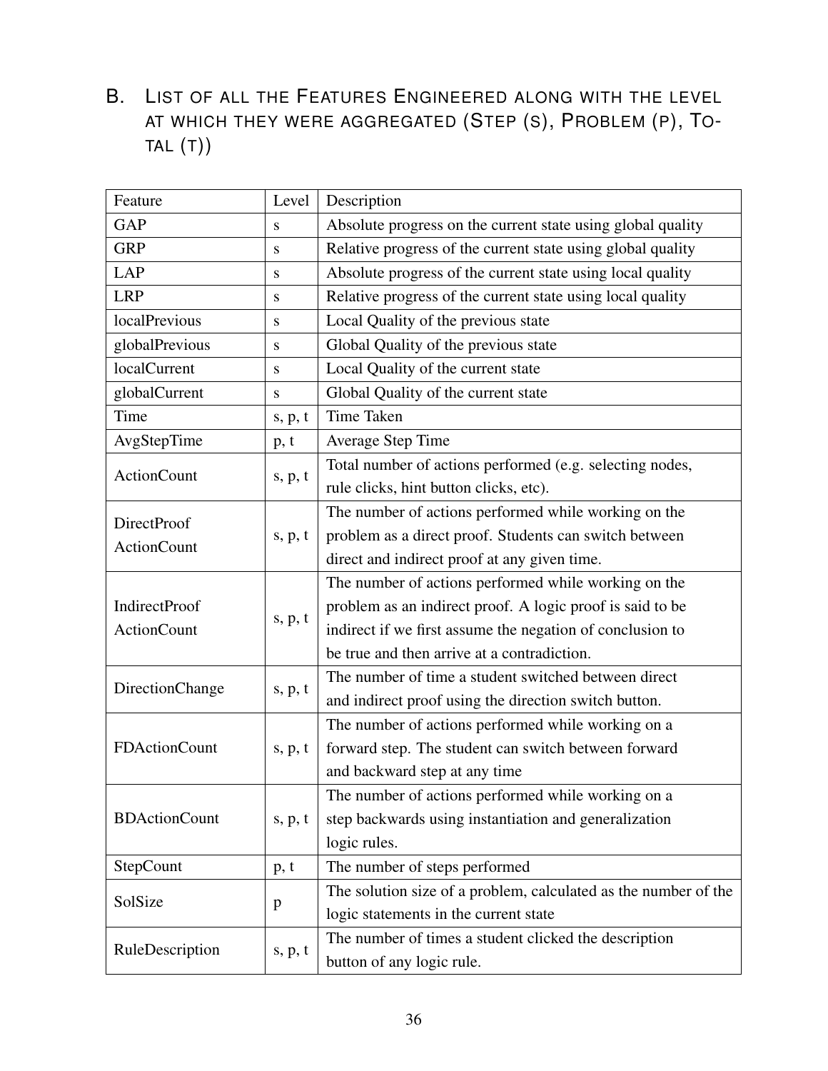## B. List of all the Features Engineered along with the level at which they were aggregated (Step (s), Problem (p), Total (t))

| Feature | Level | Description |
|---|---|---|
| GAP | s | Absolute progress on the current state using global quality |
| GRP | s | Relative progress of the current state using global quality |
| LAP | s | Absolute progress of the current state using local quality |
| LRP | s | Relative progress of the current state using local quality |
| localPrevious | s | Local Quality of the previous state |
| globalPrevious | s | Global Quality of the previous state |
| localCurrent | s | Local Quality of the current state |
| globalCurrent | s | Global Quality of the current state |
| Time | s, p, t | Time Taken |
| AvgStepTime | p, t | Average Step Time |
| ActionCount | s, p, t | Total number of actions performed (e.g. selecting nodes, rule clicks, hint button clicks, etc). |
| DirectProof ActionCount | s, p, t | The number of actions performed while working on the problem as a direct proof. Students can switch between direct and indirect proof at any given time. |
| IndirectProof ActionCount | s, p, t | The number of actions performed while working on the problem as an indirect proof. A logic proof is said to be indirect if we first assume the negation of conclusion to be true and then arrive at a contradiction. |
| DirectionChange | s, p, t | The number of time a student switched between direct and indirect proof using the direction switch button. |
| FDActionCount | s, p, t | The number of actions performed while working on a forward step. The student can switch between forward and backward step at any time |
| BDActionCount | s, p, t | The number of actions performed while working on a step backwards using instantiation and generalization logic rules. |
| StepCount | p, t | The number of steps performed |
| SolSize | p | The solution size of a problem, calculated as the number of the logic statements in the current state |
| RuleDescription | s, p, t | The number of times a student clicked the description button of any logic rule. |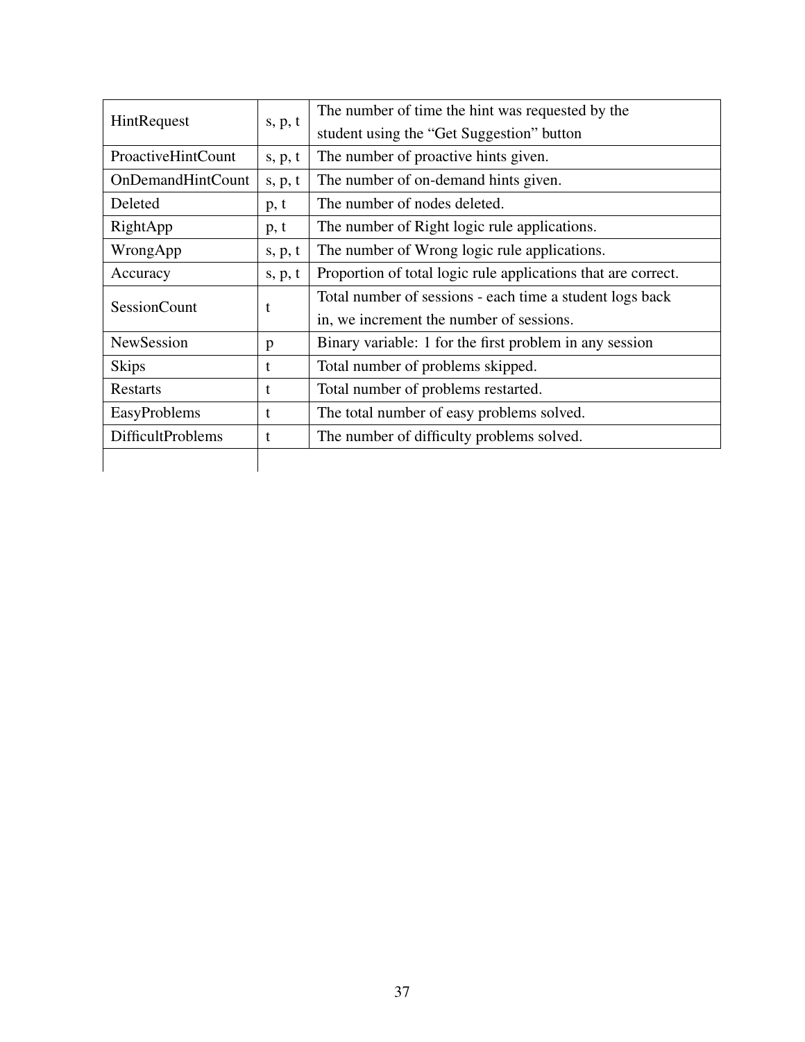| | | |
|---|---|---|
| HintRequest | s, p, t | The number of time the hint was requested by the student using the "Get Suggestion" button |
| ProactiveHintCount | s, p, t | The number of proactive hints given. |
| OnDemandHintCount | s, p, t | The number of on-demand hints given. |
| Deleted | p, t | The number of nodes deleted. |
| RightApp | p, t | The number of Right logic rule applications. |
| WrongApp | s, p, t | The number of Wrong logic rule applications. |
| Accuracy | s, p, t | Proportion of total logic rule applications that are correct. |
| SessionCount | t | Total number of sessions - each time a student logs back in, we increment the number of sessions. |
| NewSession | p | Binary variable: 1 for the first problem in any session |
| Skips | t | Total number of problems skipped. |
| Restarts | t | Total number of problems restarted. |
| EasyProblems | t | The total number of easy problems solved. |
| DifficultProblems | t | The number of difficulty problems solved. |
| | | |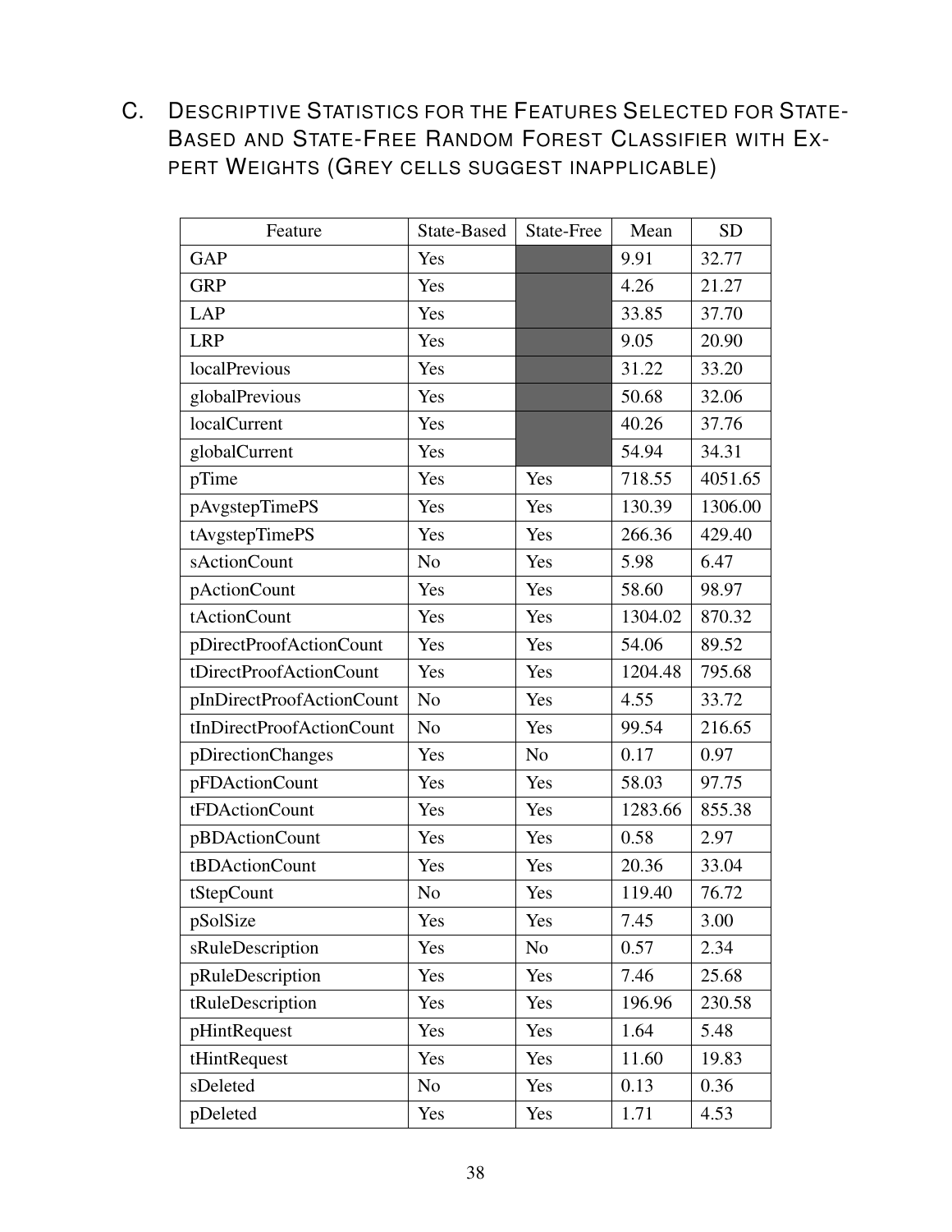## C. Descriptive Statistics for the Features Selected for State-Based and State-Free Random Forest Classifier with Expert Weights (Grey cells suggest inapplicable)

| Feature | State-Based | State-Free | Mean | SD |
|---|---|---|---|---|
| GAP | Yes | | 9.91 | 32.77 |
| GRP | Yes | | 4.26 | 21.27 |
| LAP | Yes | | 33.85 | 37.70 |
| LRP | Yes | | 9.05 | 20.90 |
| localPrevious | Yes | | 31.22 | 33.20 |
| globalPrevious | Yes | | 50.68 | 32.06 |
| localCurrent | Yes | | 40.26 | 37.76 |
| globalCurrent | Yes | | 54.94 | 34.31 |
| pTime | Yes | Yes | 718.55 | 4051.65 |
| pAvgstepTimePS | Yes | Yes | 130.39 | 1306.00 |
| tAvgstepTimePS | Yes | Yes | 266.36 | 429.40 |
| sActionCount | No | Yes | 5.98 | 6.47 |
| pActionCount | Yes | Yes | 58.60 | 98.97 |
| tActionCount | Yes | Yes | 1304.02 | 870.32 |
| pDirectProofActionCount | Yes | Yes | 54.06 | 89.52 |
| tDirectProofActionCount | Yes | Yes | 1204.48 | 795.68 |
| pInDirectProofActionCount | No | Yes | 4.55 | 33.72 |
| tInDirectProofActionCount | No | Yes | 99.54 | 216.65 |
| pDirectionChanges | Yes | No | 0.17 | 0.97 |
| pFDActionCount | Yes | Yes | 58.03 | 97.75 |
| tFDActionCount | Yes | Yes | 1283.66 | 855.38 |
| pBDActionCount | Yes | Yes | 0.58 | 2.97 |
| tBDActionCount | Yes | Yes | 20.36 | 33.04 |
| tStepCount | No | Yes | 119.40 | 76.72 |
| pSolSize | Yes | Yes | 7.45 | 3.00 |
| sRuleDescription | Yes | No | 0.57 | 2.34 |
| pRuleDescription | Yes | Yes | 7.46 | 25.68 |
| tRuleDescription | Yes | Yes | 196.96 | 230.58 |
| pHintRequest | Yes | Yes | 1.64 | 5.48 |
| tHintRequest | Yes | Yes | 11.60 | 19.83 |
| sDeleted | No | Yes | 0.13 | 0.36 |
| pDeleted | Yes | Yes | 1.71 | 4.53 |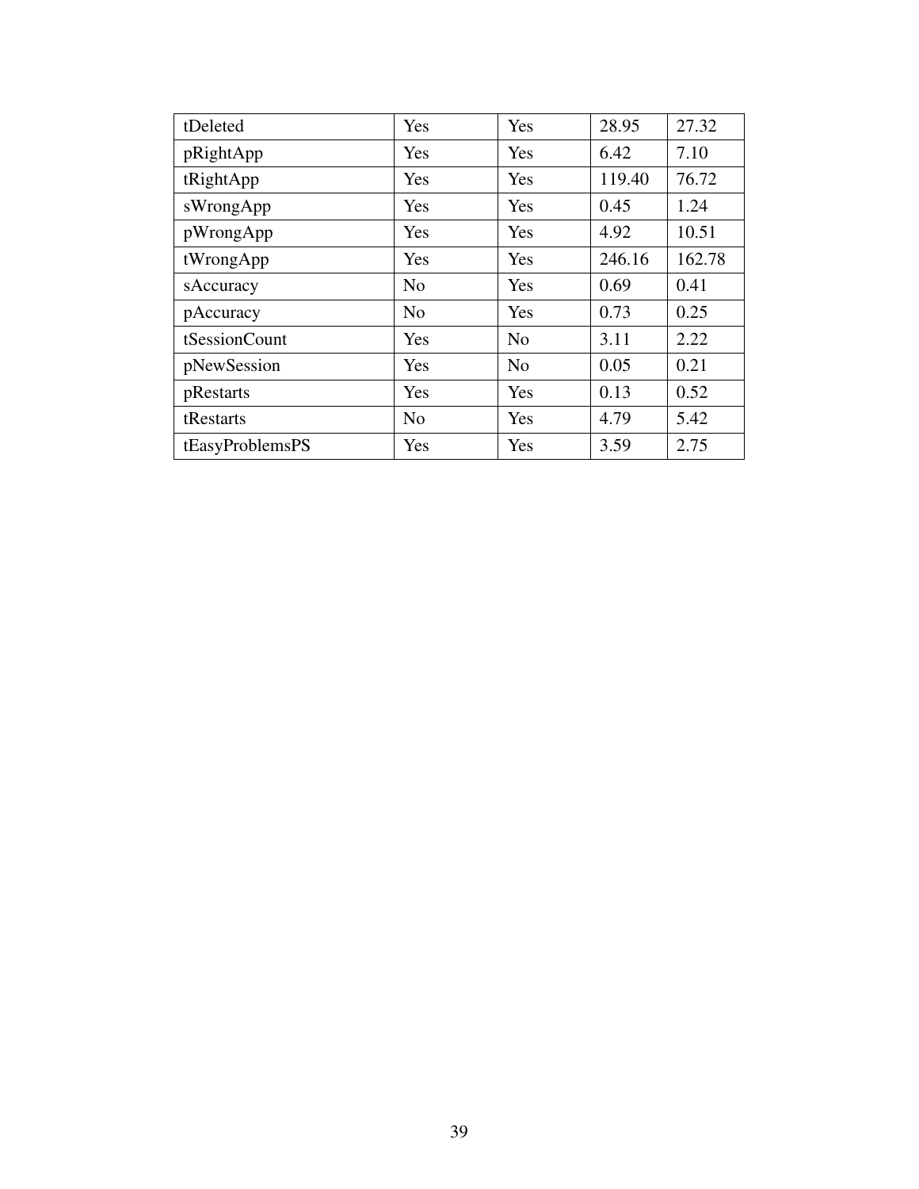| tDeleted | Yes | Yes | 28.95 | 27.32 |
|---|---|---|---|---|
| pRightApp | Yes | Yes | 6.42 | 7.10 |
| tRightApp | Yes | Yes | 119.40 | 76.72 |
| sWrongApp | Yes | Yes | 0.45 | 1.24 |
| pWrongApp | Yes | Yes | 4.92 | 10.51 |
| tWrongApp | Yes | Yes | 246.16 | 162.78 |
| sAccuracy | No | Yes | 0.69 | 0.41 |
| pAccuracy | No | Yes | 0.73 | 0.25 |
| tSessionCount | Yes | No | 3.11 | 2.22 |
| pNewSession | Yes | No | 0.05 | 0.21 |
| pRestarts | Yes | Yes | 0.13 | 0.52 |
| tRestarts | No | Yes | 4.79 | 5.42 |
| tEasyProblemsPS | Yes | Yes | 3.59 | 2.75 |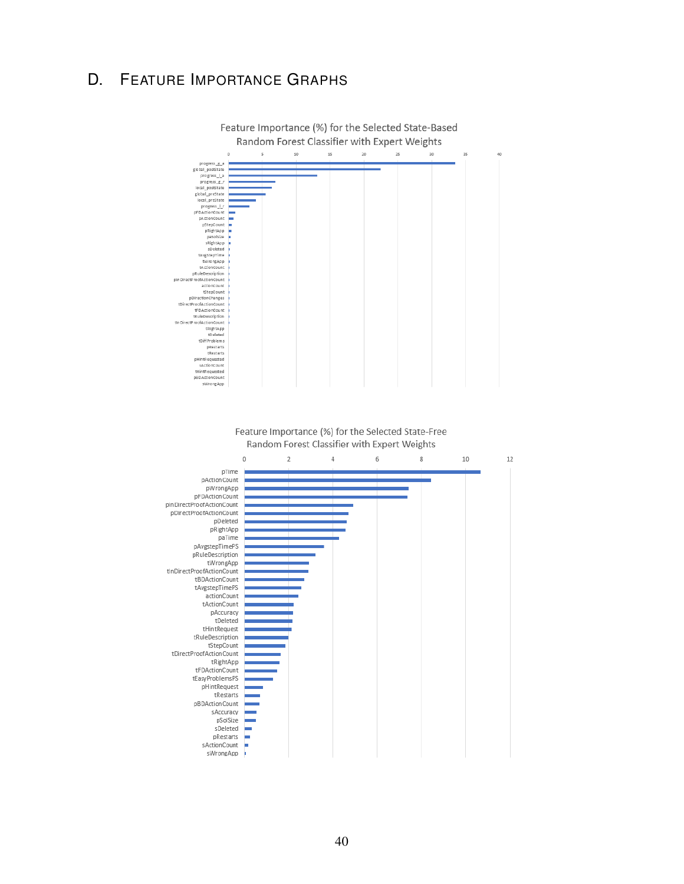## D. Feature Importance Graphs

Feature Importance (%) for the Selected State-Based Random Forest Classifier with Expert Weights

| Feature | Importance (%) |
|---|---|
| progress_g_a | ~33.5 |
| global_postState | ~22.5 |
| progress_l_a | ~13 |
| progress_g_r | ~7 |
| local_postState | ~6.5 |
| global_preState | ~5.5 |
| local_preState | ~4 |
| progress_l_r | ~3 |
| pFDActionCount | ~1 |
| pActionCount | ~0.7 |
| pStepCount | ~0.4 |
| pRightApp | ~0.4 |
| pSolSize | ~0.3 |
| sRightApp | ~0.3 |
| sDeleted | ~0.2 |
| tAvgstepTime | ~0.2 |
| tWrongApp | ~0.2 |
| tActionCount | ~0.2 |
| pRuleDescription | ~0.2 |
| pInDirectProofActionCount | ~0.2 |
| actionCount | ~0.2 |
| tStepCount | ~0.2 |
| pDirectionChanges | ~0.2 |
| tDirectProofActionCount | ~0.2 |
| tFDActionCount | ~0.2 |
| tRuleDescription | ~0.2 |
| tInDirectProofActionCount | ~0.2 |
| tRightApp | ~0 |
| tDeleted | ~0 |
| tDiffProblems | ~0 |
| pRestarts | ~0 |
| tRestarts | ~0 |
| pHintRequested | ~0 |
| sActionCount | ~0 |
| tHintRequested | ~0 |
| pBDActionCount | ~0 |
| sWrongApp | ~0 |

Feature Importance (%) for the Selected State-Free Random Forest Classifier with Expert Weights

| Feature | Importance (%) |
|---|---|
| pTime | ~10.7 |
| pActionCount | ~8.4 |
| pWrongApp | ~7.4 |
| pFDActionCount | ~7.4 |
| pInDirectProofActionCount | ~4.9 |
| pDirectProofActionCount | ~4.7 |
| pDeleted | ~4.6 |
| pRightApp | ~4.6 |
| paTime | ~4.3 |
| pAvgstepTimePS | ~3.6 |
| pRuleDescription | ~3.2 |
| tWrongApp | ~2.9 |
| tInDirectProofActionCount | ~2.9 |
| tBDActionCount | ~2.7 |
| tAvgstepTimePS | ~2.6 |
| actionCount | ~2.4 |
| tActionCount | ~2.2 |
| pAccuracy | ~2.2 |
| tDeleted | ~2.2 |
| tHintRequest | ~2.1 |
| tRuleDescription | ~2.0 |
| tStepCount | ~1.8 |
| tDirectProofActionCount | ~1.6 |
| tRightApp | ~1.6 |
| tFDActionCount | ~1.5 |
| tEasyProblemsPS | ~1.3 |
| pHintRequest | ~0.8 |
| tRestarts | ~0.7 |
| pBDActionCount | ~0.7 |
| sAccuracy | ~0.5 |
| pSolSize | ~0.5 |
| sDeleted | ~0.3 |
| pRestarts | ~0.2 |
| sActionCount | ~0.2 |
| sWrongApp | ~0.05 |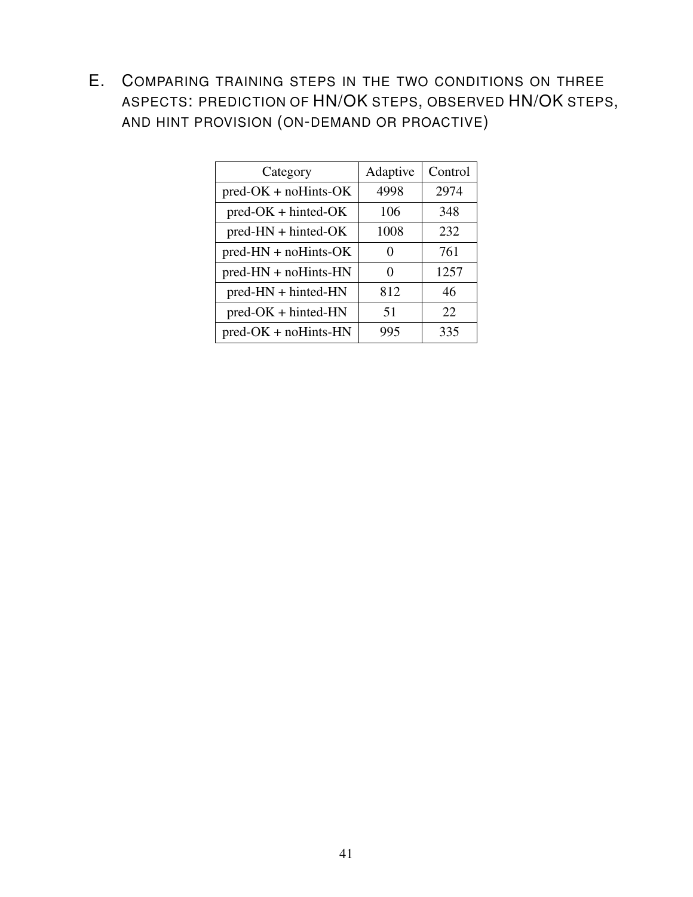## E. Comparing training steps in the two conditions on three aspects: prediction of HN/OK steps, observed HN/OK steps, and hint provision (on-demand or proactive)

| Category | Adaptive | Control |
|---|---|---|
| pred-OK + noHints-OK | 4998 | 2974 |
| pred-OK + hinted-OK | 106 | 348 |
| pred-HN + hinted-OK | 1008 | 232 |
| pred-HN + noHints-OK | 0 | 761 |
| pred-HN + noHints-HN | 0 | 1257 |
| pred-HN + hinted-HN | 812 | 46 |
| pred-OK + hinted-HN | 51 | 22 |
| pred-OK + noHints-HN | 995 | 335 |